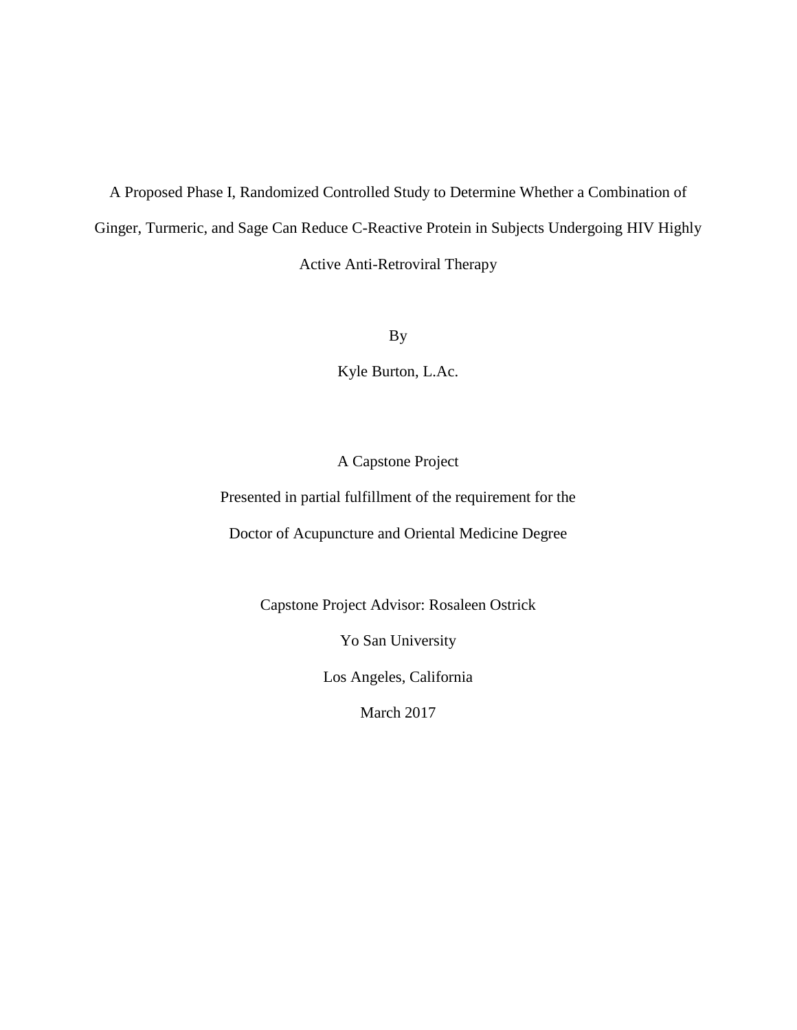# A Proposed Phase I, Randomized Controlled Study to Determine Whether a Combination of Ginger, Turmeric, and Sage Can Reduce C-Reactive Protein in Subjects Undergoing HIV Highly Active Anti-Retroviral Therapy

By

Kyle Burton, L.Ac.

A Capstone Project

Presented in partial fulfillment of the requirement for the

Doctor of Acupuncture and Oriental Medicine Degree

Capstone Project Advisor: Rosaleen Ostrick

Yo San University

Los Angeles, California

March 2017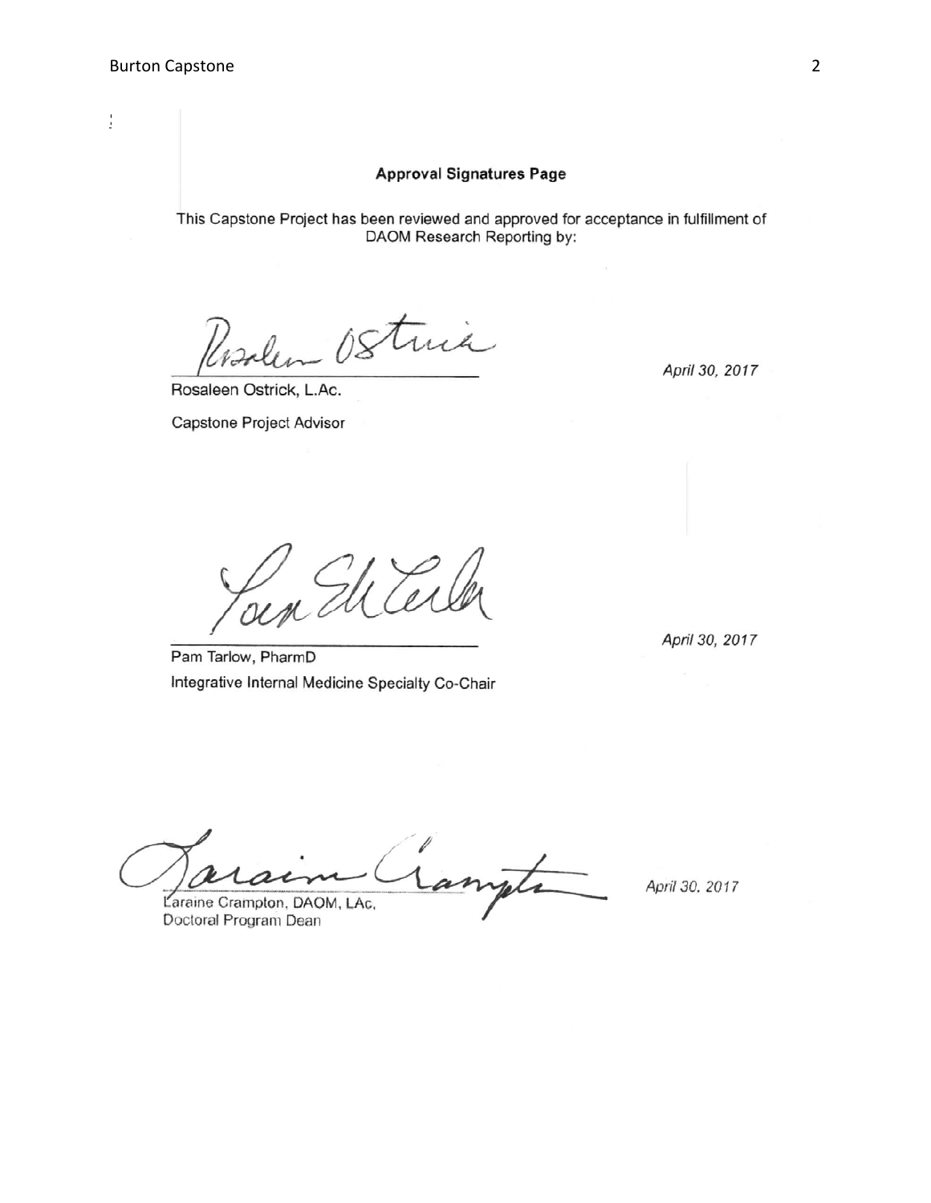**Approval Signatures Page**

This Capstone Project has been reviewed and approved for acceptance in fulfillment of DAOM Research Reporting by:

Rosaleen Ostrick, L.Ac.
Capstone Project Advisor

*April 30, 2017*

Pam Tarlow, PharmD
Integrative Internal Medicine Specialty Co-Chair

*April 30, 2017*

Laraine Crampton, DAOM, LAc,
Doctoral Program Dean

*April 30, 2017*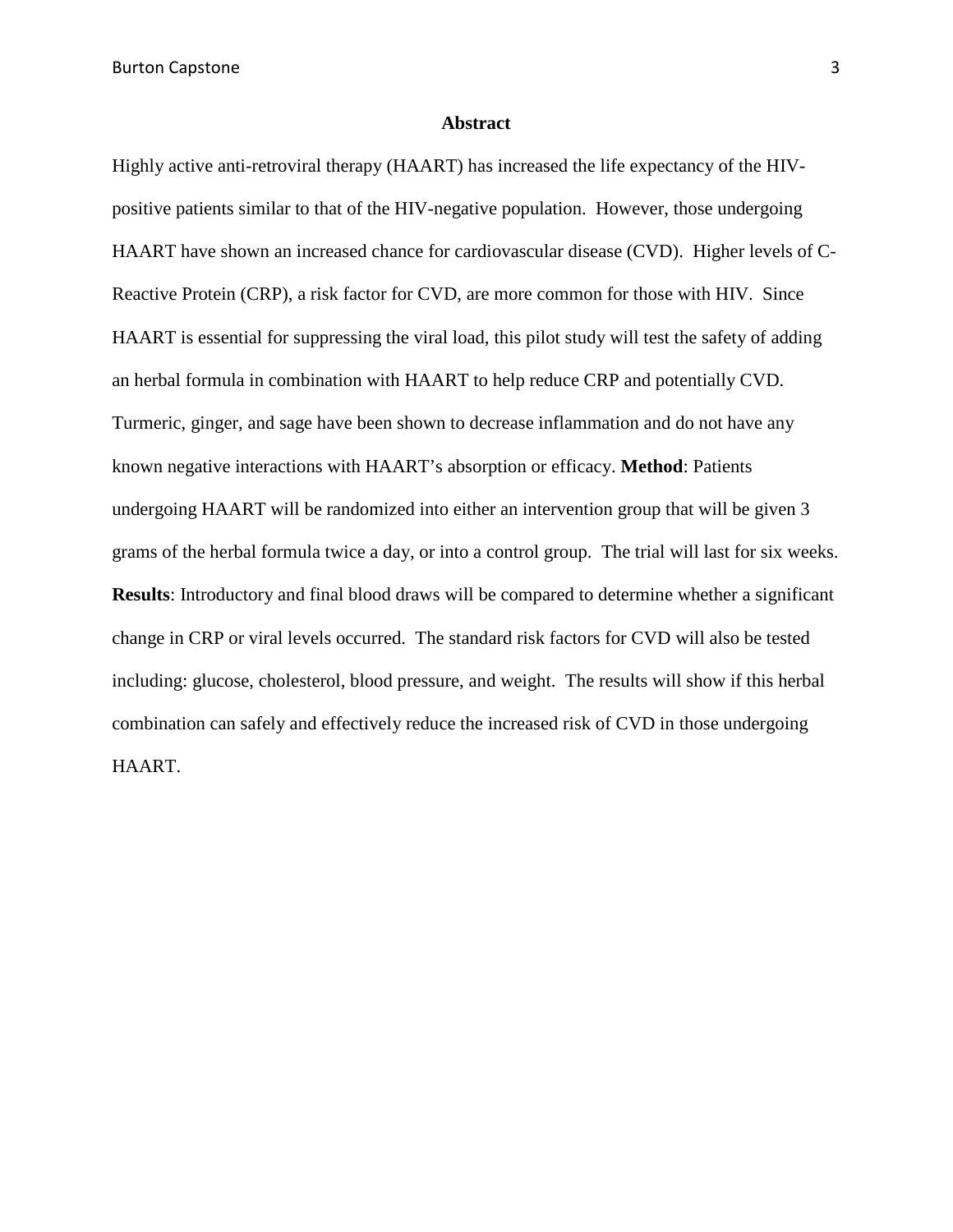## Abstract

Highly active anti-retroviral therapy (HAART) has increased the life expectancy of the HIV-positive patients similar to that of the HIV-negative population. However, those undergoing HAART have shown an increased chance for cardiovascular disease (CVD). Higher levels of C-Reactive Protein (CRP), a risk factor for CVD, are more common for those with HIV. Since HAART is essential for suppressing the viral load, this pilot study will test the safety of adding an herbal formula in combination with HAART to help reduce CRP and potentially CVD. Turmeric, ginger, and sage have been shown to decrease inflammation and do not have any known negative interactions with HAART's absorption or efficacy. **Method**: Patients undergoing HAART will be randomized into either an intervention group that will be given 3 grams of the herbal formula twice a day, or into a control group. The trial will last for six weeks. **Results**: Introductory and final blood draws will be compared to determine whether a significant change in CRP or viral levels occurred. The standard risk factors for CVD will also be tested including: glucose, cholesterol, blood pressure, and weight. The results will show if this herbal combination can safely and effectively reduce the increased risk of CVD in those undergoing HAART.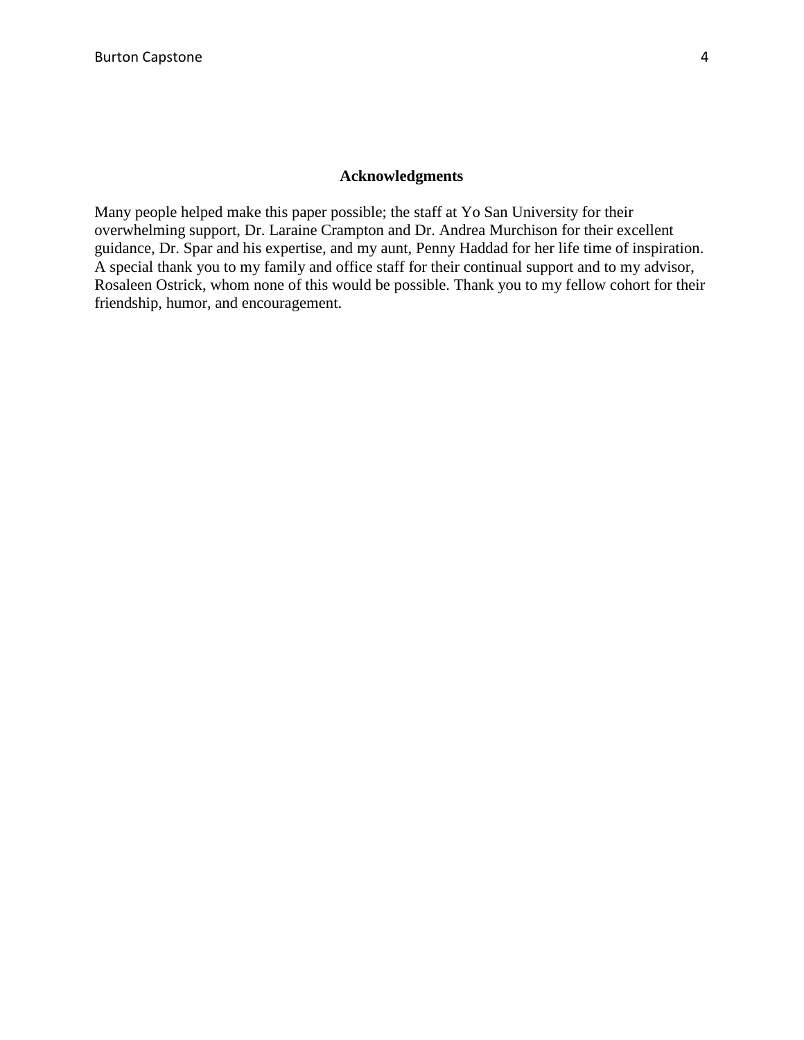## Acknowledgments

Many people helped make this paper possible; the staff at Yo San University for their overwhelming support, Dr. Laraine Crampton and Dr. Andrea Murchison for their excellent guidance, Dr. Spar and his expertise, and my aunt, Penny Haddad for her life time of inspiration. A special thank you to my family and office staff for their continual support and to my advisor, Rosaleen Ostrick, whom none of this would be possible. Thank you to my fellow cohort for their friendship, humor, and encouragement.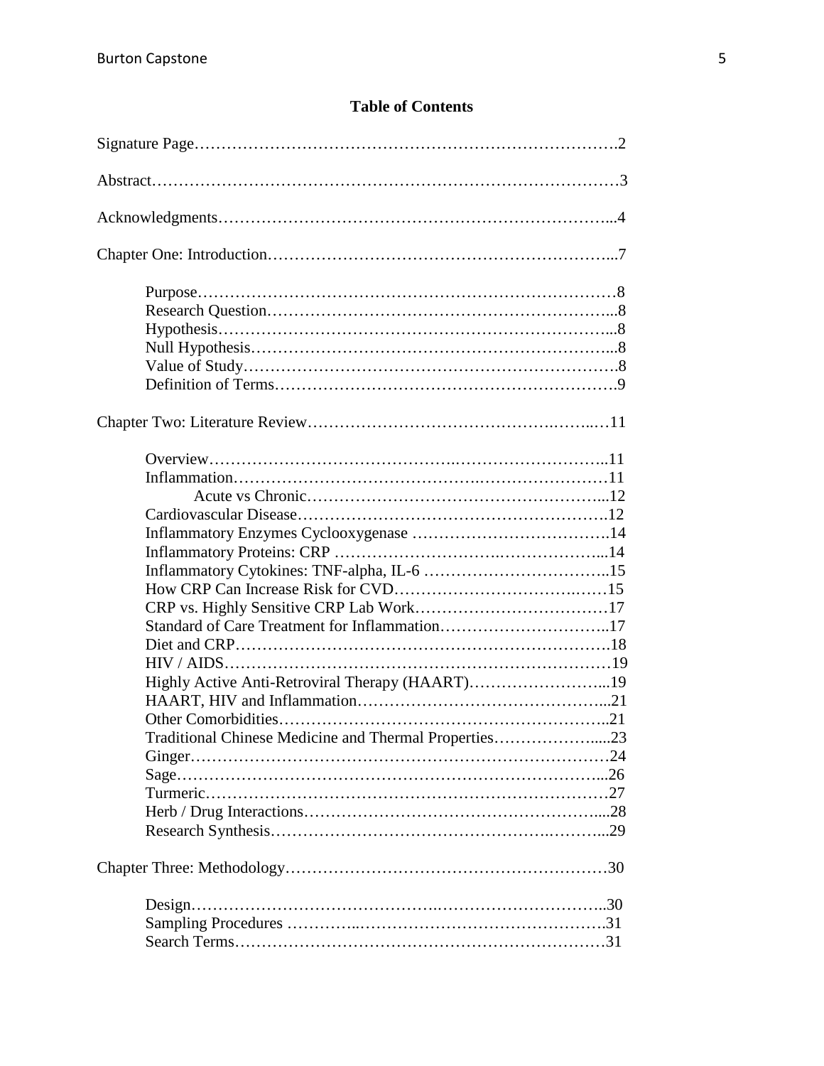**Table of Contents**

Signature Page……………………………………………………………………….2

Abstract…………………………………………………………………………3

Acknowledgments……………………………………………………………...4

Chapter One: Introduction…………………………………………………………...7

- Purpose…………………………………………………………………8
- Research Question……………………………………………………...8
- Hypothesis……………………………………………………………...8
- Null Hypothesis………………………………………………………...8
- Value of Study………………………………………………………….8
- Definition of Terms…………………………………………………….9

Chapter Two: Literature Review…………………………………….……..…11

- Overview……………………………………………………………..11
- Inflammation……………………………………………………………11
    - Acute vs Chronic………………………………………………...12
- Cardiovascular Disease………………………………………………..12
- Inflammatory Enzymes Cyclooxygenase ……………………………….14
- Inflammatory Proteins: CRP …………………………..………………...14
- Inflammatory Cytokines: TNF-alpha, IL-6 ……………………………..15
- How CRP Can Increase Risk for CVD…………………………….……15
- CRP vs. Highly Sensitive CRP Lab Work………………………………17
- Standard of Care Treatment for Inflammation…………………………..17
- Diet and CRP……………………………………………………………18
- HIV / AIDS………………………………………………………………19
- Highly Active Anti-Retroviral Therapy (HAART)……………………...19
- HAART, HIV and Inflammation……………………………………...21
- Other Comorbidities……………………………………………………..21
- Traditional Chinese Medicine and Thermal Properties……………….....23
- Ginger……………………………………………………………………24
- Sage……………………………………………………………………...26
- Turmeric…………………………………………………………………27
- Herb / Drug Interactions………………………………………………....28
- Research Synthesis………………………………………….………...29

Chapter Three: Methodology……………………………………………………30

- Design…………………………………………………………………..30
- Sampling Procedures …………..……………………………………….31
- Search Terms……………………………………………………………31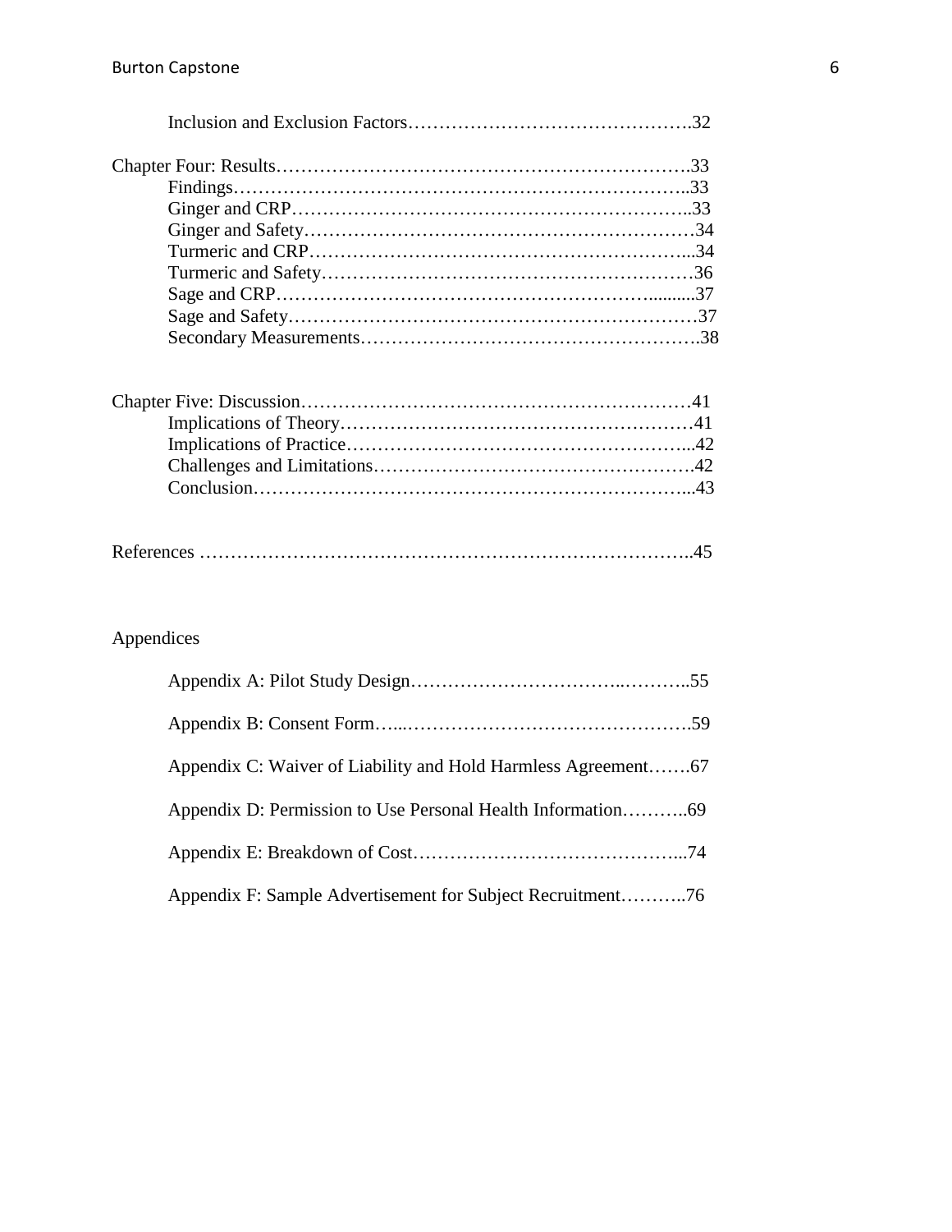Inclusion and Exclusion Factors……………………………………….32

Chapter Four: Results……………………………………………………….33

Findings……………………………………………………………..33

Ginger and CRP……………………………………………………..33

Ginger and Safety……………………………………………………34

Turmeric and CRP…………………………………………………...34

Turmeric and Safety…………………………………………………36

Sage and CRP…………………………………………………..........37

Sage and Safety………………………………………………………37

Secondary Measurements…………………………………………….38

Chapter Five: Discussion……………………………………………………41

Implications of Theory………………………………………………41

Implications of Practice……………………………………………...42

Challenges and Limitations…………………………………………42

Conclusion…………………………………………………………...43

References …………………………………………………………………..45

Appendices

Appendix A: Pilot Study Design……………………………..………..55

Appendix B: Consent Form…...……………………………………….59

Appendix C: Waiver of Liability and Hold Harmless Agreement…….67

Appendix D: Permission to Use Personal Health Information………..69

Appendix E: Breakdown of Cost……………………………………...74

Appendix F: Sample Advertisement for Subject Recruitment………..76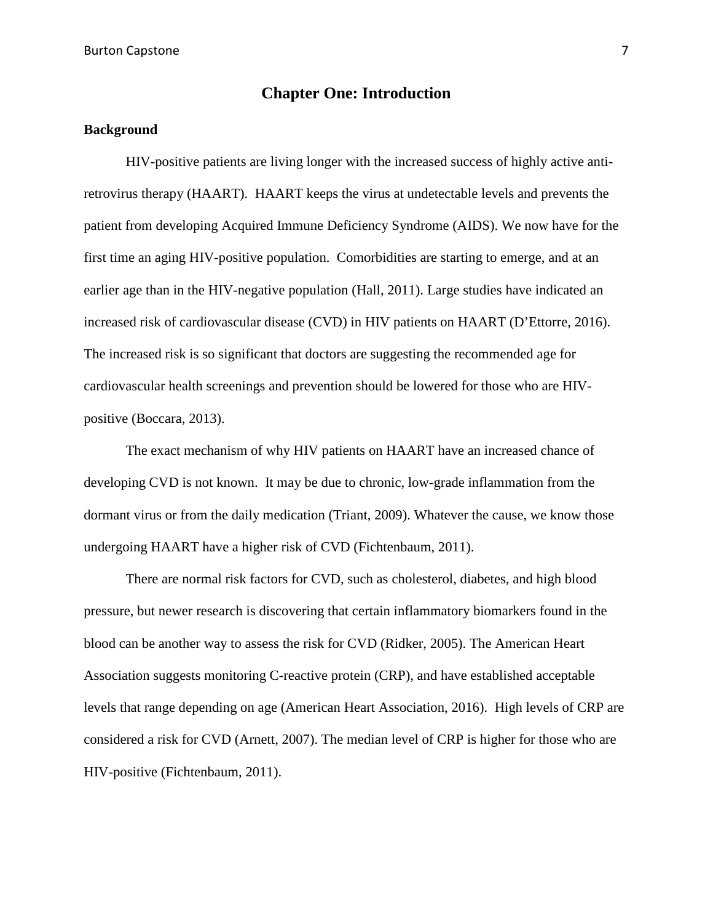# Chapter One: Introduction

## Background

HIV-positive patients are living longer with the increased success of highly active anti-retrovirus therapy (HAART). HAART keeps the virus at undetectable levels and prevents the patient from developing Acquired Immune Deficiency Syndrome (AIDS). We now have for the first time an aging HIV-positive population. Comorbidities are starting to emerge, and at an earlier age than in the HIV-negative population (Hall, 2011). Large studies have indicated an increased risk of cardiovascular disease (CVD) in HIV patients on HAART (D'Ettorre, 2016). The increased risk is so significant that doctors are suggesting the recommended age for cardiovascular health screenings and prevention should be lowered for those who are HIV-positive (Boccara, 2013).

The exact mechanism of why HIV patients on HAART have an increased chance of developing CVD is not known. It may be due to chronic, low-grade inflammation from the dormant virus or from the daily medication (Triant, 2009). Whatever the cause, we know those undergoing HAART have a higher risk of CVD (Fichtenbaum, 2011).

There are normal risk factors for CVD, such as cholesterol, diabetes, and high blood pressure, but newer research is discovering that certain inflammatory biomarkers found in the blood can be another way to assess the risk for CVD (Ridker, 2005). The American Heart Association suggests monitoring C-reactive protein (CRP), and have established acceptable levels that range depending on age (American Heart Association, 2016). High levels of CRP are considered a risk for CVD (Arnett, 2007). The median level of CRP is higher for those who are HIV-positive (Fichtenbaum, 2011).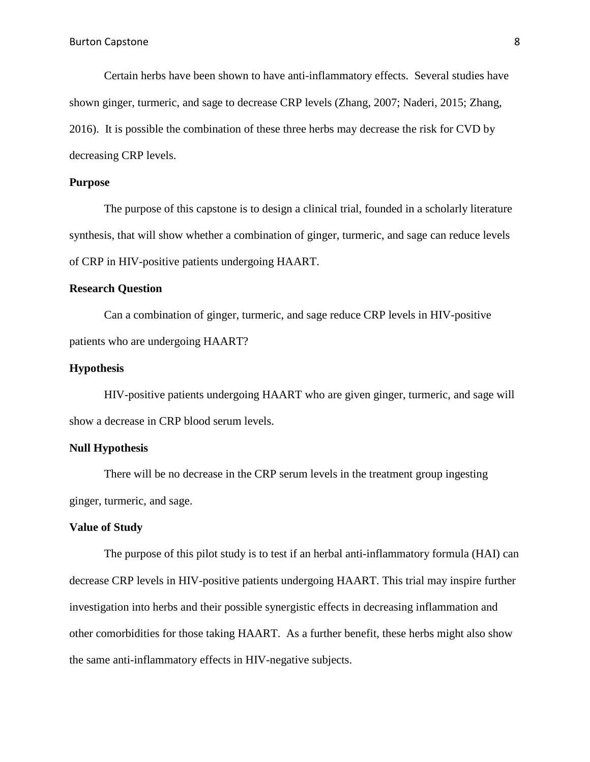Certain herbs have been shown to have anti-inflammatory effects. Several studies have shown ginger, turmeric, and sage to decrease CRP levels (Zhang, 2007; Naderi, 2015; Zhang, 2016). It is possible the combination of these three herbs may decrease the risk for CVD by decreasing CRP levels.

## Purpose

The purpose of this capstone is to design a clinical trial, founded in a scholarly literature synthesis, that will show whether a combination of ginger, turmeric, and sage can reduce levels of CRP in HIV-positive patients undergoing HAART.

## Research Question

Can a combination of ginger, turmeric, and sage reduce CRP levels in HIV-positive patients who are undergoing HAART?

## Hypothesis

HIV-positive patients undergoing HAART who are given ginger, turmeric, and sage will show a decrease in CRP blood serum levels.

## Null Hypothesis

There will be no decrease in the CRP serum levels in the treatment group ingesting ginger, turmeric, and sage.

## Value of Study

The purpose of this pilot study is to test if an herbal anti-inflammatory formula (HAI) can decrease CRP levels in HIV-positive patients undergoing HAART. This trial may inspire further investigation into herbs and their possible synergistic effects in decreasing inflammation and other comorbidities for those taking HAART. As a further benefit, these herbs might also show the same anti-inflammatory effects in HIV-negative subjects.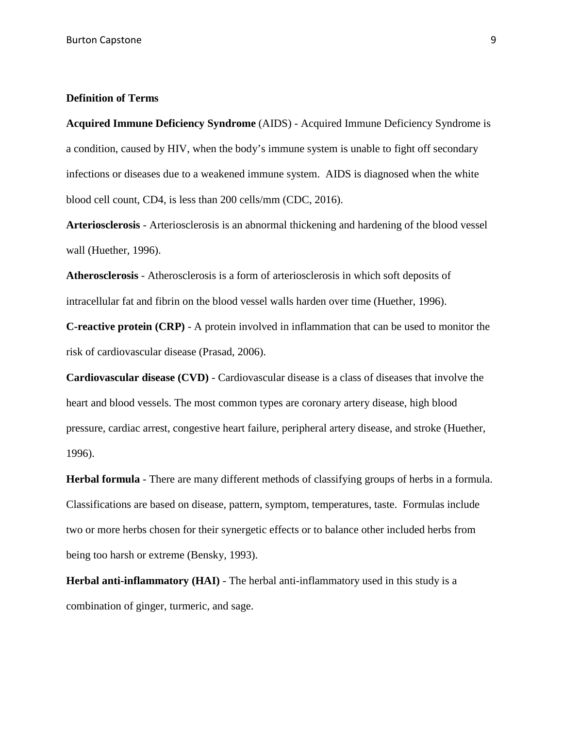**Definition of Terms**

**Acquired Immune Deficiency Syndrome** (AIDS) - Acquired Immune Deficiency Syndrome is a condition, caused by HIV, when the body's immune system is unable to fight off secondary infections or diseases due to a weakened immune system. AIDS is diagnosed when the white blood cell count, CD4, is less than 200 cells/mm (CDC, 2016).

**Arteriosclerosis** - Arteriosclerosis is an abnormal thickening and hardening of the blood vessel wall (Huether, 1996).

**Atherosclerosis** - Atherosclerosis is a form of arteriosclerosis in which soft deposits of intracellular fat and fibrin on the blood vessel walls harden over time (Huether, 1996).

**C-reactive protein (CRP)** - A protein involved in inflammation that can be used to monitor the risk of cardiovascular disease (Prasad, 2006).

**Cardiovascular disease (CVD)** - Cardiovascular disease is a class of diseases that involve the heart and blood vessels. The most common types are coronary artery disease, high blood pressure, cardiac arrest, congestive heart failure, peripheral artery disease, and stroke (Huether, 1996).

**Herbal formula** - There are many different methods of classifying groups of herbs in a formula. Classifications are based on disease, pattern, symptom, temperatures, taste. Formulas include two or more herbs chosen for their synergetic effects or to balance other included herbs from being too harsh or extreme (Bensky, 1993).

**Herbal anti-inflammatory (HAI)** - The herbal anti-inflammatory used in this study is a combination of ginger, turmeric, and sage.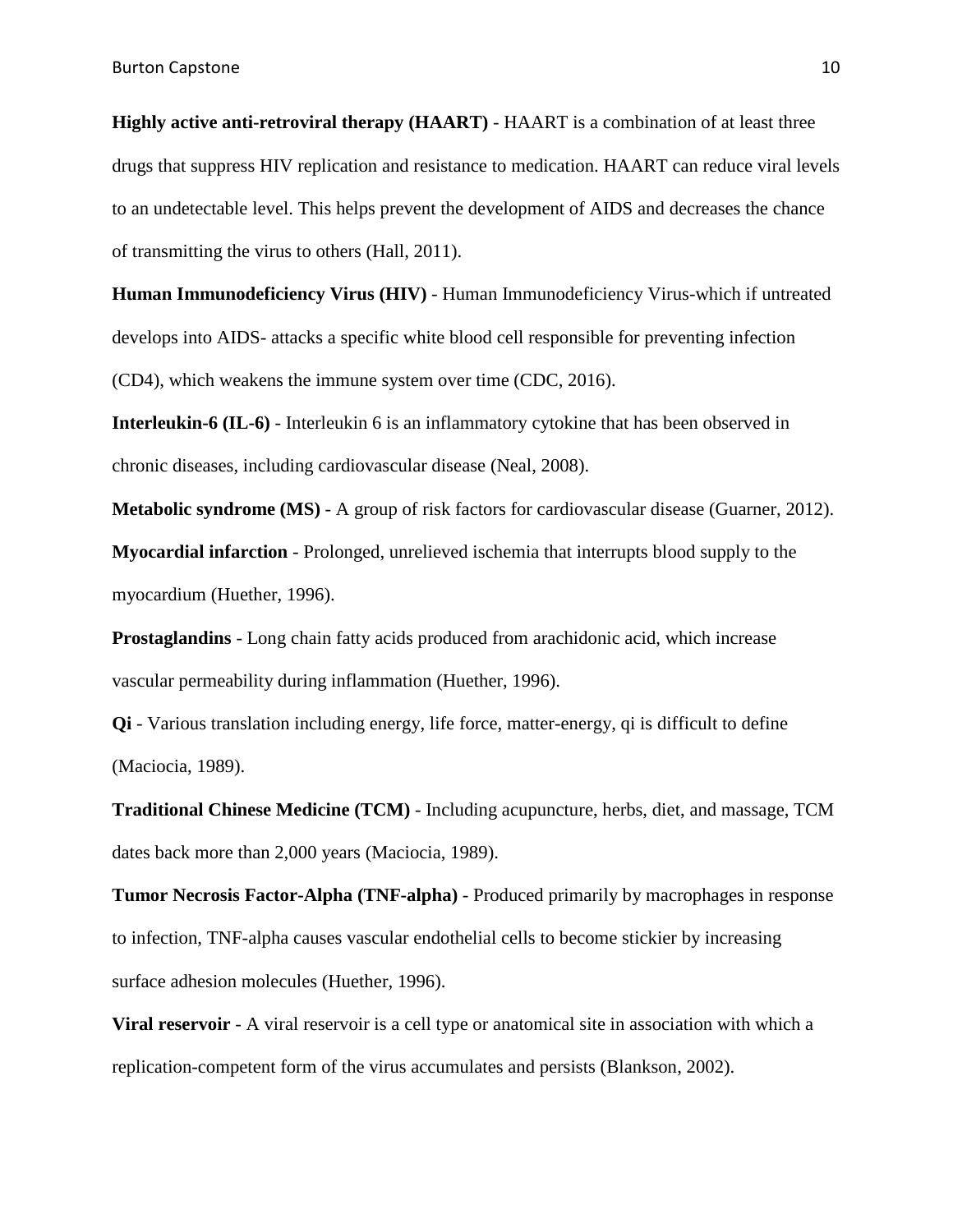**Highly active anti-retroviral therapy (HAART)** - HAART is a combination of at least three drugs that suppress HIV replication and resistance to medication. HAART can reduce viral levels to an undetectable level. This helps prevent the development of AIDS and decreases the chance of transmitting the virus to others (Hall, 2011).

**Human Immunodeficiency Virus (HIV)** - Human Immunodeficiency Virus-which if untreated develops into AIDS- attacks a specific white blood cell responsible for preventing infection (CD4), which weakens the immune system over time (CDC, 2016).

**Interleukin-6 (IL-6)** - Interleukin 6 is an inflammatory cytokine that has been observed in chronic diseases, including cardiovascular disease (Neal, 2008).

**Metabolic syndrome (MS)** - A group of risk factors for cardiovascular disease (Guarner, 2012).

**Myocardial infarction** - Prolonged, unrelieved ischemia that interrupts blood supply to the myocardium (Huether, 1996).

**Prostaglandins** - Long chain fatty acids produced from arachidonic acid, which increase vascular permeability during inflammation (Huether, 1996).

**Qi** - Various translation including energy, life force, matter-energy, qi is difficult to define (Maciocia, 1989).

**Traditional Chinese Medicine (TCM)** - Including acupuncture, herbs, diet, and massage, TCM dates back more than 2,000 years (Maciocia, 1989).

**Tumor Necrosis Factor-Alpha (TNF-alpha)** - Produced primarily by macrophages in response to infection, TNF-alpha causes vascular endothelial cells to become stickier by increasing surface adhesion molecules (Huether, 1996).

**Viral reservoir** - A viral reservoir is a cell type or anatomical site in association with which a replication-competent form of the virus accumulates and persists (Blankson, 2002).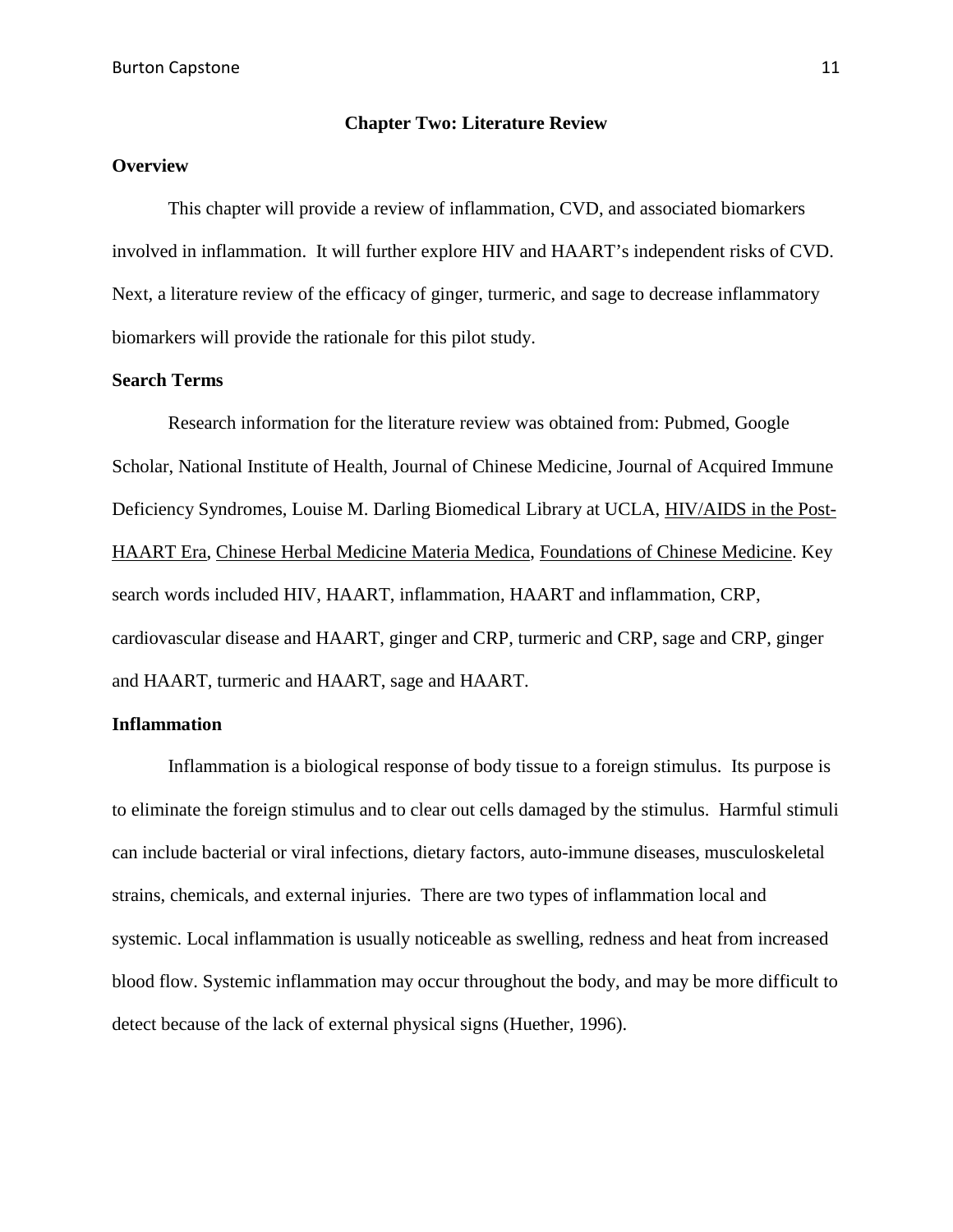## Chapter Two: Literature Review

### Overview

This chapter will provide a review of inflammation, CVD, and associated biomarkers involved in inflammation. It will further explore HIV and HAART's independent risks of CVD. Next, a literature review of the efficacy of ginger, turmeric, and sage to decrease inflammatory biomarkers will provide the rationale for this pilot study.

### Search Terms

Research information for the literature review was obtained from: Pubmed, Google Scholar, National Institute of Health, Journal of Chinese Medicine, Journal of Acquired Immune Deficiency Syndromes, Louise M. Darling Biomedical Library at UCLA, HIV/AIDS in the Post-HAART Era, Chinese Herbal Medicine Materia Medica, Foundations of Chinese Medicine. Key search words included HIV, HAART, inflammation, HAART and inflammation, CRP, cardiovascular disease and HAART, ginger and CRP, turmeric and CRP, sage and CRP, ginger and HAART, turmeric and HAART, sage and HAART.

### Inflammation

Inflammation is a biological response of body tissue to a foreign stimulus. Its purpose is to eliminate the foreign stimulus and to clear out cells damaged by the stimulus. Harmful stimuli can include bacterial or viral infections, dietary factors, auto-immune diseases, musculoskeletal strains, chemicals, and external injuries. There are two types of inflammation local and systemic. Local inflammation is usually noticeable as swelling, redness and heat from increased blood flow. Systemic inflammation may occur throughout the body, and may be more difficult to detect because of the lack of external physical signs (Huether, 1996).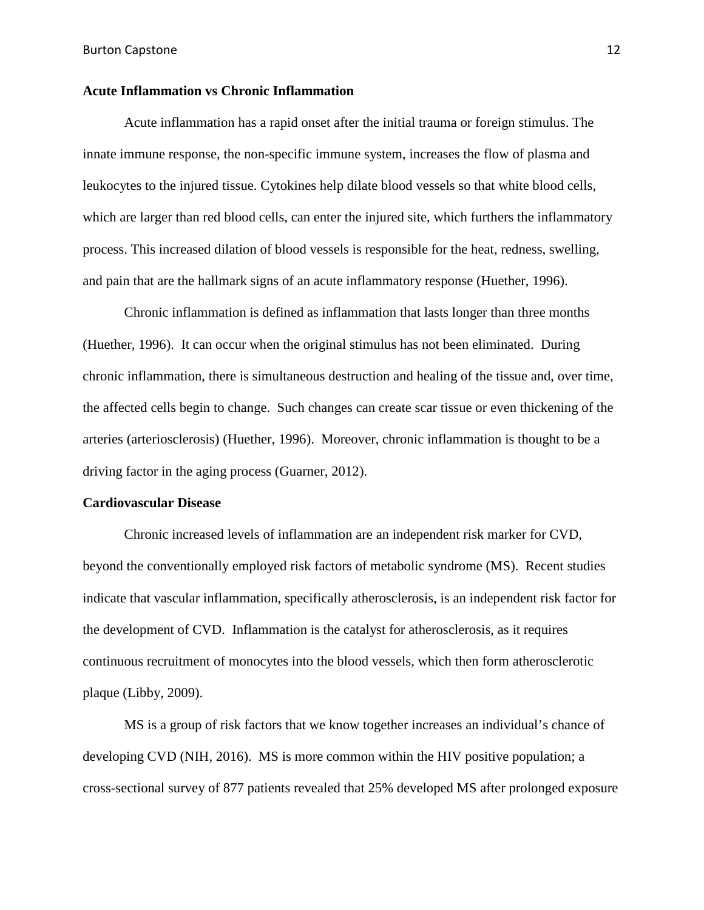**Acute Inflammation vs Chronic Inflammation**

Acute inflammation has a rapid onset after the initial trauma or foreign stimulus. The innate immune response, the non-specific immune system, increases the flow of plasma and leukocytes to the injured tissue. Cytokines help dilate blood vessels so that white blood cells, which are larger than red blood cells, can enter the injured site, which furthers the inflammatory process. This increased dilation of blood vessels is responsible for the heat, redness, swelling, and pain that are the hallmark signs of an acute inflammatory response (Huether, 1996).

Chronic inflammation is defined as inflammation that lasts longer than three months (Huether, 1996). It can occur when the original stimulus has not been eliminated. During chronic inflammation, there is simultaneous destruction and healing of the tissue and, over time, the affected cells begin to change. Such changes can create scar tissue or even thickening of the arteries (arteriosclerosis) (Huether, 1996). Moreover, chronic inflammation is thought to be a driving factor in the aging process (Guarner, 2012).

**Cardiovascular Disease**

Chronic increased levels of inflammation are an independent risk marker for CVD, beyond the conventionally employed risk factors of metabolic syndrome (MS). Recent studies indicate that vascular inflammation, specifically atherosclerosis, is an independent risk factor for the development of CVD. Inflammation is the catalyst for atherosclerosis, as it requires continuous recruitment of monocytes into the blood vessels, which then form atherosclerotic plaque (Libby, 2009).

MS is a group of risk factors that we know together increases an individual's chance of developing CVD (NIH, 2016). MS is more common within the HIV positive population; a cross-sectional survey of 877 patients revealed that 25% developed MS after prolonged exposure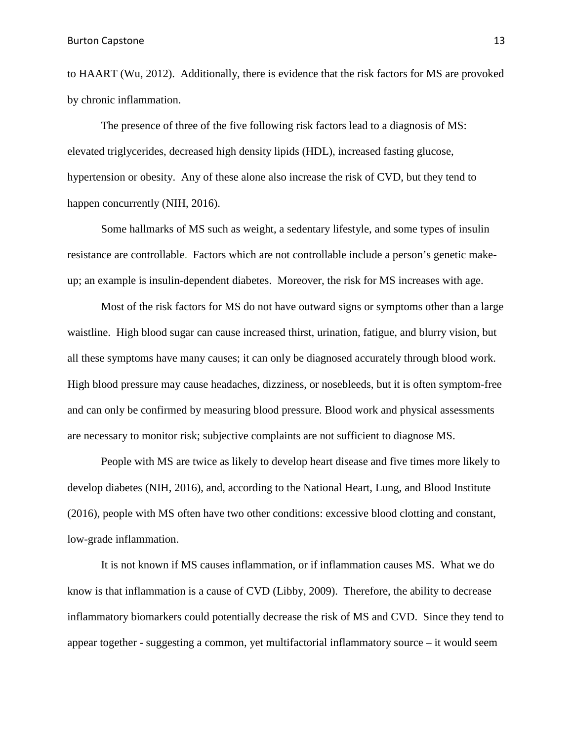to HAART (Wu, 2012). Additionally, there is evidence that the risk factors for MS are provoked by chronic inflammation.

The presence of three of the five following risk factors lead to a diagnosis of MS: elevated triglycerides, decreased high density lipids (HDL), increased fasting glucose, hypertension or obesity. Any of these alone also increase the risk of CVD, but they tend to happen concurrently (NIH, 2016).

Some hallmarks of MS such as weight, a sedentary lifestyle, and some types of insulin resistance are controllable. Factors which are not controllable include a person's genetic make-up; an example is insulin-dependent diabetes. Moreover, the risk for MS increases with age.

Most of the risk factors for MS do not have outward signs or symptoms other than a large waistline. High blood sugar can cause increased thirst, urination, fatigue, and blurry vision, but all these symptoms have many causes; it can only be diagnosed accurately through blood work. High blood pressure may cause headaches, dizziness, or nosebleeds, but it is often symptom-free and can only be confirmed by measuring blood pressure. Blood work and physical assessments are necessary to monitor risk; subjective complaints are not sufficient to diagnose MS.

People with MS are twice as likely to develop heart disease and five times more likely to develop diabetes (NIH, 2016), and, according to the National Heart, Lung, and Blood Institute (2016), people with MS often have two other conditions: excessive blood clotting and constant, low-grade inflammation.

It is not known if MS causes inflammation, or if inflammation causes MS. What we do know is that inflammation is a cause of CVD (Libby, 2009). Therefore, the ability to decrease inflammatory biomarkers could potentially decrease the risk of MS and CVD. Since they tend to appear together - suggesting a common, yet multifactorial inflammatory source – it would seem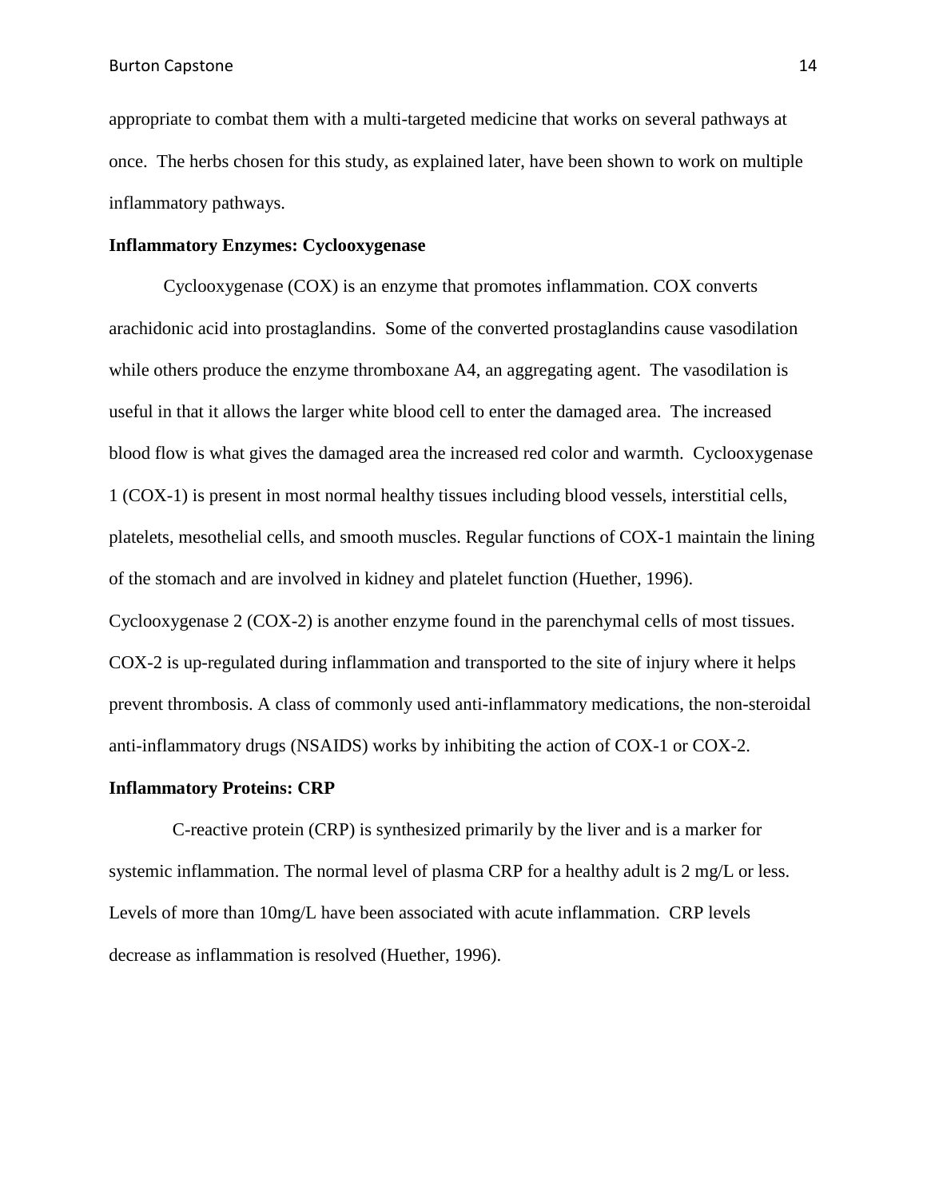appropriate to combat them with a multi-targeted medicine that works on several pathways at once. The herbs chosen for this study, as explained later, have been shown to work on multiple inflammatory pathways.

**Inflammatory Enzymes: Cyclooxygenase**

Cyclooxygenase (COX) is an enzyme that promotes inflammation. COX converts arachidonic acid into prostaglandins. Some of the converted prostaglandins cause vasodilation while others produce the enzyme thromboxane A4, an aggregating agent. The vasodilation is useful in that it allows the larger white blood cell to enter the damaged area. The increased blood flow is what gives the damaged area the increased red color and warmth. Cyclooxygenase 1 (COX-1) is present in most normal healthy tissues including blood vessels, interstitial cells, platelets, mesothelial cells, and smooth muscles. Regular functions of COX-1 maintain the lining of the stomach and are involved in kidney and platelet function (Huether, 1996). Cyclooxygenase 2 (COX-2) is another enzyme found in the parenchymal cells of most tissues. COX-2 is up-regulated during inflammation and transported to the site of injury where it helps prevent thrombosis. A class of commonly used anti-inflammatory medications, the non-steroidal anti-inflammatory drugs (NSAIDS) works by inhibiting the action of COX-1 or COX-2.

**Inflammatory Proteins: CRP**

C-reactive protein (CRP) is synthesized primarily by the liver and is a marker for systemic inflammation. The normal level of plasma CRP for a healthy adult is 2 mg/L or less. Levels of more than 10mg/L have been associated with acute inflammation. CRP levels decrease as inflammation is resolved (Huether, 1996).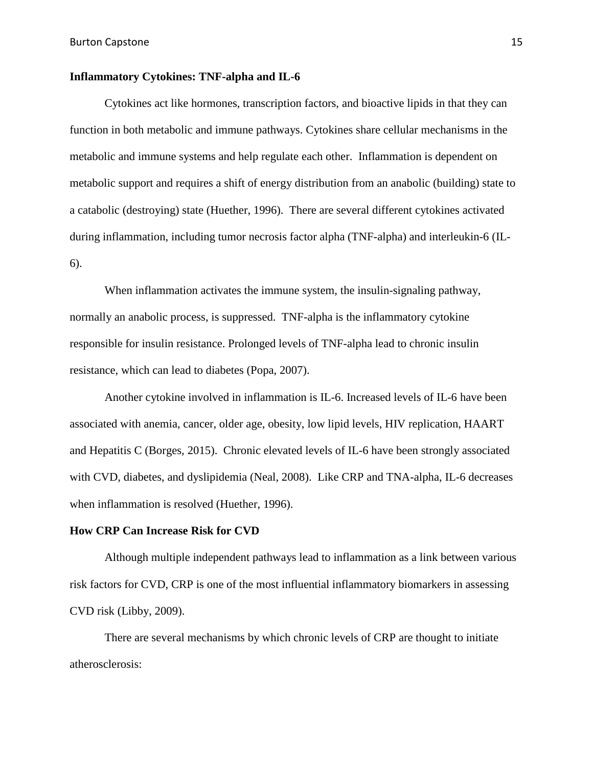**Inflammatory Cytokines: TNF-alpha and IL-6**

Cytokines act like hormones, transcription factors, and bioactive lipids in that they can function in both metabolic and immune pathways. Cytokines share cellular mechanisms in the metabolic and immune systems and help regulate each other. Inflammation is dependent on metabolic support and requires a shift of energy distribution from an anabolic (building) state to a catabolic (destroying) state (Huether, 1996). There are several different cytokines activated during inflammation, including tumor necrosis factor alpha (TNF-alpha) and interleukin-6 (IL-6).

When inflammation activates the immune system, the insulin-signaling pathway, normally an anabolic process, is suppressed. TNF-alpha is the inflammatory cytokine responsible for insulin resistance. Prolonged levels of TNF-alpha lead to chronic insulin resistance, which can lead to diabetes (Popa, 2007).

Another cytokine involved in inflammation is IL-6. Increased levels of IL-6 have been associated with anemia, cancer, older age, obesity, low lipid levels, HIV replication, HAART and Hepatitis C (Borges, 2015). Chronic elevated levels of IL-6 have been strongly associated with CVD, diabetes, and dyslipidemia (Neal, 2008). Like CRP and TNA-alpha, IL-6 decreases when inflammation is resolved (Huether, 1996).

**How CRP Can Increase Risk for CVD**

Although multiple independent pathways lead to inflammation as a link between various risk factors for CVD, CRP is one of the most influential inflammatory biomarkers in assessing CVD risk (Libby, 2009).

There are several mechanisms by which chronic levels of CRP are thought to initiate atherosclerosis: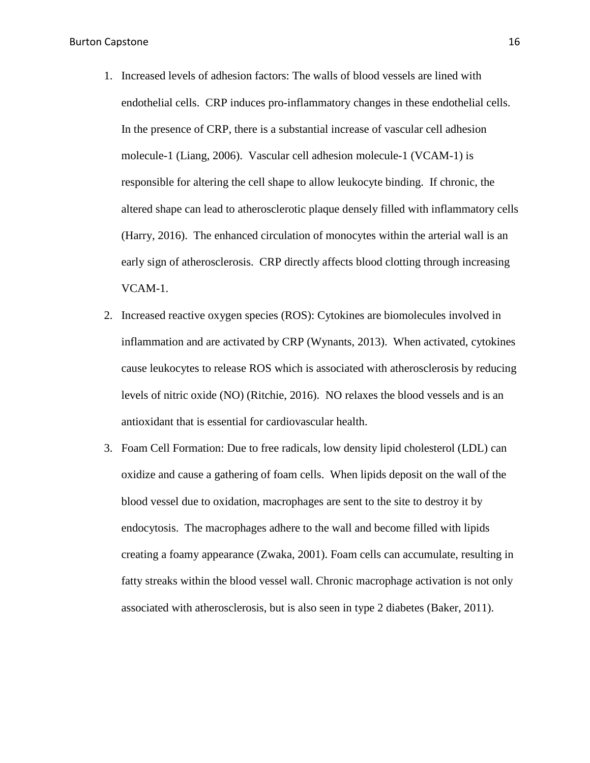1. Increased levels of adhesion factors: The walls of blood vessels are lined with endothelial cells. CRP induces pro-inflammatory changes in these endothelial cells. In the presence of CRP, there is a substantial increase of vascular cell adhesion molecule-1 (Liang, 2006). Vascular cell adhesion molecule-1 (VCAM-1) is responsible for altering the cell shape to allow leukocyte binding. If chronic, the altered shape can lead to atherosclerotic plaque densely filled with inflammatory cells (Harry, 2016). The enhanced circulation of monocytes within the arterial wall is an early sign of atherosclerosis. CRP directly affects blood clotting through increasing VCAM-1.
2. Increased reactive oxygen species (ROS): Cytokines are biomolecules involved in inflammation and are activated by CRP (Wynants, 2013). When activated, cytokines cause leukocytes to release ROS which is associated with atherosclerosis by reducing levels of nitric oxide (NO) (Ritchie, 2016). NO relaxes the blood vessels and is an antioxidant that is essential for cardiovascular health.
3. Foam Cell Formation: Due to free radicals, low density lipid cholesterol (LDL) can oxidize and cause a gathering of foam cells. When lipids deposit on the wall of the blood vessel due to oxidation, macrophages are sent to the site to destroy it by endocytosis. The macrophages adhere to the wall and become filled with lipids creating a foamy appearance (Zwaka, 2001). Foam cells can accumulate, resulting in fatty streaks within the blood vessel wall. Chronic macrophage activation is not only associated with atherosclerosis, but is also seen in type 2 diabetes (Baker, 2011).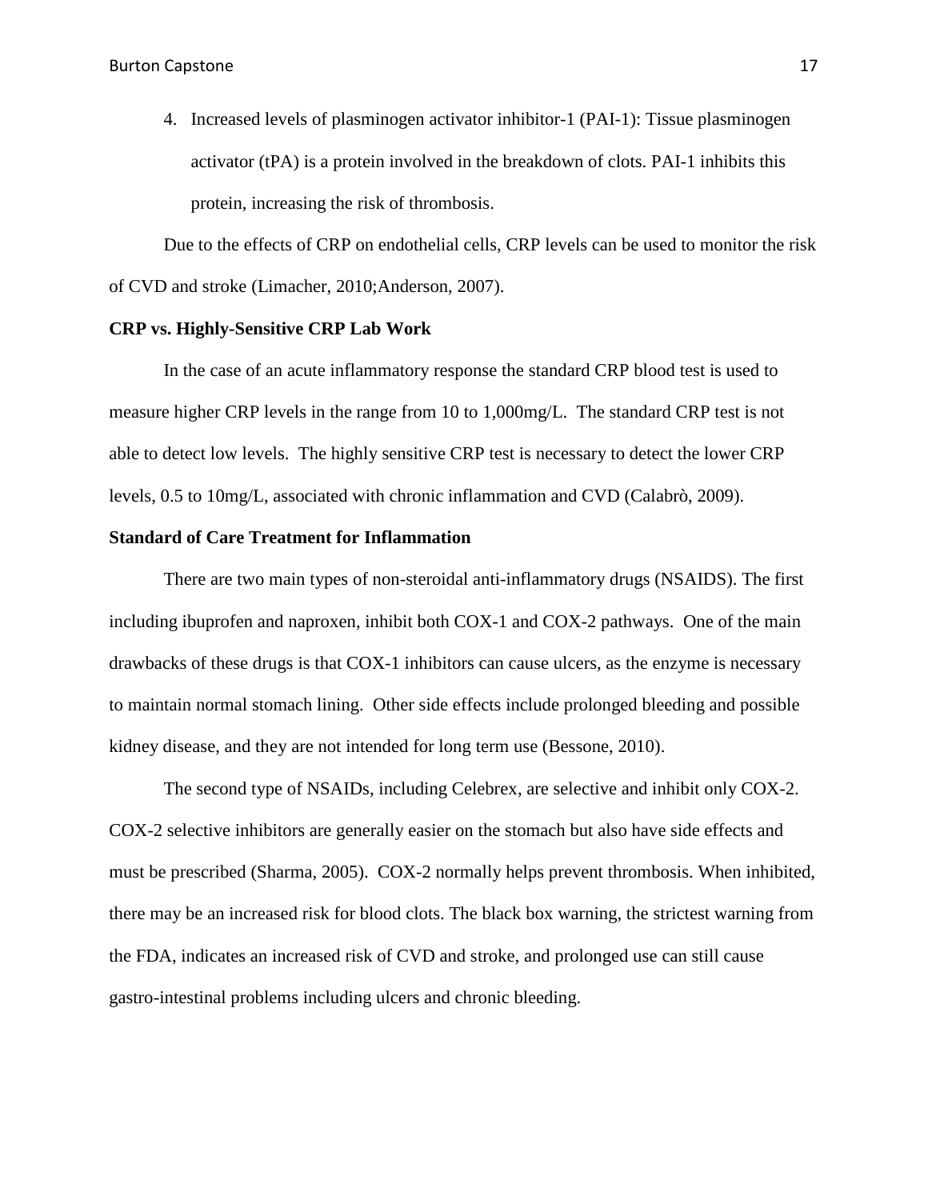4. Increased levels of plasminogen activator inhibitor-1 (PAI-1): Tissue plasminogen activator (tPA) is a protein involved in the breakdown of clots. PAI-1 inhibits this protein, increasing the risk of thrombosis.

Due to the effects of CRP on endothelial cells, CRP levels can be used to monitor the risk of CVD and stroke (Limacher, 2010;Anderson, 2007).

**CRP vs. Highly-Sensitive CRP Lab Work**

In the case of an acute inflammatory response the standard CRP blood test is used to measure higher CRP levels in the range from 10 to 1,000mg/L. The standard CRP test is not able to detect low levels. The highly sensitive CRP test is necessary to detect the lower CRP levels, 0.5 to 10mg/L, associated with chronic inflammation and CVD (Calabrò, 2009).

**Standard of Care Treatment for Inflammation**

There are two main types of non-steroidal anti-inflammatory drugs (NSAIDS). The first including ibuprofen and naproxen, inhibit both COX-1 and COX-2 pathways. One of the main drawbacks of these drugs is that COX-1 inhibitors can cause ulcers, as the enzyme is necessary to maintain normal stomach lining. Other side effects include prolonged bleeding and possible kidney disease, and they are not intended for long term use (Bessone, 2010).

The second type of NSAIDs, including Celebrex, are selective and inhibit only COX-2. COX-2 selective inhibitors are generally easier on the stomach but also have side effects and must be prescribed (Sharma, 2005). COX-2 normally helps prevent thrombosis. When inhibited, there may be an increased risk for blood clots. The black box warning, the strictest warning from the FDA, indicates an increased risk of CVD and stroke, and prolonged use can still cause gastro-intestinal problems including ulcers and chronic bleeding.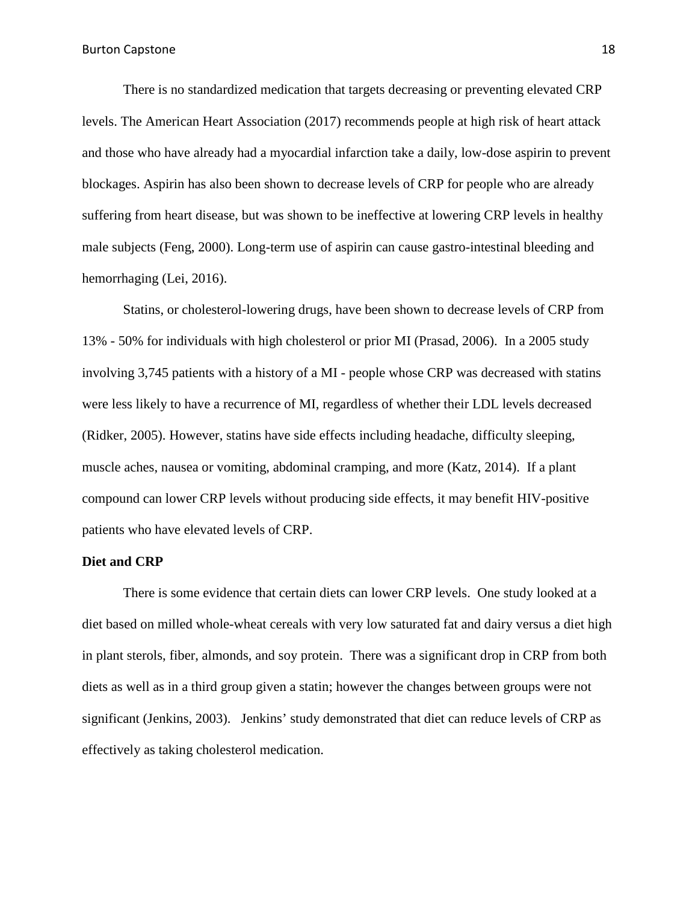There is no standardized medication that targets decreasing or preventing elevated CRP levels. The American Heart Association (2017) recommends people at high risk of heart attack and those who have already had a myocardial infarction take a daily, low-dose aspirin to prevent blockages. Aspirin has also been shown to decrease levels of CRP for people who are already suffering from heart disease, but was shown to be ineffective at lowering CRP levels in healthy male subjects (Feng, 2000). Long-term use of aspirin can cause gastro-intestinal bleeding and hemorrhaging (Lei, 2016).

Statins, or cholesterol-lowering drugs, have been shown to decrease levels of CRP from 13% - 50% for individuals with high cholesterol or prior MI (Prasad, 2006). In a 2005 study involving 3,745 patients with a history of a MI - people whose CRP was decreased with statins were less likely to have a recurrence of MI, regardless of whether their LDL levels decreased (Ridker, 2005). However, statins have side effects including headache, difficulty sleeping, muscle aches, nausea or vomiting, abdominal cramping, and more (Katz, 2014). If a plant compound can lower CRP levels without producing side effects, it may benefit HIV-positive patients who have elevated levels of CRP.

**Diet and CRP**

There is some evidence that certain diets can lower CRP levels. One study looked at a diet based on milled whole-wheat cereals with very low saturated fat and dairy versus a diet high in plant sterols, fiber, almonds, and soy protein. There was a significant drop in CRP from both diets as well as in a third group given a statin; however the changes between groups were not significant (Jenkins, 2003). Jenkins' study demonstrated that diet can reduce levels of CRP as effectively as taking cholesterol medication.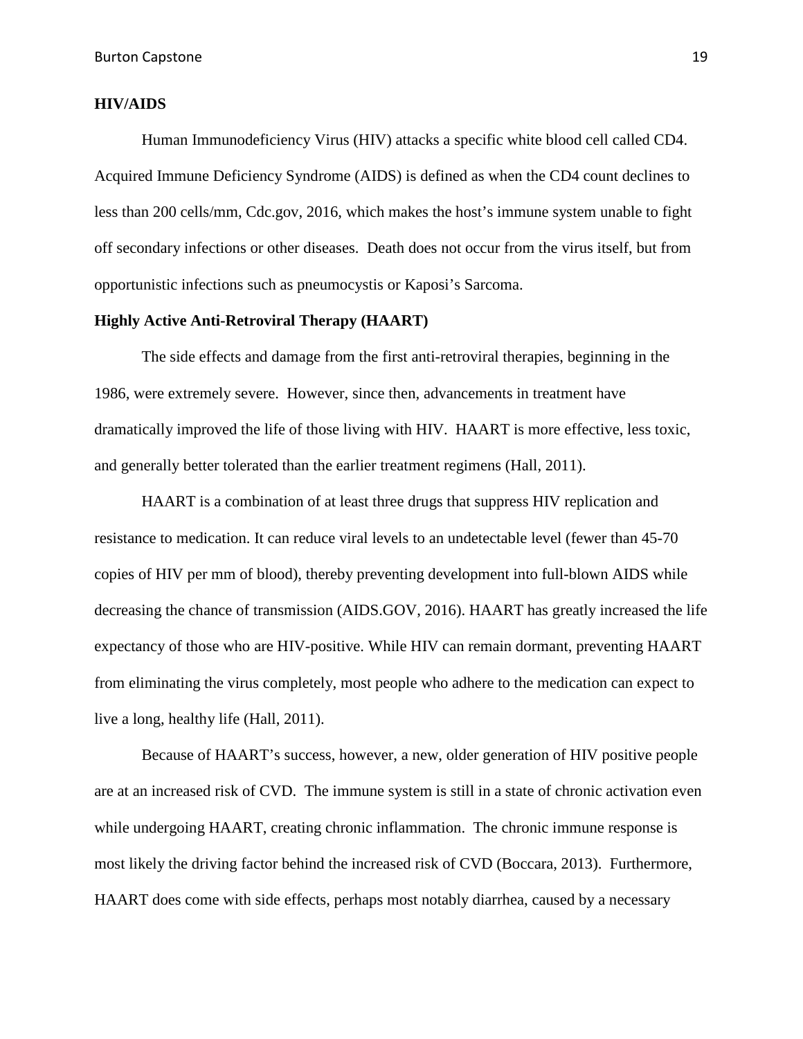**HIV/AIDS**

Human Immunodeficiency Virus (HIV) attacks a specific white blood cell called CD4. Acquired Immune Deficiency Syndrome (AIDS) is defined as when the CD4 count declines to less than 200 cells/mm, Cdc.gov, 2016, which makes the host's immune system unable to fight off secondary infections or other diseases. Death does not occur from the virus itself, but from opportunistic infections such as pneumocystis or Kaposi's Sarcoma.

**Highly Active Anti-Retroviral Therapy (HAART)**

The side effects and damage from the first anti-retroviral therapies, beginning in the 1986, were extremely severe. However, since then, advancements in treatment have dramatically improved the life of those living with HIV. HAART is more effective, less toxic, and generally better tolerated than the earlier treatment regimens (Hall, 2011).

HAART is a combination of at least three drugs that suppress HIV replication and resistance to medication. It can reduce viral levels to an undetectable level (fewer than 45-70 copies of HIV per mm of blood), thereby preventing development into full-blown AIDS while decreasing the chance of transmission (AIDS.GOV, 2016). HAART has greatly increased the life expectancy of those who are HIV-positive. While HIV can remain dormant, preventing HAART from eliminating the virus completely, most people who adhere to the medication can expect to live a long, healthy life (Hall, 2011).

Because of HAART's success, however, a new, older generation of HIV positive people are at an increased risk of CVD. The immune system is still in a state of chronic activation even while undergoing HAART, creating chronic inflammation. The chronic immune response is most likely the driving factor behind the increased risk of CVD (Boccara, 2013). Furthermore, HAART does come with side effects, perhaps most notably diarrhea, caused by a necessary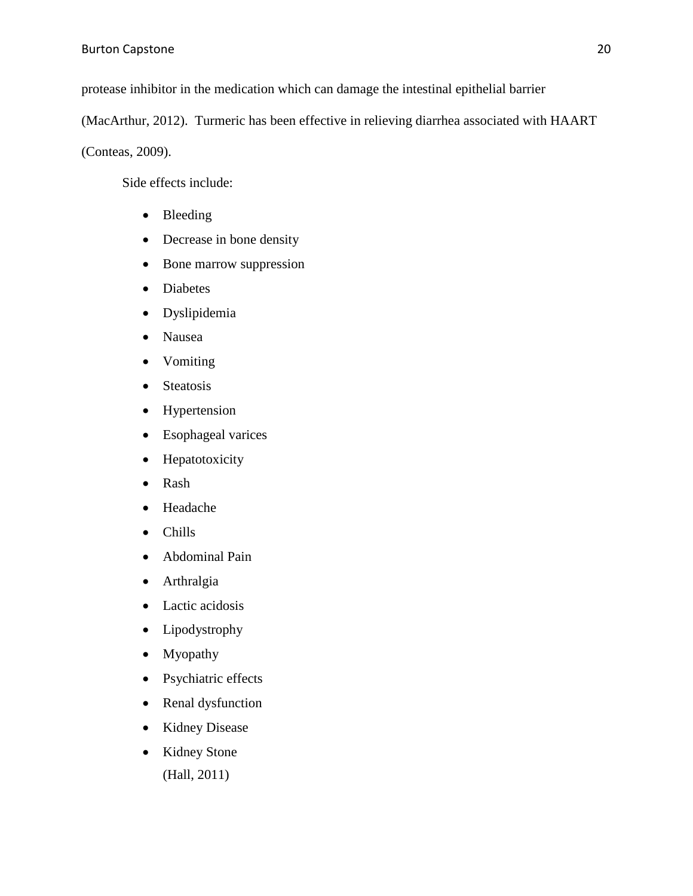protease inhibitor in the medication which can damage the intestinal epithelial barrier (MacArthur, 2012). Turmeric has been effective in relieving diarrhea associated with HAART (Conteas, 2009).

Side effects include:

- Bleeding
- Decrease in bone density
- Bone marrow suppression
- Diabetes
- Dyslipidemia
- Nausea
- Vomiting
- Steatosis
- Hypertension
- Esophageal varices
- Hepatotoxicity
- Rash
- Headache
- Chills
- Abdominal Pain
- Arthralgia
- Lactic acidosis
- Lipodystrophy
- Myopathy
- Psychiatric effects
- Renal dysfunction
- Kidney Disease
- Kidney Stone

(Hall, 2011)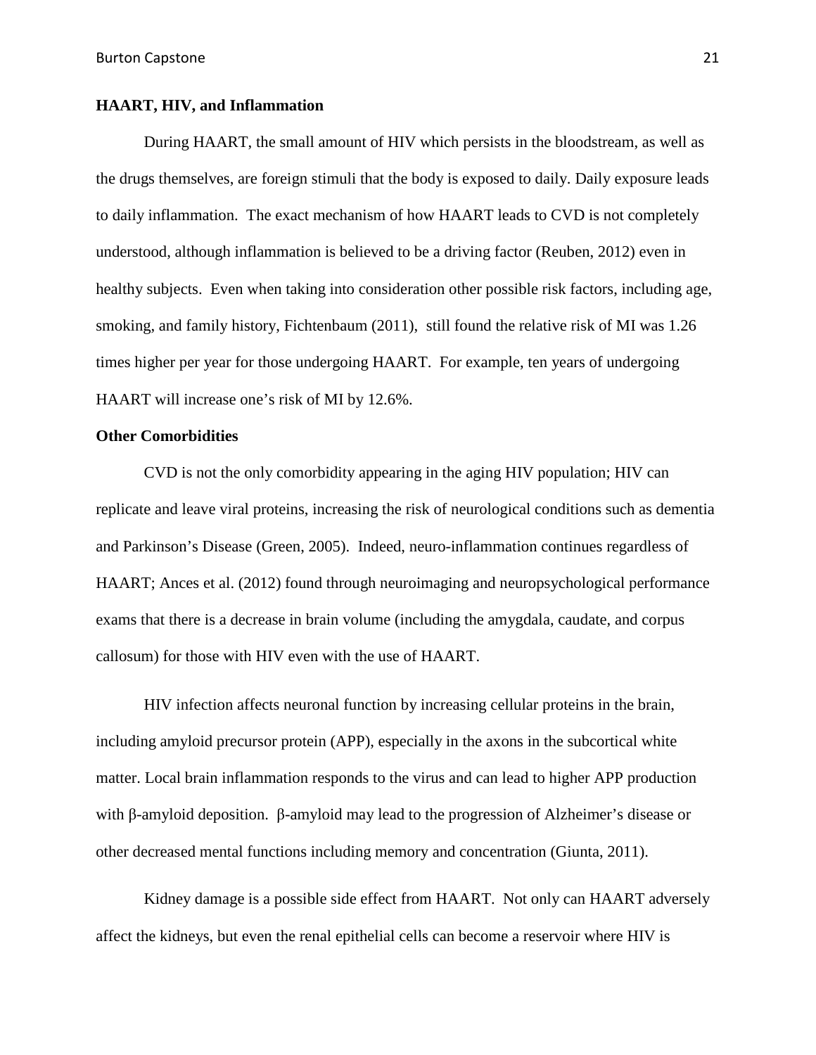**HAART, HIV, and Inflammation**

During HAART, the small amount of HIV which persists in the bloodstream, as well as the drugs themselves, are foreign stimuli that the body is exposed to daily. Daily exposure leads to daily inflammation. The exact mechanism of how HAART leads to CVD is not completely understood, although inflammation is believed to be a driving factor (Reuben, 2012) even in healthy subjects. Even when taking into consideration other possible risk factors, including age, smoking, and family history, Fichtenbaum (2011), still found the relative risk of MI was 1.26 times higher per year for those undergoing HAART. For example, ten years of undergoing HAART will increase one's risk of MI by 12.6%.

**Other Comorbidities**

CVD is not the only comorbidity appearing in the aging HIV population; HIV can replicate and leave viral proteins, increasing the risk of neurological conditions such as dementia and Parkinson's Disease (Green, 2005). Indeed, neuro-inflammation continues regardless of HAART; Ances et al. (2012) found through neuroimaging and neuropsychological performance exams that there is a decrease in brain volume (including the amygdala, caudate, and corpus callosum) for those with HIV even with the use of HAART.

HIV infection affects neuronal function by increasing cellular proteins in the brain, including amyloid precursor protein (APP), especially in the axons in the subcortical white matter. Local brain inflammation responds to the virus and can lead to higher APP production with β-amyloid deposition. β-amyloid may lead to the progression of Alzheimer's disease or other decreased mental functions including memory and concentration (Giunta, 2011).

Kidney damage is a possible side effect from HAART. Not only can HAART adversely affect the kidneys, but even the renal epithelial cells can become a reservoir where HIV is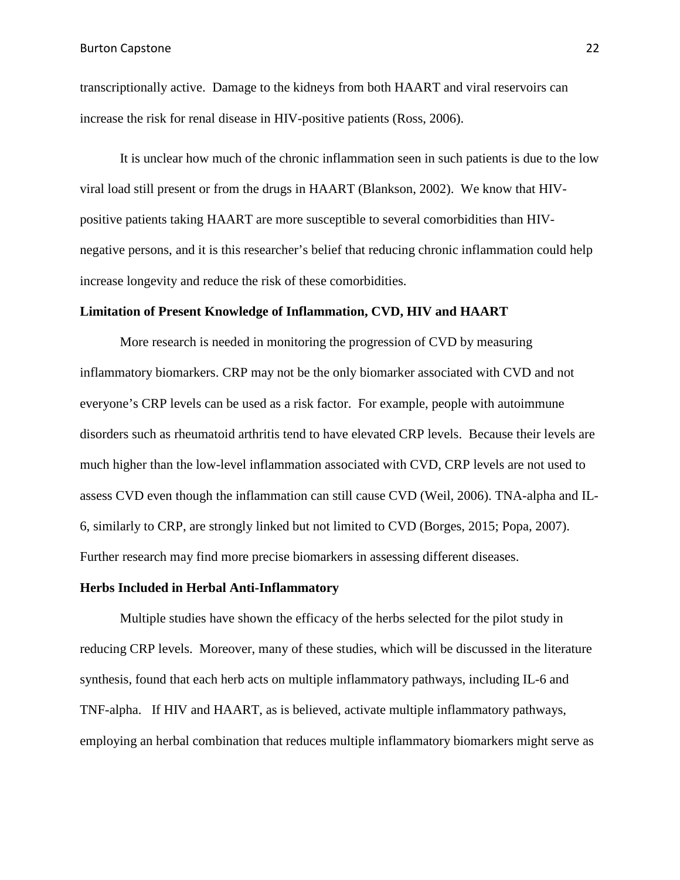transcriptionally active. Damage to the kidneys from both HAART and viral reservoirs can increase the risk for renal disease in HIV-positive patients (Ross, 2006).

It is unclear how much of the chronic inflammation seen in such patients is due to the low viral load still present or from the drugs in HAART (Blankson, 2002). We know that HIV-positive patients taking HAART are more susceptible to several comorbidities than HIV-negative persons, and it is this researcher's belief that reducing chronic inflammation could help increase longevity and reduce the risk of these comorbidities.

**Limitation of Present Knowledge of Inflammation, CVD, HIV and HAART**

More research is needed in monitoring the progression of CVD by measuring inflammatory biomarkers. CRP may not be the only biomarker associated with CVD and not everyone's CRP levels can be used as a risk factor. For example, people with autoimmune disorders such as rheumatoid arthritis tend to have elevated CRP levels. Because their levels are much higher than the low-level inflammation associated with CVD, CRP levels are not used to assess CVD even though the inflammation can still cause CVD (Weil, 2006). TNA-alpha and IL-6, similarly to CRP, are strongly linked but not limited to CVD (Borges, 2015; Popa, 2007). Further research may find more precise biomarkers in assessing different diseases.

**Herbs Included in Herbal Anti-Inflammatory**

Multiple studies have shown the efficacy of the herbs selected for the pilot study in reducing CRP levels. Moreover, many of these studies, which will be discussed in the literature synthesis, found that each herb acts on multiple inflammatory pathways, including IL-6 and TNF-alpha. If HIV and HAART, as is believed, activate multiple inflammatory pathways, employing an herbal combination that reduces multiple inflammatory biomarkers might serve as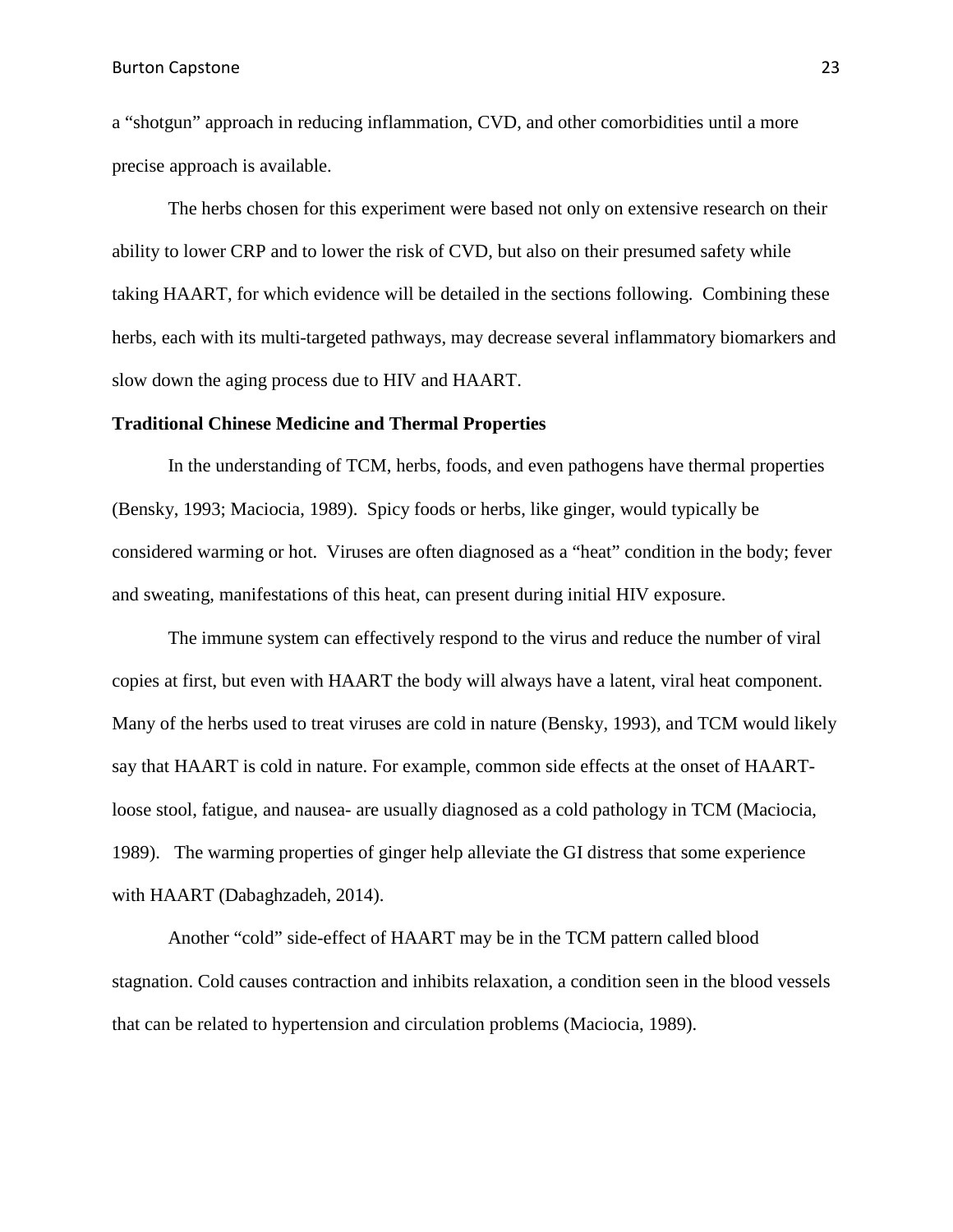a "shotgun" approach in reducing inflammation, CVD, and other comorbidities until a more precise approach is available.

The herbs chosen for this experiment were based not only on extensive research on their ability to lower CRP and to lower the risk of CVD, but also on their presumed safety while taking HAART, for which evidence will be detailed in the sections following. Combining these herbs, each with its multi-targeted pathways, may decrease several inflammatory biomarkers and slow down the aging process due to HIV and HAART.

**Traditional Chinese Medicine and Thermal Properties**

In the understanding of TCM, herbs, foods, and even pathogens have thermal properties (Bensky, 1993; Maciocia, 1989). Spicy foods or herbs, like ginger, would typically be considered warming or hot. Viruses are often diagnosed as a "heat" condition in the body; fever and sweating, manifestations of this heat, can present during initial HIV exposure.

The immune system can effectively respond to the virus and reduce the number of viral copies at first, but even with HAART the body will always have a latent, viral heat component. Many of the herbs used to treat viruses are cold in nature (Bensky, 1993), and TCM would likely say that HAART is cold in nature. For example, common side effects at the onset of HAART- loose stool, fatigue, and nausea- are usually diagnosed as a cold pathology in TCM (Maciocia, 1989). The warming properties of ginger help alleviate the GI distress that some experience with HAART (Dabaghzadeh, 2014).

Another "cold" side-effect of HAART may be in the TCM pattern called blood stagnation. Cold causes contraction and inhibits relaxation, a condition seen in the blood vessels that can be related to hypertension and circulation problems (Maciocia, 1989).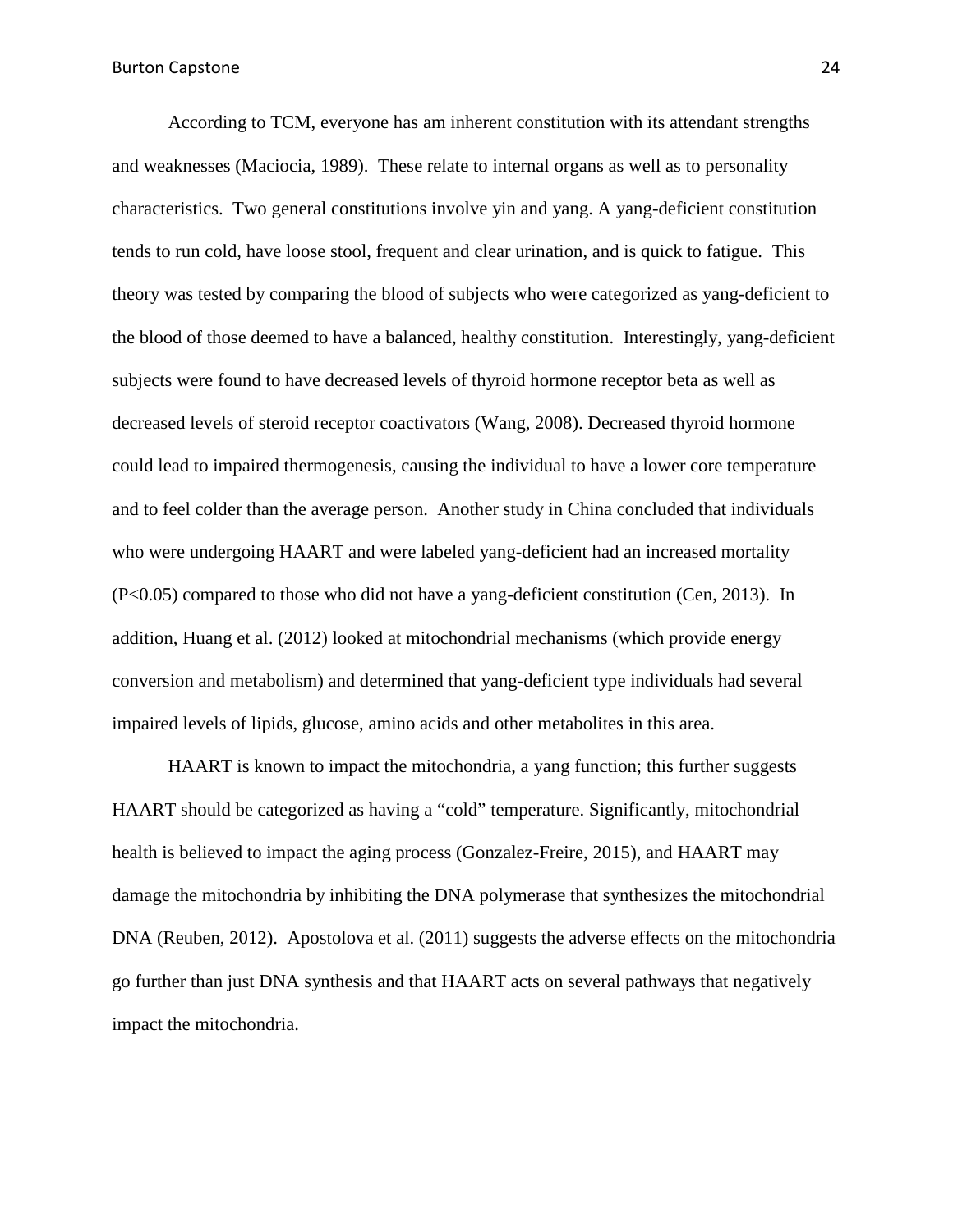According to TCM, everyone has am inherent constitution with its attendant strengths and weaknesses (Maciocia, 1989). These relate to internal organs as well as to personality characteristics. Two general constitutions involve yin and yang. A yang-deficient constitution tends to run cold, have loose stool, frequent and clear urination, and is quick to fatigue. This theory was tested by comparing the blood of subjects who were categorized as yang-deficient to the blood of those deemed to have a balanced, healthy constitution. Interestingly, yang-deficient subjects were found to have decreased levels of thyroid hormone receptor beta as well as decreased levels of steroid receptor coactivators (Wang, 2008). Decreased thyroid hormone could lead to impaired thermogenesis, causing the individual to have a lower core temperature and to feel colder than the average person. Another study in China concluded that individuals who were undergoing HAART and were labeled yang-deficient had an increased mortality ($P<0.05$) compared to those who did not have a yang-deficient constitution (Cen, 2013). In addition, Huang et al. (2012) looked at mitochondrial mechanisms (which provide energy conversion and metabolism) and determined that yang-deficient type individuals had several impaired levels of lipids, glucose, amino acids and other metabolites in this area.

HAART is known to impact the mitochondria, a yang function; this further suggests HAART should be categorized as having a "cold" temperature. Significantly, mitochondrial health is believed to impact the aging process (Gonzalez-Freire, 2015), and HAART may damage the mitochondria by inhibiting the DNA polymerase that synthesizes the mitochondrial DNA (Reuben, 2012). Apostolova et al. (2011) suggests the adverse effects on the mitochondria go further than just DNA synthesis and that HAART acts on several pathways that negatively impact the mitochondria.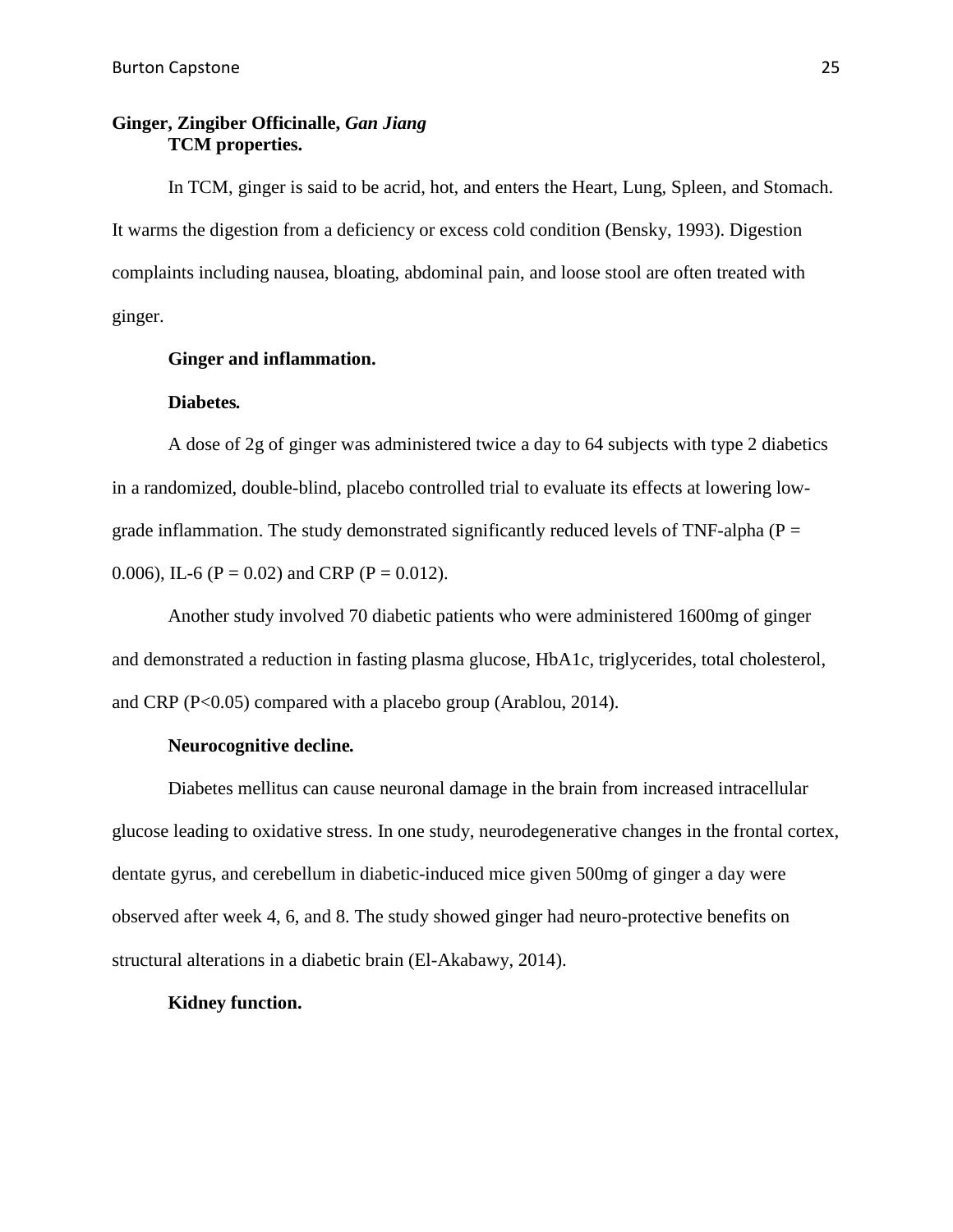## Ginger, Zingiber Officinalle, *Gan Jiang*

### TCM properties.

In TCM, ginger is said to be acrid, hot, and enters the Heart, Lung, Spleen, and Stomach. It warms the digestion from a deficiency or excess cold condition (Bensky, 1993). Digestion complaints including nausea, bloating, abdominal pain, and loose stool are often treated with ginger.

### Ginger and inflammation.

#### Diabetes.

A dose of 2g of ginger was administered twice a day to 64 subjects with type 2 diabetics in a randomized, double-blind, placebo controlled trial to evaluate its effects at lowering low-grade inflammation. The study demonstrated significantly reduced levels of TNF-alpha ($P = 0.006$), IL-6 ($P = 0.02$) and CRP ($P = 0.012$).

Another study involved 70 diabetic patients who were administered 1600mg of ginger and demonstrated a reduction in fasting plasma glucose, HbA1c, triglycerides, total cholesterol, and CRP ($P<0.05$) compared with a placebo group (Arablou, 2014).

#### Neurocognitive decline.

Diabetes mellitus can cause neuronal damage in the brain from increased intracellular glucose leading to oxidative stress. In one study, neurodegenerative changes in the frontal cortex, dentate gyrus, and cerebellum in diabetic-induced mice given 500mg of ginger a day were observed after week 4, 6, and 8. The study showed ginger had neuro-protective benefits on structural alterations in a diabetic brain (El-Akabawy, 2014).

#### Kidney function.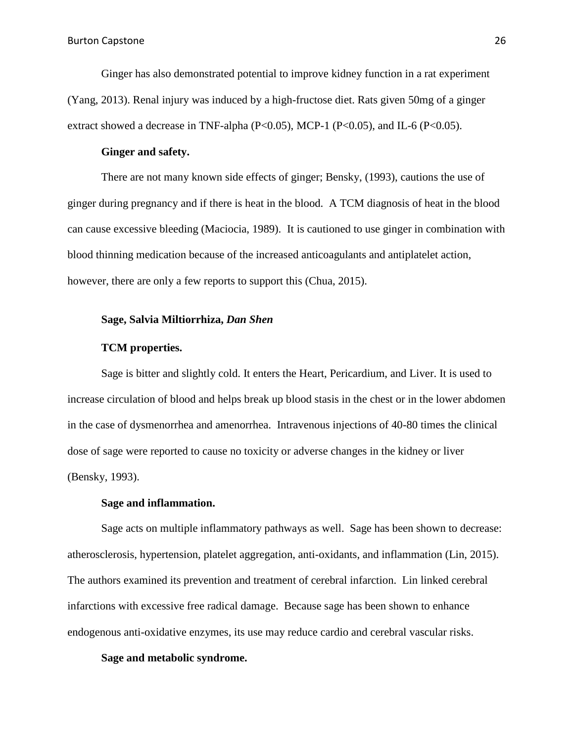Ginger has also demonstrated potential to improve kidney function in a rat experiment (Yang, 2013). Renal injury was induced by a high-fructose diet. Rats given 50mg of a ginger extract showed a decrease in TNF-alpha ($P<0.05$), MCP-1 ($P<0.05$), and IL-6 ($P<0.05$).

#### Ginger and safety.

There are not many known side effects of ginger; Bensky, (1993), cautions the use of ginger during pregnancy and if there is heat in the blood. A TCM diagnosis of heat in the blood can cause excessive bleeding (Maciocia, 1989). It is cautioned to use ginger in combination with blood thinning medication because of the increased anticoagulants and antiplatelet action, however, there are only a few reports to support this (Chua, 2015).

### Sage, Salvia Miltiorrhiza, *Dan Shen*

#### TCM properties.

Sage is bitter and slightly cold. It enters the Heart, Pericardium, and Liver. It is used to increase circulation of blood and helps break up blood stasis in the chest or in the lower abdomen in the case of dysmenorrhea and amenorrhea. Intravenous injections of 40-80 times the clinical dose of sage were reported to cause no toxicity or adverse changes in the kidney or liver (Bensky, 1993).

#### Sage and inflammation.

Sage acts on multiple inflammatory pathways as well. Sage has been shown to decrease: atherosclerosis, hypertension, platelet aggregation, anti-oxidants, and inflammation (Lin, 2015). The authors examined its prevention and treatment of cerebral infarction. Lin linked cerebral infarctions with excessive free radical damage. Because sage has been shown to enhance endogenous anti-oxidative enzymes, its use may reduce cardio and cerebral vascular risks.

#### Sage and metabolic syndrome.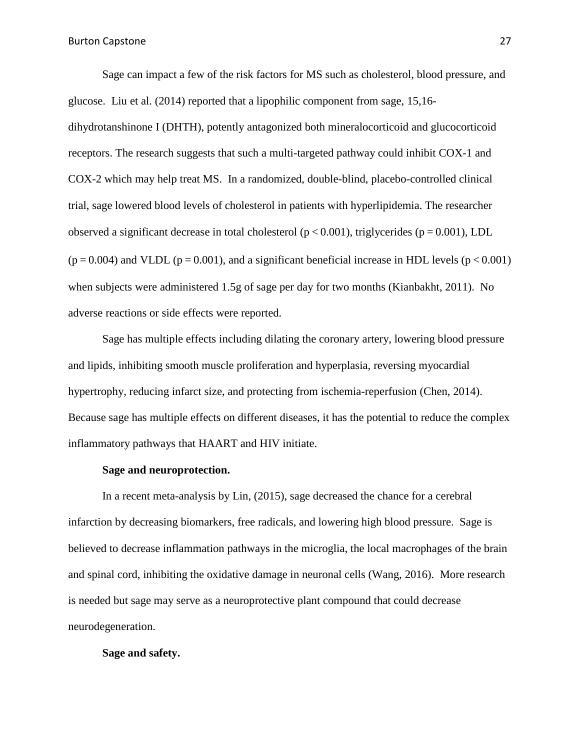Sage can impact a few of the risk factors for MS such as cholesterol, blood pressure, and glucose. Liu et al. (2014) reported that a lipophilic component from sage, 15,16-dihydrotanshinone I (DHTH), potently antagonized both mineralocorticoid and glucocorticoid receptors. The research suggests that such a multi-targeted pathway could inhibit COX-1 and COX-2 which may help treat MS. In a randomized, double-blind, placebo-controlled clinical trial, sage lowered blood levels of cholesterol in patients with hyperlipidemia. The researcher observed a significant decrease in total cholesterol ($p < 0.001$), triglycerides ($p = 0.001$), LDL ($p = 0.004$) and VLDL ($p = 0.001$), and a significant beneficial increase in HDL levels ($p < 0.001$) when subjects were administered 1.5g of sage per day for two months (Kianbakht, 2011). No adverse reactions or side effects were reported.

Sage has multiple effects including dilating the coronary artery, lowering blood pressure and lipids, inhibiting smooth muscle proliferation and hyperplasia, reversing myocardial hypertrophy, reducing infarct size, and protecting from ischemia-reperfusion (Chen, 2014). Because sage has multiple effects on different diseases, it has the potential to reduce the complex inflammatory pathways that HAART and HIV initiate.

**Sage and neuroprotection.**

In a recent meta-analysis by Lin, (2015), sage decreased the chance for a cerebral infarction by decreasing biomarkers, free radicals, and lowering high blood pressure. Sage is believed to decrease inflammation pathways in the microglia, the local macrophages of the brain and spinal cord, inhibiting the oxidative damage in neuronal cells (Wang, 2016). More research is needed but sage may serve as a neuroprotective plant compound that could decrease neurodegeneration.

**Sage and safety.**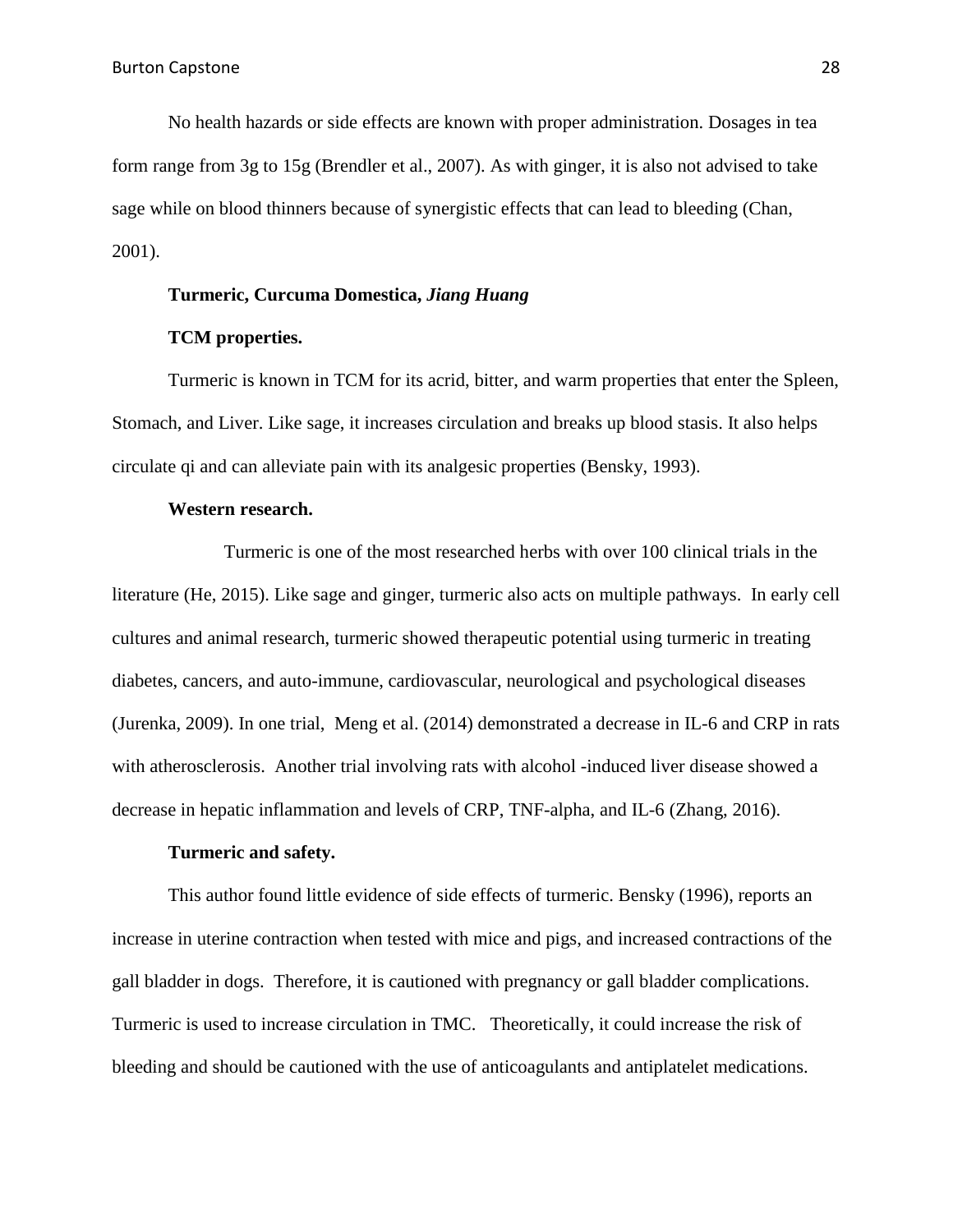No health hazards or side effects are known with proper administration. Dosages in tea form range from 3g to 15g (Brendler et al., 2007). As with ginger, it is also not advised to take sage while on blood thinners because of synergistic effects that can lead to bleeding (Chan, 2001).

### Turmeric, Curcuma Domestica, *Jiang Huang*

#### TCM properties.

Turmeric is known in TCM for its acrid, bitter, and warm properties that enter the Spleen, Stomach, and Liver. Like sage, it increases circulation and breaks up blood stasis. It also helps circulate qi and can alleviate pain with its analgesic properties (Bensky, 1993).

#### Western research.

Turmeric is one of the most researched herbs with over 100 clinical trials in the literature (He, 2015). Like sage and ginger, turmeric also acts on multiple pathways. In early cell cultures and animal research, turmeric showed therapeutic potential using turmeric in treating diabetes, cancers, and auto-immune, cardiovascular, neurological and psychological diseases (Jurenka, 2009). In one trial, Meng et al. (2014) demonstrated a decrease in IL-6 and CRP in rats with atherosclerosis. Another trial involving rats with alcohol -induced liver disease showed a decrease in hepatic inflammation and levels of CRP, TNF-alpha, and IL-6 (Zhang, 2016).

#### Turmeric and safety.

This author found little evidence of side effects of turmeric. Bensky (1996), reports an increase in uterine contraction when tested with mice and pigs, and increased contractions of the gall bladder in dogs. Therefore, it is cautioned with pregnancy or gall bladder complications. Turmeric is used to increase circulation in TMC. Theoretically, it could increase the risk of bleeding and should be cautioned with the use of anticoagulants and antiplatelet medications.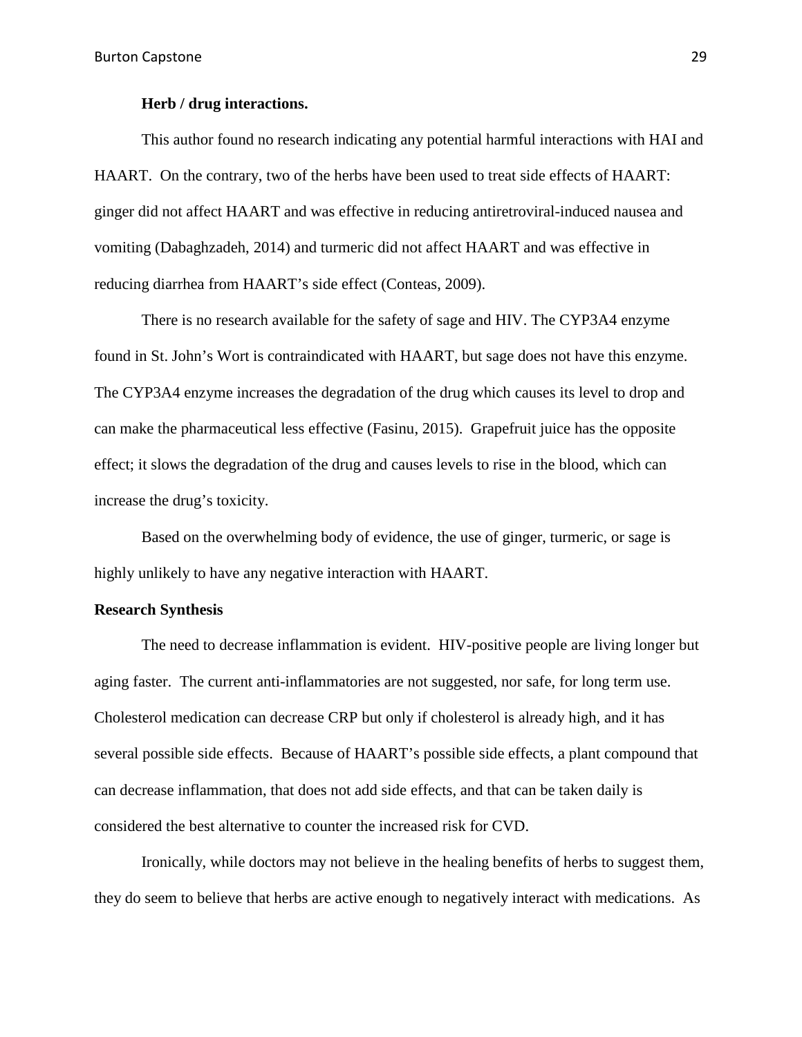### Herb / drug interactions.

This author found no research indicating any potential harmful interactions with HAI and HAART. On the contrary, two of the herbs have been used to treat side effects of HAART: ginger did not affect HAART and was effective in reducing antiretroviral-induced nausea and vomiting (Dabaghzadeh, 2014) and turmeric did not affect HAART and was effective in reducing diarrhea from HAART's side effect (Conteas, 2009).

There is no research available for the safety of sage and HIV. The CYP3A4 enzyme found in St. John's Wort is contraindicated with HAART, but sage does not have this enzyme. The CYP3A4 enzyme increases the degradation of the drug which causes its level to drop and can make the pharmaceutical less effective (Fasinu, 2015). Grapefruit juice has the opposite effect; it slows the degradation of the drug and causes levels to rise in the blood, which can increase the drug's toxicity.

Based on the overwhelming body of evidence, the use of ginger, turmeric, or sage is highly unlikely to have any negative interaction with HAART.

## Research Synthesis

The need to decrease inflammation is evident. HIV-positive people are living longer but aging faster. The current anti-inflammatories are not suggested, nor safe, for long term use. Cholesterol medication can decrease CRP but only if cholesterol is already high, and it has several possible side effects. Because of HAART's possible side effects, a plant compound that can decrease inflammation, that does not add side effects, and that can be taken daily is considered the best alternative to counter the increased risk for CVD.

Ironically, while doctors may not believe in the healing benefits of herbs to suggest them, they do seem to believe that herbs are active enough to negatively interact with medications. As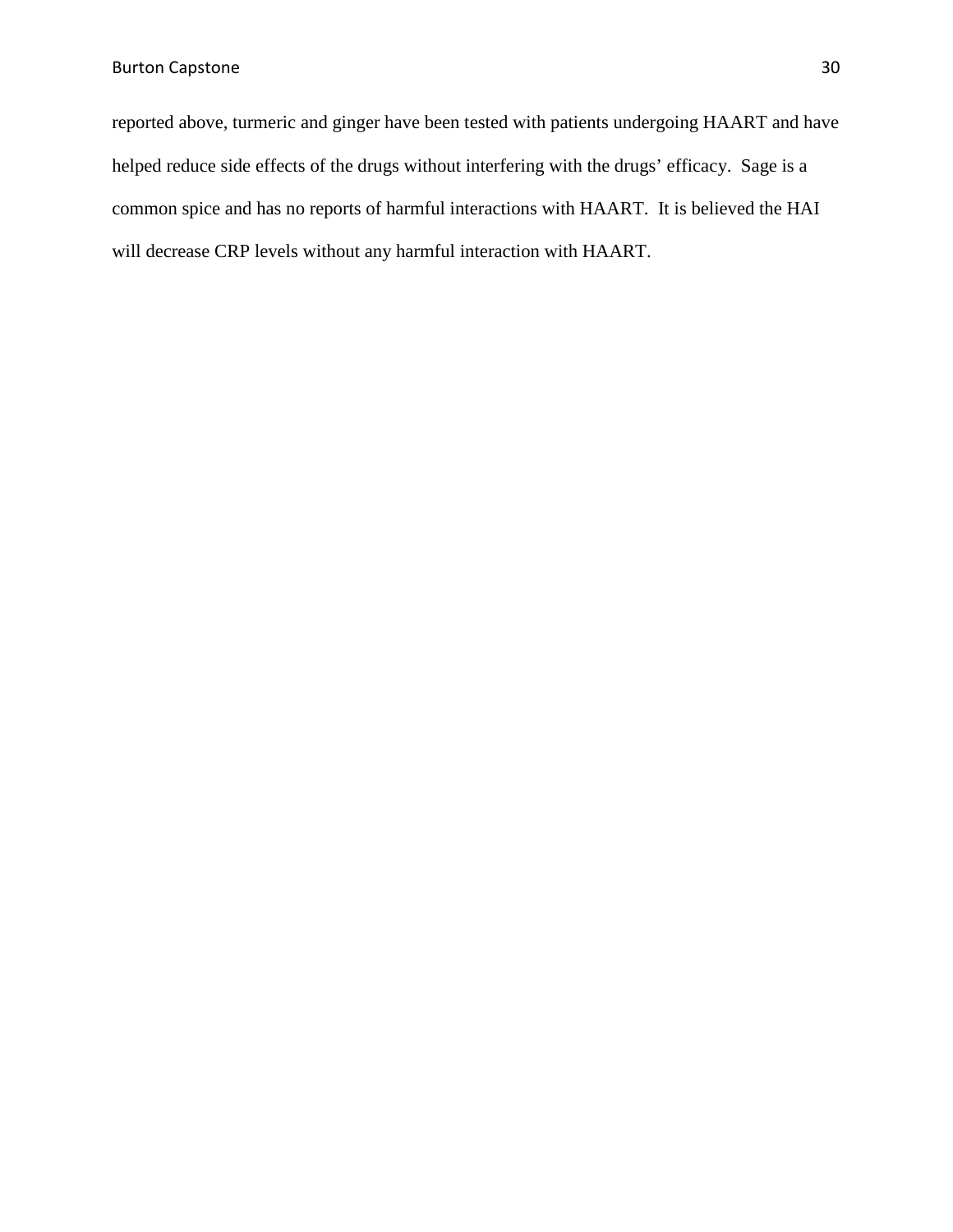reported above, turmeric and ginger have been tested with patients undergoing HAART and have helped reduce side effects of the drugs without interfering with the drugs' efficacy. Sage is a common spice and has no reports of harmful interactions with HAART. It is believed the HAI will decrease CRP levels without any harmful interaction with HAART.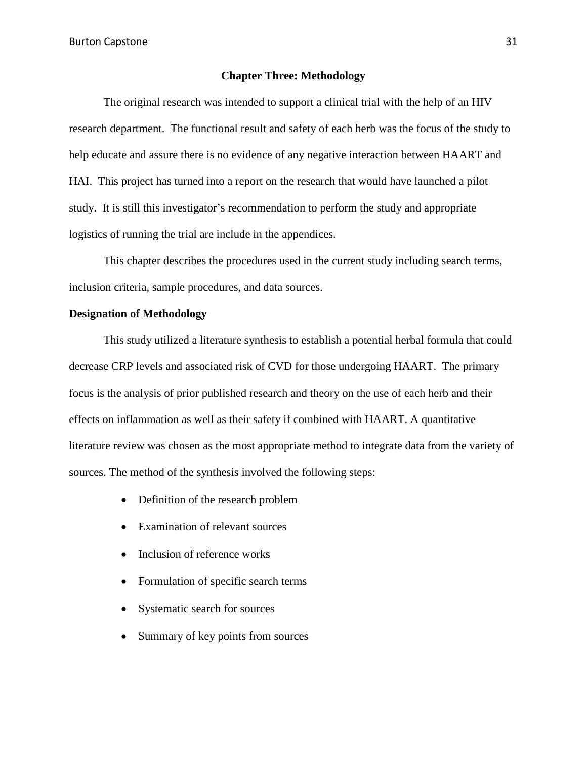## Chapter Three: Methodology

The original research was intended to support a clinical trial with the help of an HIV research department. The functional result and safety of each herb was the focus of the study to help educate and assure there is no evidence of any negative interaction between HAART and HAI. This project has turned into a report on the research that would have launched a pilot study. It is still this investigator's recommendation to perform the study and appropriate logistics of running the trial are include in the appendices.

This chapter describes the procedures used in the current study including search terms, inclusion criteria, sample procedures, and data sources.

### Designation of Methodology

This study utilized a literature synthesis to establish a potential herbal formula that could decrease CRP levels and associated risk of CVD for those undergoing HAART. The primary focus is the analysis of prior published research and theory on the use of each herb and their effects on inflammation as well as their safety if combined with HAART. A quantitative literature review was chosen as the most appropriate method to integrate data from the variety of sources. The method of the synthesis involved the following steps:

- Definition of the research problem
- Examination of relevant sources
- Inclusion of reference works
- Formulation of specific search terms
- Systematic search for sources
- Summary of key points from sources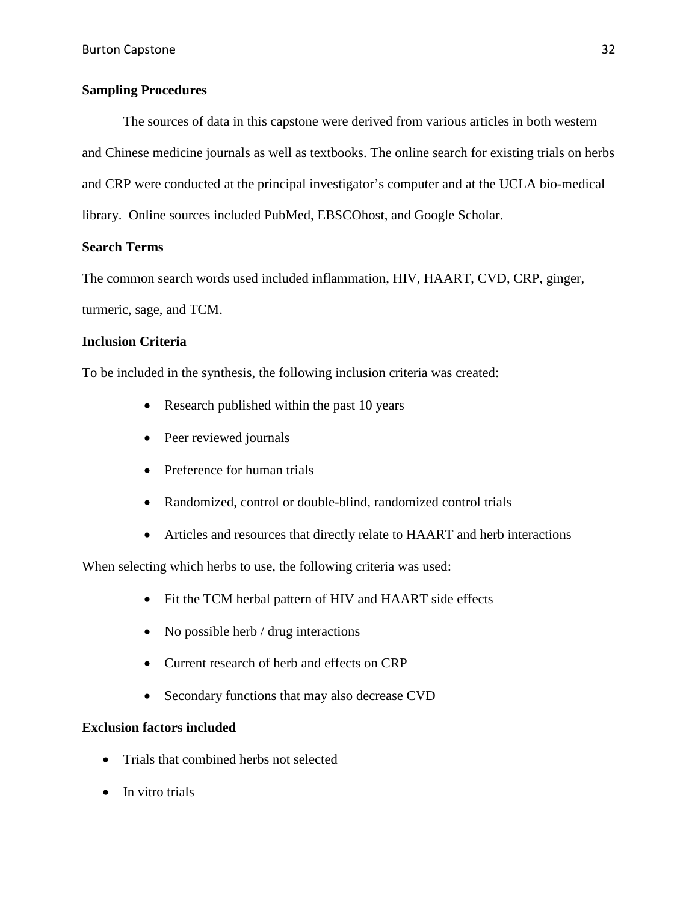**Sampling Procedures**

The sources of data in this capstone were derived from various articles in both western and Chinese medicine journals as well as textbooks. The online search for existing trials on herbs and CRP were conducted at the principal investigator's computer and at the UCLA bio-medical library. Online sources included PubMed, EBSCOhost, and Google Scholar.

**Search Terms**

The common search words used included inflammation, HIV, HAART, CVD, CRP, ginger, turmeric, sage, and TCM.

**Inclusion Criteria**

To be included in the synthesis, the following inclusion criteria was created:

- Research published within the past 10 years
- Peer reviewed journals
- Preference for human trials
- Randomized, control or double-blind, randomized control trials
- Articles and resources that directly relate to HAART and herb interactions

When selecting which herbs to use, the following criteria was used:

- Fit the TCM herbal pattern of HIV and HAART side effects
- No possible herb / drug interactions
- Current research of herb and effects on CRP
- Secondary functions that may also decrease CVD

**Exclusion factors included**

- Trials that combined herbs not selected
- In vitro trials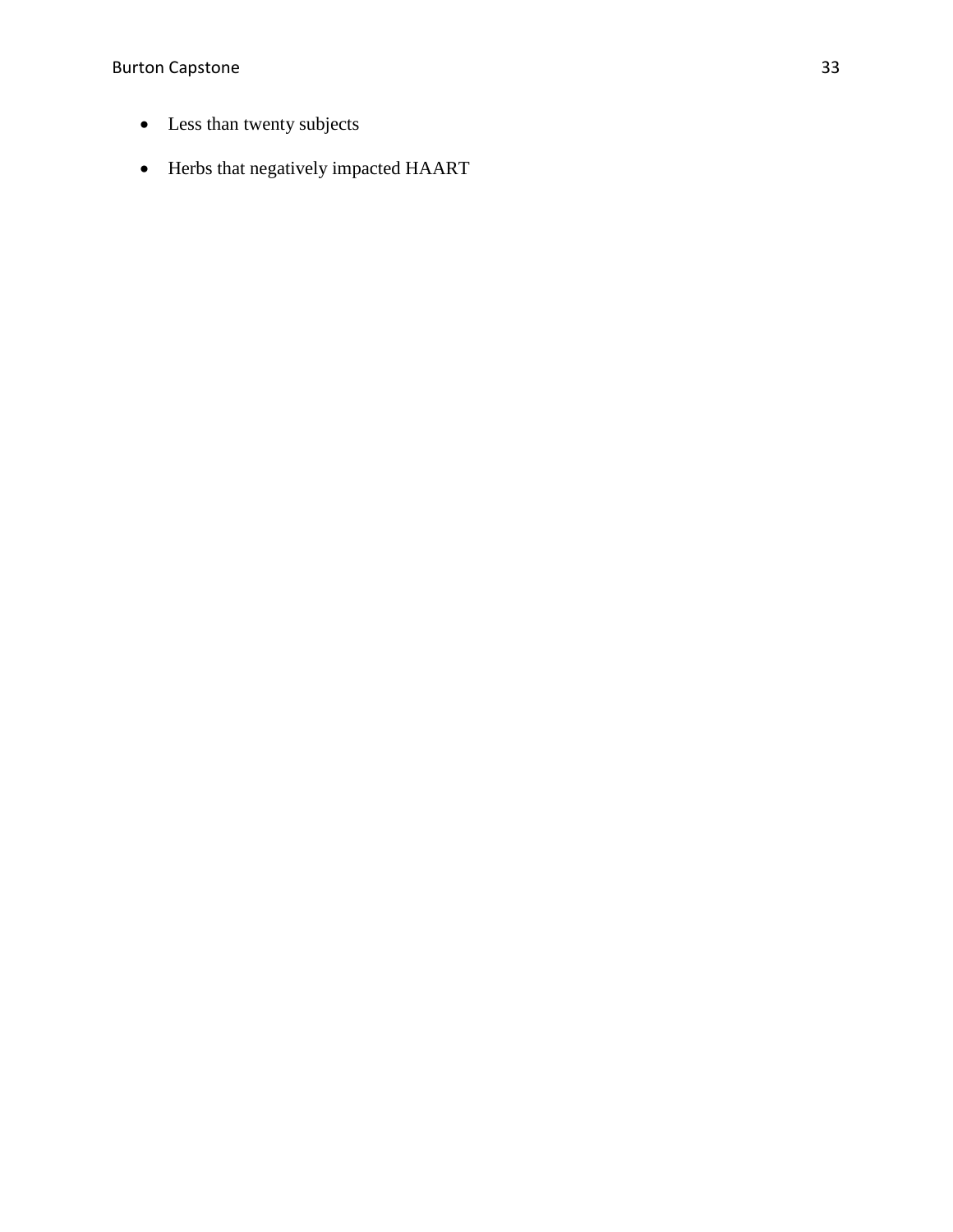- Less than twenty subjects
- Herbs that negatively impacted HAART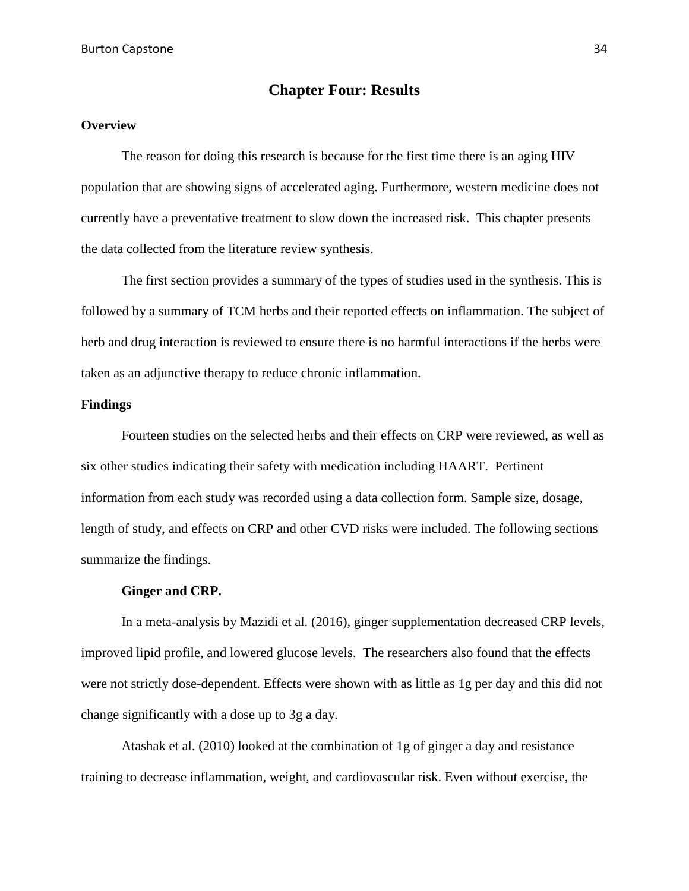# Chapter Four: Results

## Overview

The reason for doing this research is because for the first time there is an aging HIV population that are showing signs of accelerated aging. Furthermore, western medicine does not currently have a preventative treatment to slow down the increased risk. This chapter presents the data collected from the literature review synthesis.

The first section provides a summary of the types of studies used in the synthesis. This is followed by a summary of TCM herbs and their reported effects on inflammation. The subject of herb and drug interaction is reviewed to ensure there is no harmful interactions if the herbs were taken as an adjunctive therapy to reduce chronic inflammation.

## Findings

Fourteen studies on the selected herbs and their effects on CRP were reviewed, as well as six other studies indicating their safety with medication including HAART. Pertinent information from each study was recorded using a data collection form. Sample size, dosage, length of study, and effects on CRP and other CVD risks were included. The following sections summarize the findings.

### Ginger and CRP.

In a meta-analysis by Mazidi et al. (2016), ginger supplementation decreased CRP levels, improved lipid profile, and lowered glucose levels. The researchers also found that the effects were not strictly dose-dependent. Effects were shown with as little as 1g per day and this did not change significantly with a dose up to 3g a day.

Atashak et al. (2010) looked at the combination of 1g of ginger a day and resistance training to decrease inflammation, weight, and cardiovascular risk. Even without exercise, the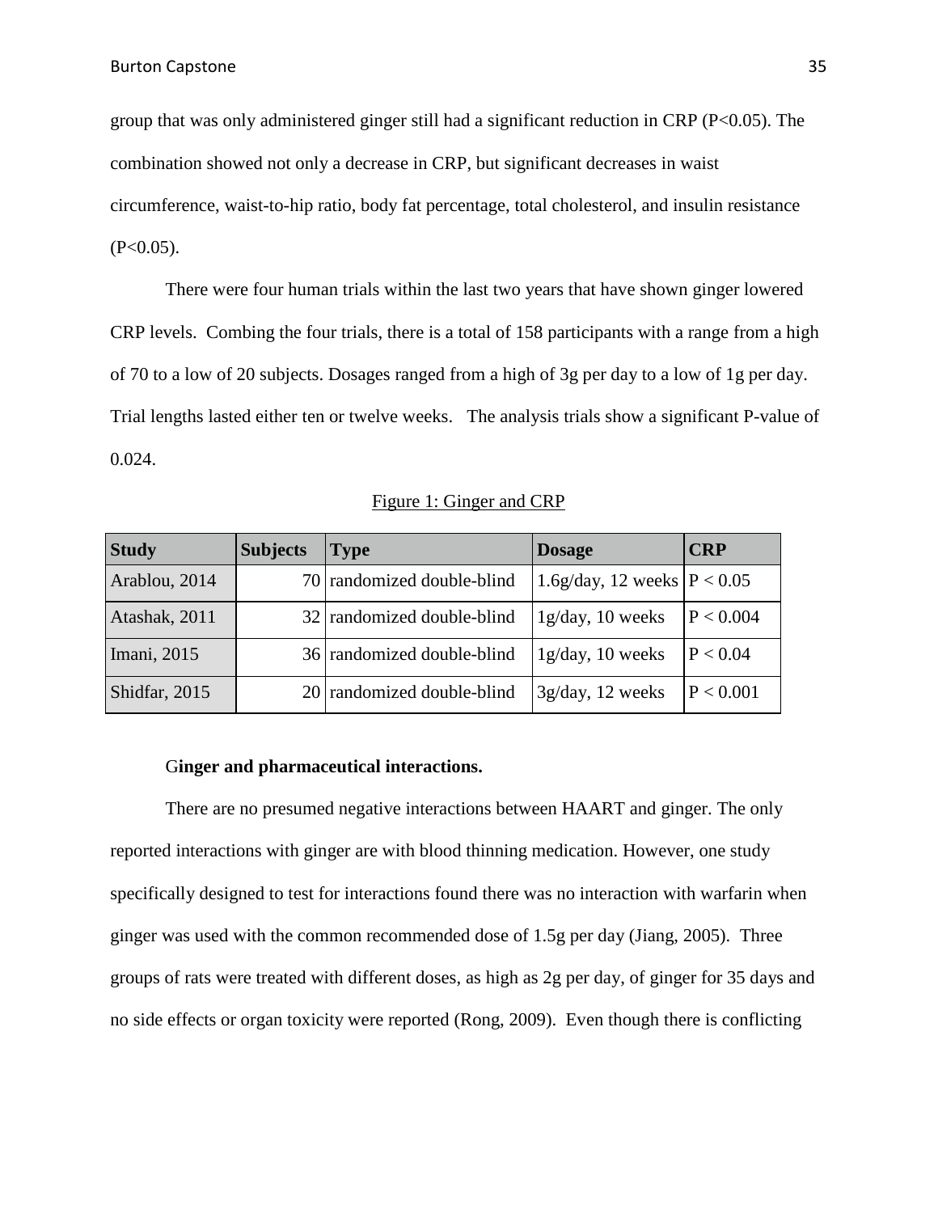group that was only administered ginger still had a significant reduction in CRP ($P<0.05$). The combination showed not only a decrease in CRP, but significant decreases in waist circumference, waist-to-hip ratio, body fat percentage, total cholesterol, and insulin resistance ($P<0.05$).

There were four human trials within the last two years that have shown ginger lowered CRP levels. Combing the four trials, there is a total of 158 participants with a range from a high of 70 to a low of 20 subjects. Dosages ranged from a high of 3g per day to a low of 1g per day. Trial lengths lasted either ten or twelve weeks. The analysis trials show a significant P-value of 0.024.

Figure 1: Ginger and CRP

| Study | Subjects | Type | Dosage | CRP |
|---|---|---|---|---|
| Arablou, 2014 | 70 | randomized double-blind | 1.6g/day, 12 weeks | $P < 0.05$ |
| Atashak, 2011 | 32 | randomized double-blind | 1g/day, 10 weeks | $P < 0.004$ |
| Imani, 2015 | 36 | randomized double-blind | 1g/day, 10 weeks | $P < 0.04$ |
| Shidfar, 2015 | 20 | randomized double-blind | 3g/day, 12 weeks | $P < 0.001$ |

**Ginger and pharmaceutical interactions.**

There are no presumed negative interactions between HAART and ginger. The only reported interactions with ginger are with blood thinning medication. However, one study specifically designed to test for interactions found there was no interaction with warfarin when ginger was used with the common recommended dose of 1.5g per day (Jiang, 2005). Three groups of rats were treated with different doses, as high as 2g per day, of ginger for 35 days and no side effects or organ toxicity were reported (Rong, 2009). Even though there is conflicting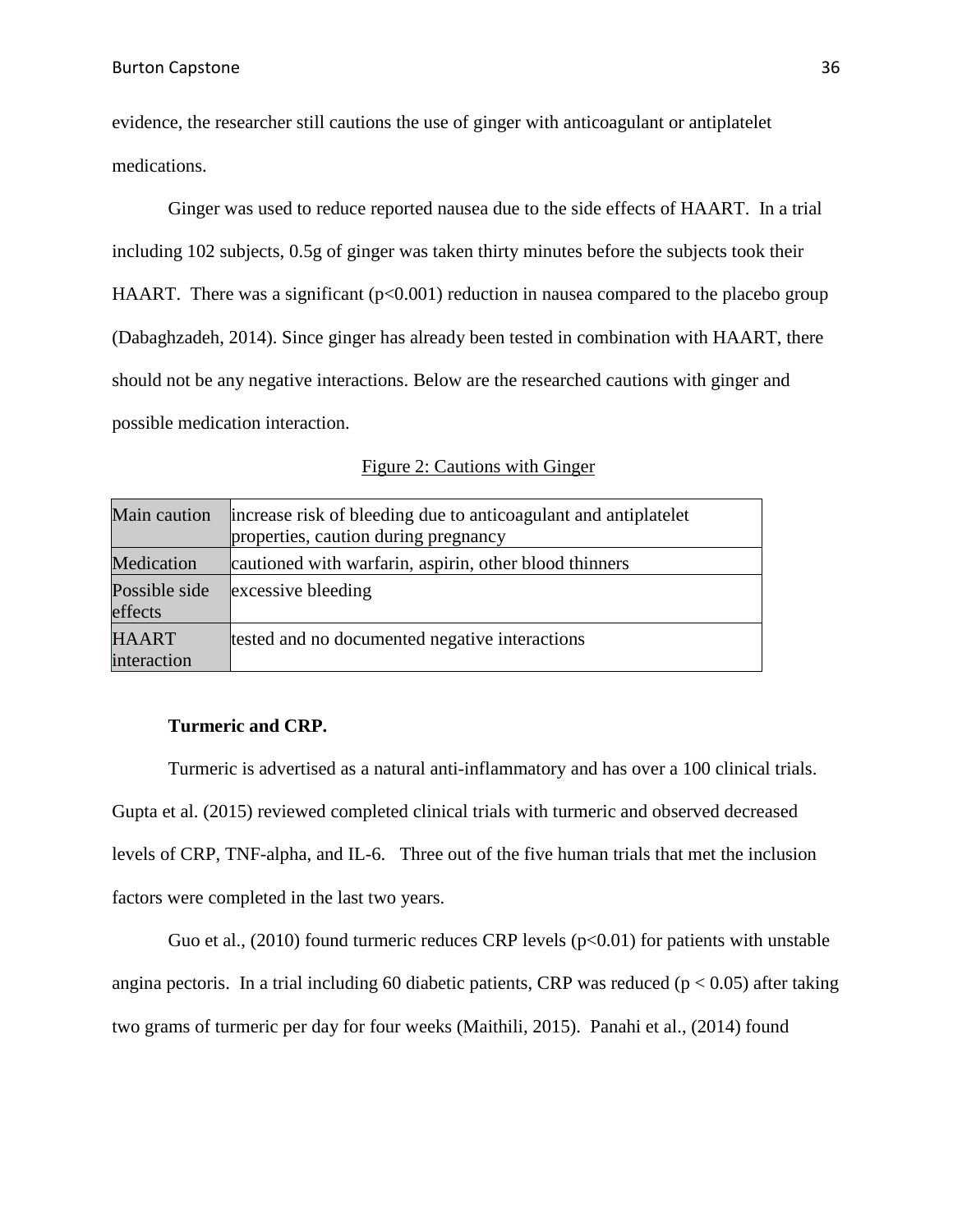evidence, the researcher still cautions the use of ginger with anticoagulant or antiplatelet medications.

Ginger was used to reduce reported nausea due to the side effects of HAART. In a trial including 102 subjects, 0.5g of ginger was taken thirty minutes before the subjects took their HAART. There was a significant ($p<0.001$) reduction in nausea compared to the placebo group (Dabaghzadeh, 2014). Since ginger has already been tested in combination with HAART, there should not be any negative interactions. Below are the researched cautions with ginger and possible medication interaction.

Figure 2: Cautions with Ginger

| | |
|---|---|
| Main caution | increase risk of bleeding due to anticoagulant and antiplatelet properties, caution during pregnancy |
| Medication | cautioned with warfarin, aspirin, other blood thinners |
| Possible side effects | excessive bleeding |
| HAART interaction | tested and no documented negative interactions |

**Turmeric and CRP.**

Turmeric is advertised as a natural anti-inflammatory and has over a 100 clinical trials. Gupta et al. (2015) reviewed completed clinical trials with turmeric and observed decreased levels of CRP, TNF-alpha, and IL-6. Three out of the five human trials that met the inclusion factors were completed in the last two years.

Guo et al., (2010) found turmeric reduces CRP levels ($p<0.01$) for patients with unstable angina pectoris. In a trial including 60 diabetic patients, CRP was reduced ($p < 0.05$) after taking two grams of turmeric per day for four weeks (Maithili, 2015). Panahi et al., (2014) found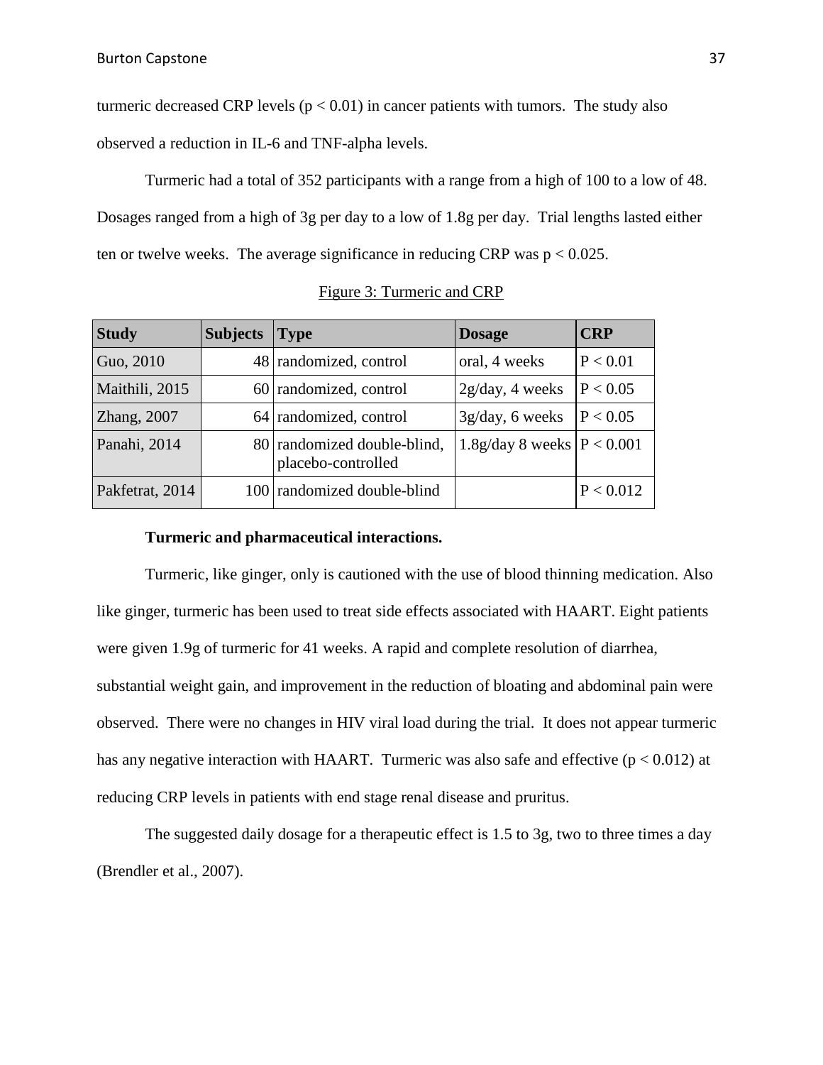turmeric decreased CRP levels ($p < 0.01$) in cancer patients with tumors. The study also observed a reduction in IL-6 and TNF-alpha levels.

Turmeric had a total of 352 participants with a range from a high of 100 to a low of 48. Dosages ranged from a high of 3g per day to a low of 1.8g per day. Trial lengths lasted either ten or twelve weeks. The average significance in reducing CRP was $p < 0.025$.

Figure 3: Turmeric and CRP

| Study | Subjects | Type | Dosage | CRP |
| --- | --- | --- | --- | --- |
| Guo, 2010 | 48 | randomized, control | oral, 4 weeks | $P < 0.01$ |
| Maithili, 2015 | 60 | randomized, control | 2g/day, 4 weeks | $P < 0.05$ |
| Zhang, 2007 | 64 | randomized, control | 3g/day, 6 weeks | $P < 0.05$ |
| Panahi, 2014 | 80 | randomized double-blind, placebo-controlled | 1.8g/day 8 weeks | $P < 0.001$ |
| Pakfetrat, 2014 | 100 | randomized double-blind | | $P < 0.012$ |

### Turmeric and pharmaceutical interactions.

Turmeric, like ginger, only is cautioned with the use of blood thinning medication. Also like ginger, turmeric has been used to treat side effects associated with HAART. Eight patients were given 1.9g of turmeric for 41 weeks. A rapid and complete resolution of diarrhea, substantial weight gain, and improvement in the reduction of bloating and abdominal pain were observed. There were no changes in HIV viral load during the trial. It does not appear turmeric has any negative interaction with HAART. Turmeric was also safe and effective ($p < 0.012$) at reducing CRP levels in patients with end stage renal disease and pruritus.

The suggested daily dosage for a therapeutic effect is 1.5 to 3g, two to three times a day (Brendler et al., 2007).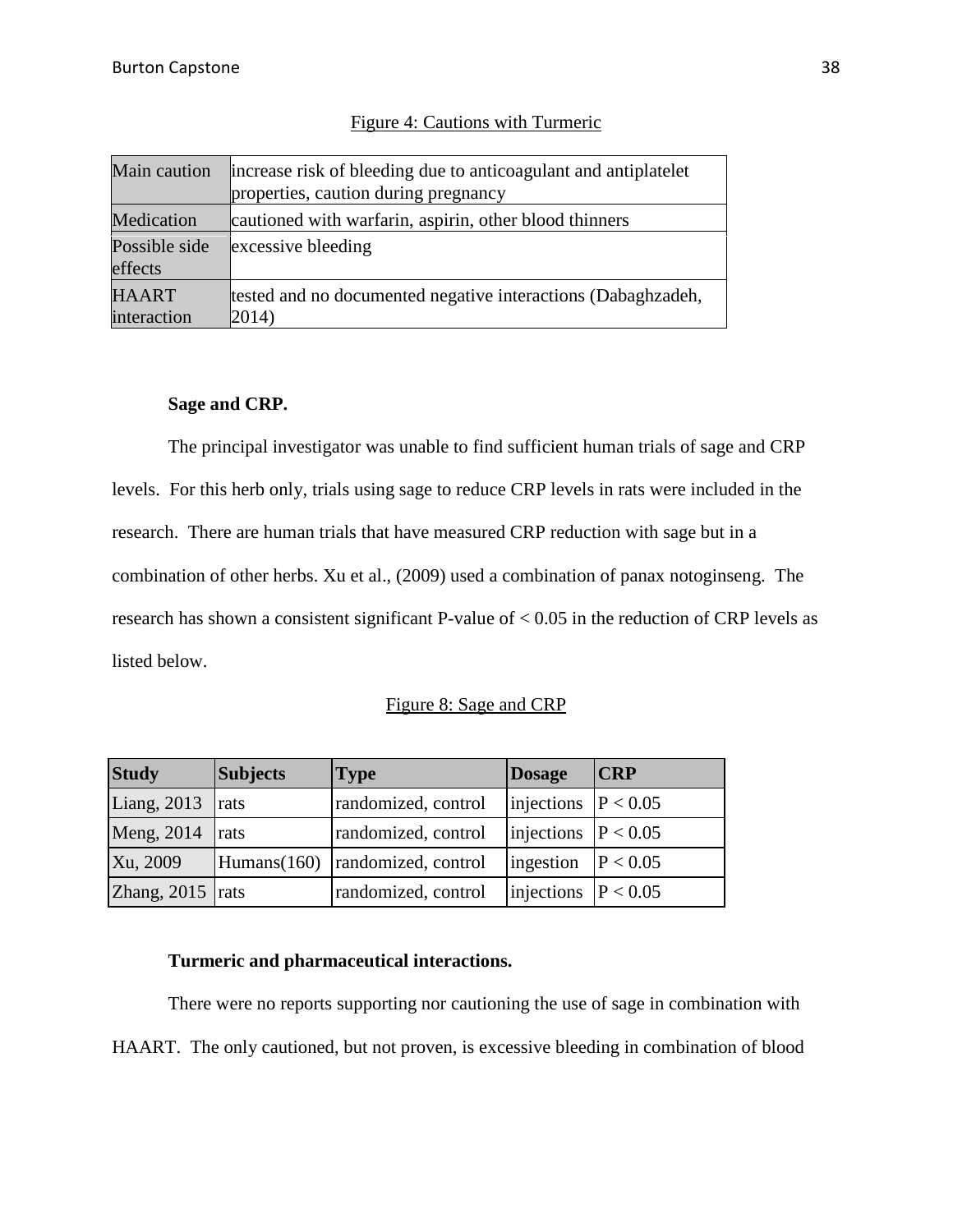Figure 4: Cautions with Turmeric

| | |
|---|---|
| Main caution | increase risk of bleeding due to anticoagulant and antiplatelet properties, caution during pregnancy |
| Medication | cautioned with warfarin, aspirin, other blood thinners |
| Possible side effects | excessive bleeding |
| HAART interaction | tested and no documented negative interactions (Dabaghzadeh, 2014) |

**Sage and CRP.**

The principal investigator was unable to find sufficient human trials of sage and CRP levels. For this herb only, trials using sage to reduce CRP levels in rats were included in the research. There are human trials that have measured CRP reduction with sage but in a combination of other herbs. Xu et al., (2009) used a combination of panax notoginseng. The research has shown a consistent significant P-value of < 0.05 in the reduction of CRP levels as listed below.

Figure 8: Sage and CRP

| Study | Subjects | Type | Dosage | CRP |
|---|---|---|---|---|
| Liang, 2013 | rats | randomized, control | injections | $P < 0.05$ |
| Meng, 2014 | rats | randomized, control | injections | $P < 0.05$ |
| Xu, 2009 | Humans(160) | randomized, control | ingestion | $P < 0.05$ |
| Zhang, 2015 | rats | randomized, control | injections | $P < 0.05$ |

**Turmeric and pharmaceutical interactions.**

There were no reports supporting nor cautioning the use of sage in combination with HAART. The only cautioned, but not proven, is excessive bleeding in combination of blood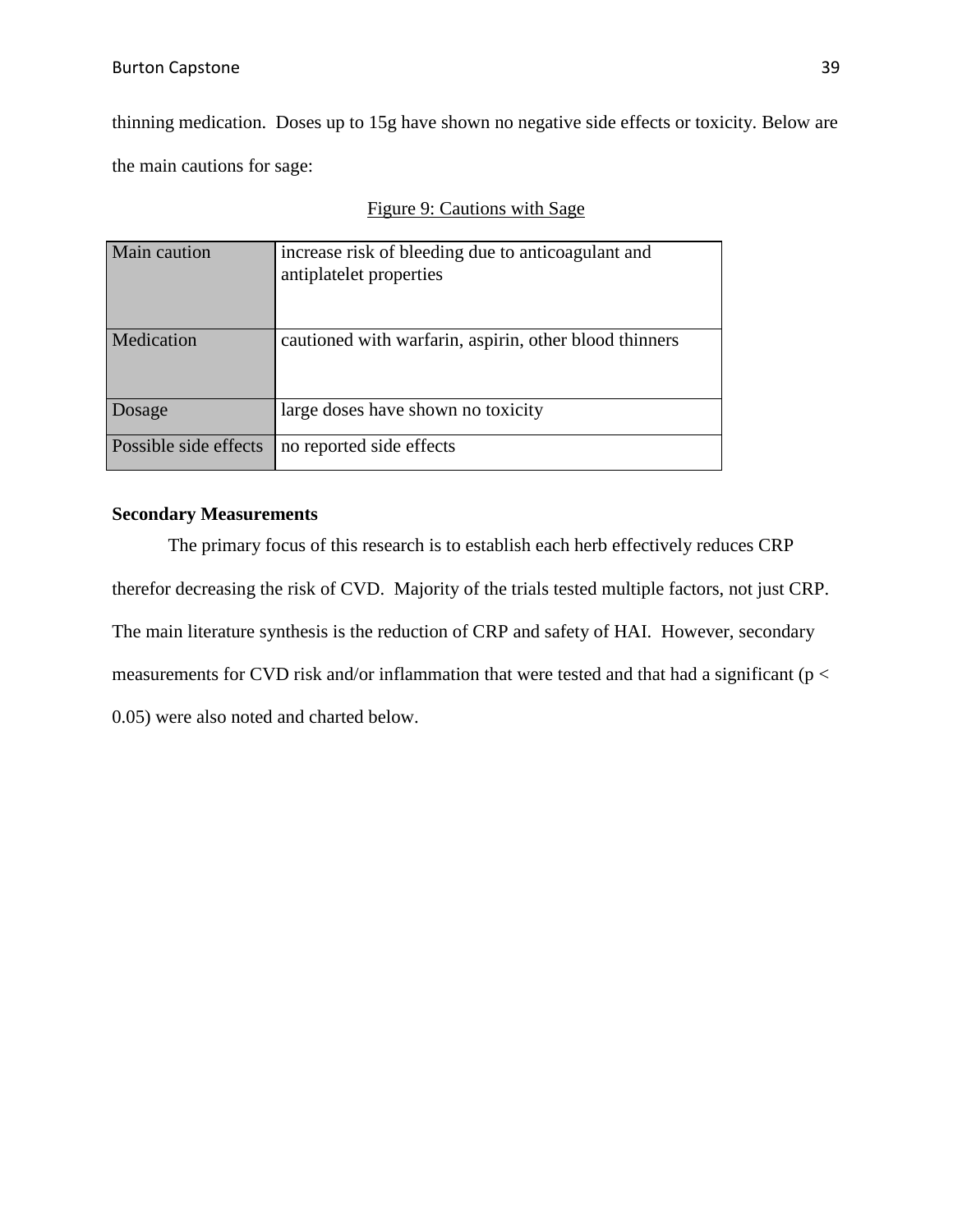thinning medication. Doses up to 15g have shown no negative side effects or toxicity. Below are the main cautions for sage:

Figure 9: Cautions with Sage

| | |
|---|---|
| Main caution | increase risk of bleeding due to anticoagulant and antiplatelet properties |
| Medication | cautioned with warfarin, aspirin, other blood thinners |
| Dosage | large doses have shown no toxicity |
| Possible side effects | no reported side effects |

**Secondary Measurements**

The primary focus of this research is to establish each herb effectively reduces CRP therefor decreasing the risk of CVD. Majority of the trials tested multiple factors, not just CRP. The main literature synthesis is the reduction of CRP and safety of HAI. However, secondary measurements for CVD risk and/or inflammation that were tested and that had a significant ($p < 0.05$) were also noted and charted below.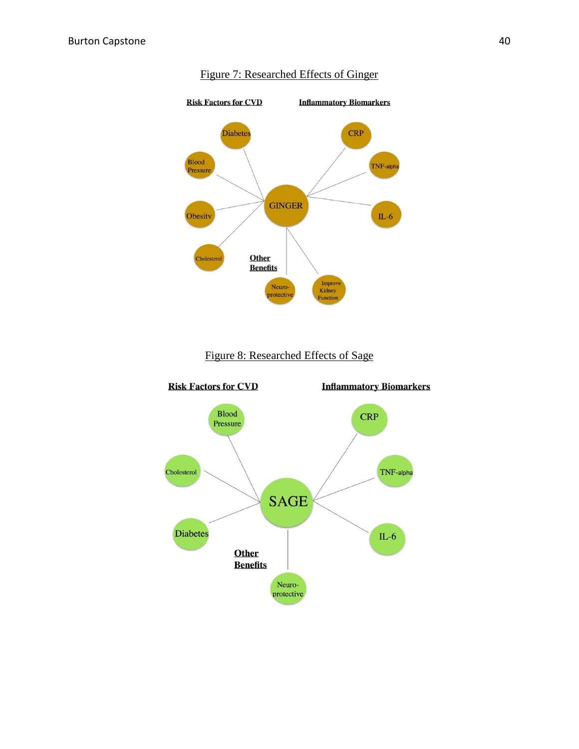Figure 7: Researched Effects of Ginger

**Risk Factors for CVD**

- Diabetes
- Blood Pressure
- Obesity
- Cholesterol

**Inflammatory Biomarkers**

- CRP
- TNF-alpha
- IL-6

**Other Benefits**

- Neuro-protective
- Improve Kidney Function

Figure 8: Researched Effects of Sage

**Risk Factors for CVD**

- Blood Pressure
- Cholesterol
- Diabetes

**Inflammatory Biomarkers**

- CRP
- TNF-alpha
- IL-6

**Other Benefits**

- Neuro-protective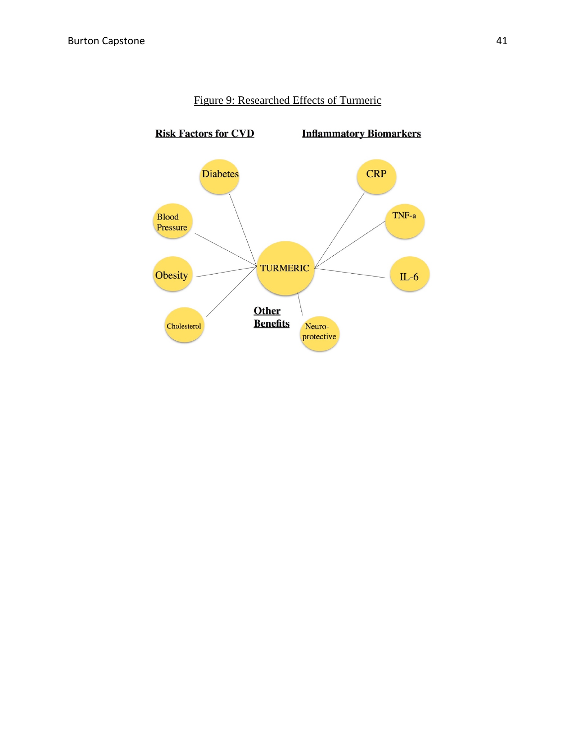Figure 9: Researched Effects of Turmeric

**Risk Factors for CVD**

- Diabetes
- Blood Pressure
- Obesity
- Cholesterol

**Inflammatory Biomarkers**

- CRP
- TNF-a
- IL-6

**Other Benefits**

- Neuro-protective

TURMERIC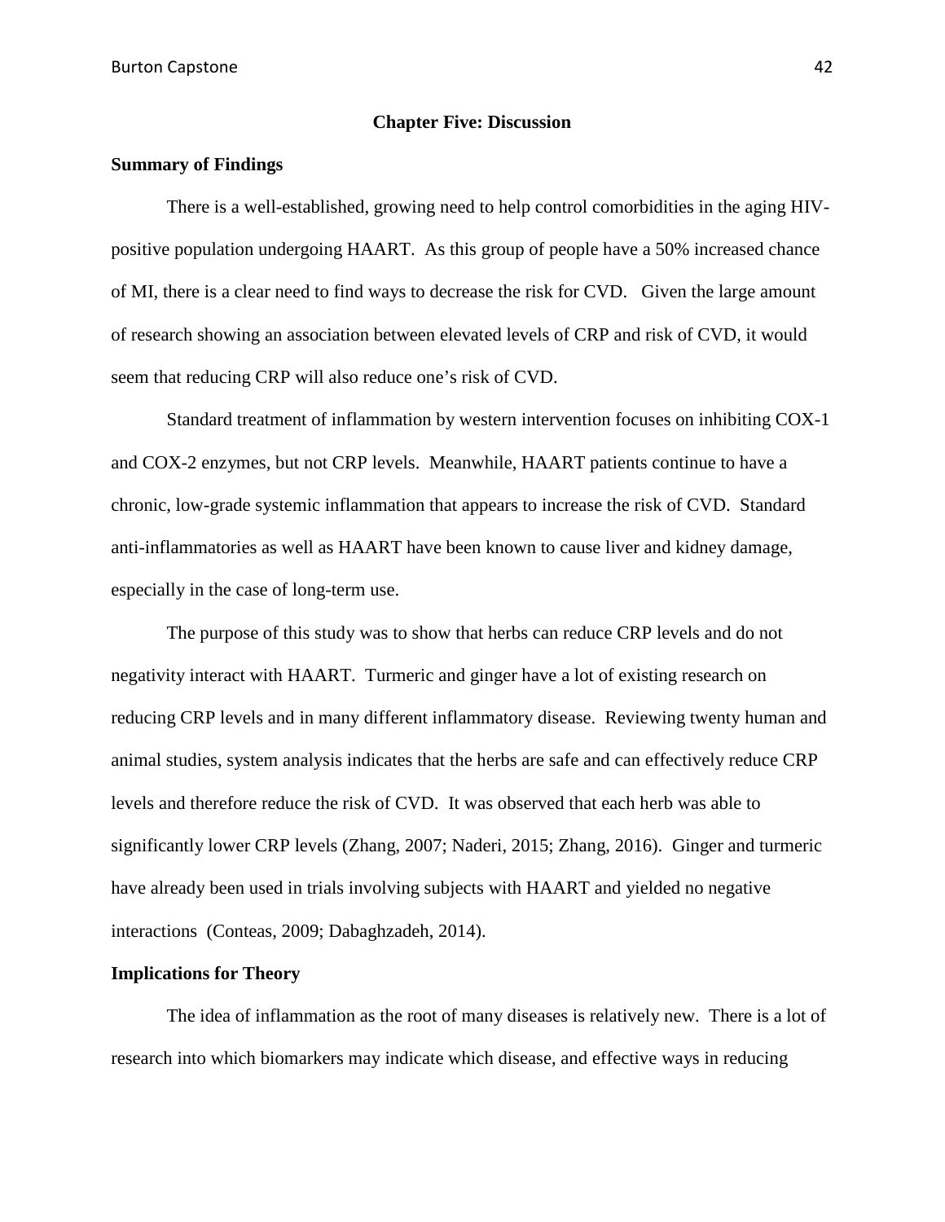## Chapter Five: Discussion

### Summary of Findings

There is a well-established, growing need to help control comorbidities in the aging HIV-positive population undergoing HAART. As this group of people have a 50% increased chance of MI, there is a clear need to find ways to decrease the risk for CVD. Given the large amount of research showing an association between elevated levels of CRP and risk of CVD, it would seem that reducing CRP will also reduce one's risk of CVD.

Standard treatment of inflammation by western intervention focuses on inhibiting COX-1 and COX-2 enzymes, but not CRP levels. Meanwhile, HAART patients continue to have a chronic, low-grade systemic inflammation that appears to increase the risk of CVD. Standard anti-inflammatories as well as HAART have been known to cause liver and kidney damage, especially in the case of long-term use.

The purpose of this study was to show that herbs can reduce CRP levels and do not negativity interact with HAART. Turmeric and ginger have a lot of existing research on reducing CRP levels and in many different inflammatory disease. Reviewing twenty human and animal studies, system analysis indicates that the herbs are safe and can effectively reduce CRP levels and therefore reduce the risk of CVD. It was observed that each herb was able to significantly lower CRP levels (Zhang, 2007; Naderi, 2015; Zhang, 2016). Ginger and turmeric have already been used in trials involving subjects with HAART and yielded no negative interactions (Conteas, 2009; Dabaghzadeh, 2014).

### Implications for Theory

The idea of inflammation as the root of many diseases is relatively new. There is a lot of research into which biomarkers may indicate which disease, and effective ways in reducing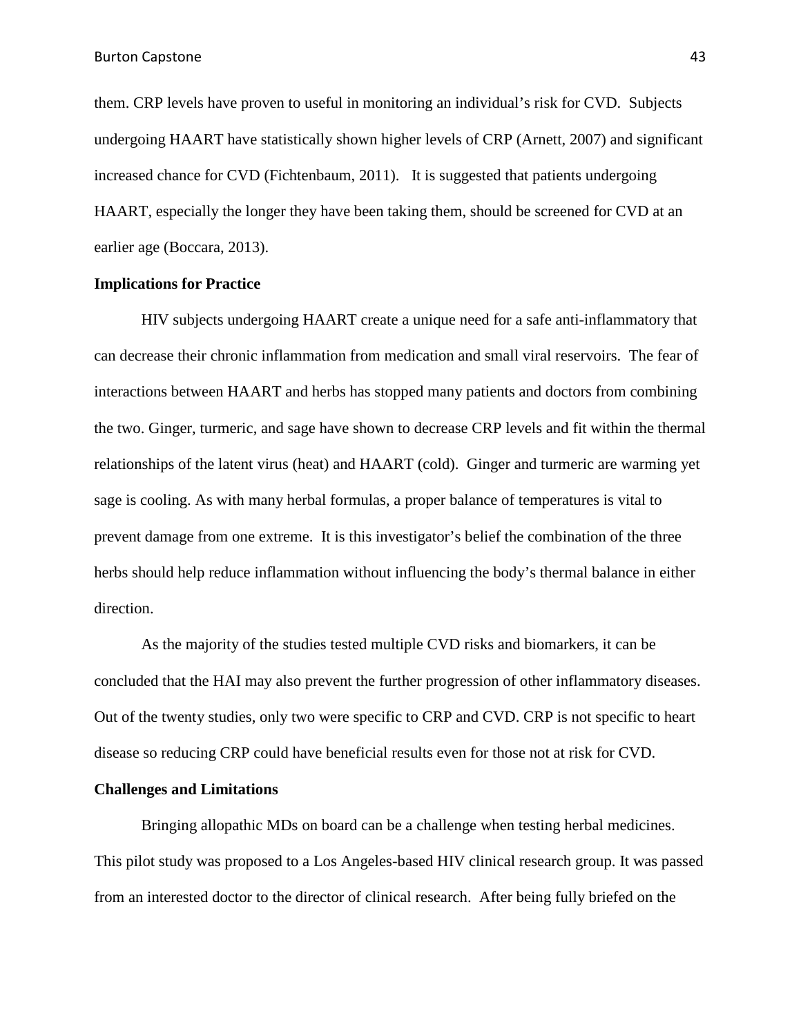them. CRP levels have proven to useful in monitoring an individual's risk for CVD. Subjects undergoing HAART have statistically shown higher levels of CRP (Arnett, 2007) and significant increased chance for CVD (Fichtenbaum, 2011). It is suggested that patients undergoing HAART, especially the longer they have been taking them, should be screened for CVD at an earlier age (Boccara, 2013).

**Implications for Practice**

HIV subjects undergoing HAART create a unique need for a safe anti-inflammatory that can decrease their chronic inflammation from medication and small viral reservoirs. The fear of interactions between HAART and herbs has stopped many patients and doctors from combining the two. Ginger, turmeric, and sage have shown to decrease CRP levels and fit within the thermal relationships of the latent virus (heat) and HAART (cold). Ginger and turmeric are warming yet sage is cooling. As with many herbal formulas, a proper balance of temperatures is vital to prevent damage from one extreme. It is this investigator's belief the combination of the three herbs should help reduce inflammation without influencing the body's thermal balance in either direction.

As the majority of the studies tested multiple CVD risks and biomarkers, it can be concluded that the HAI may also prevent the further progression of other inflammatory diseases. Out of the twenty studies, only two were specific to CRP and CVD. CRP is not specific to heart disease so reducing CRP could have beneficial results even for those not at risk for CVD.

**Challenges and Limitations**

Bringing allopathic MDs on board can be a challenge when testing herbal medicines. This pilot study was proposed to a Los Angeles-based HIV clinical research group. It was passed from an interested doctor to the director of clinical research. After being fully briefed on the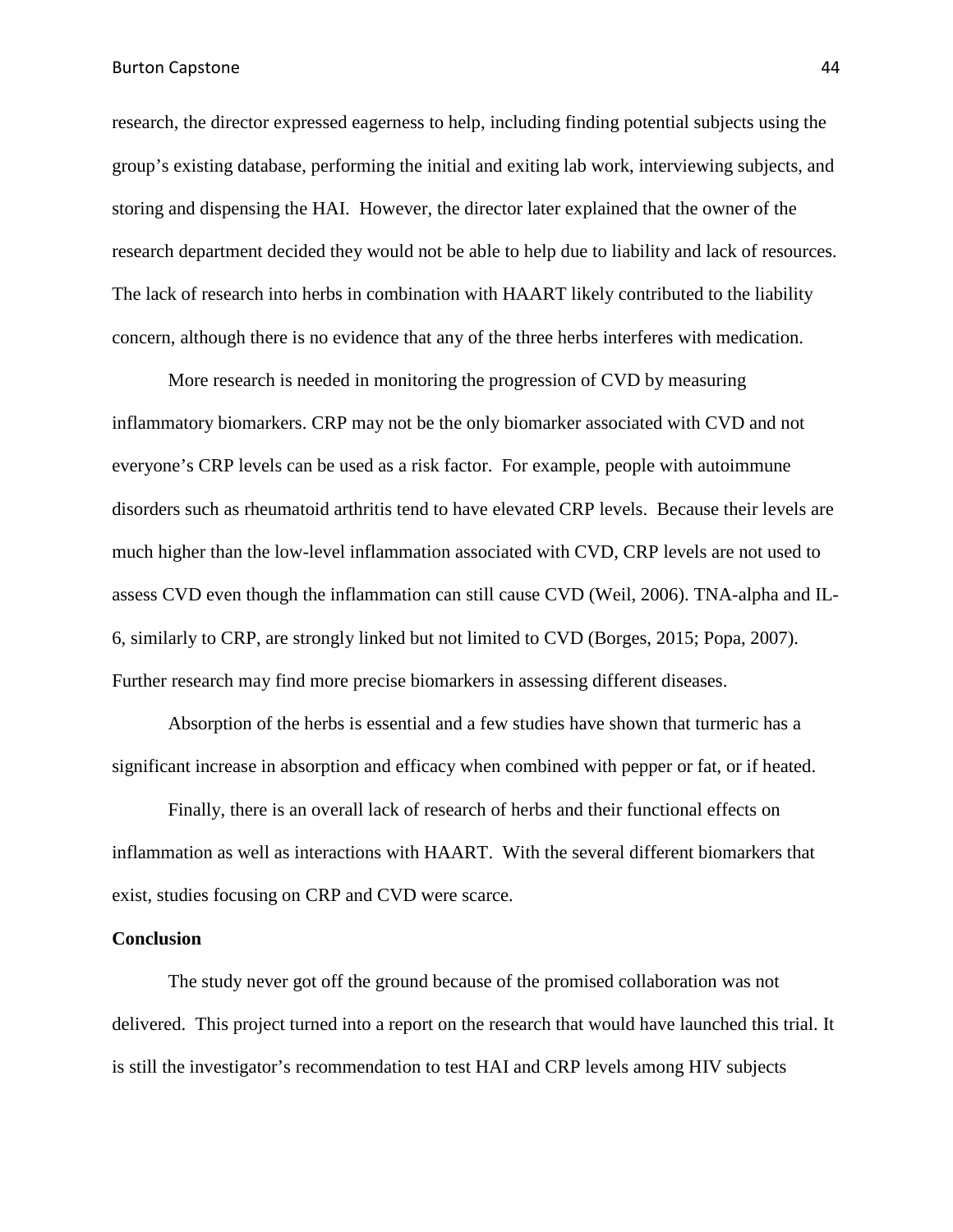research, the director expressed eagerness to help, including finding potential subjects using the group's existing database, performing the initial and exiting lab work, interviewing subjects, and storing and dispensing the HAI. However, the director later explained that the owner of the research department decided they would not be able to help due to liability and lack of resources. The lack of research into herbs in combination with HAART likely contributed to the liability concern, although there is no evidence that any of the three herbs interferes with medication.

More research is needed in monitoring the progression of CVD by measuring inflammatory biomarkers. CRP may not be the only biomarker associated with CVD and not everyone's CRP levels can be used as a risk factor. For example, people with autoimmune disorders such as rheumatoid arthritis tend to have elevated CRP levels. Because their levels are much higher than the low-level inflammation associated with CVD, CRP levels are not used to assess CVD even though the inflammation can still cause CVD (Weil, 2006). TNA-alpha and IL-6, similarly to CRP, are strongly linked but not limited to CVD (Borges, 2015; Popa, 2007). Further research may find more precise biomarkers in assessing different diseases.

Absorption of the herbs is essential and a few studies have shown that turmeric has a significant increase in absorption and efficacy when combined with pepper or fat, or if heated.

Finally, there is an overall lack of research of herbs and their functional effects on inflammation as well as interactions with HAART. With the several different biomarkers that exist, studies focusing on CRP and CVD were scarce.

## Conclusion

The study never got off the ground because of the promised collaboration was not delivered. This project turned into a report on the research that would have launched this trial. It is still the investigator's recommendation to test HAI and CRP levels among HIV subjects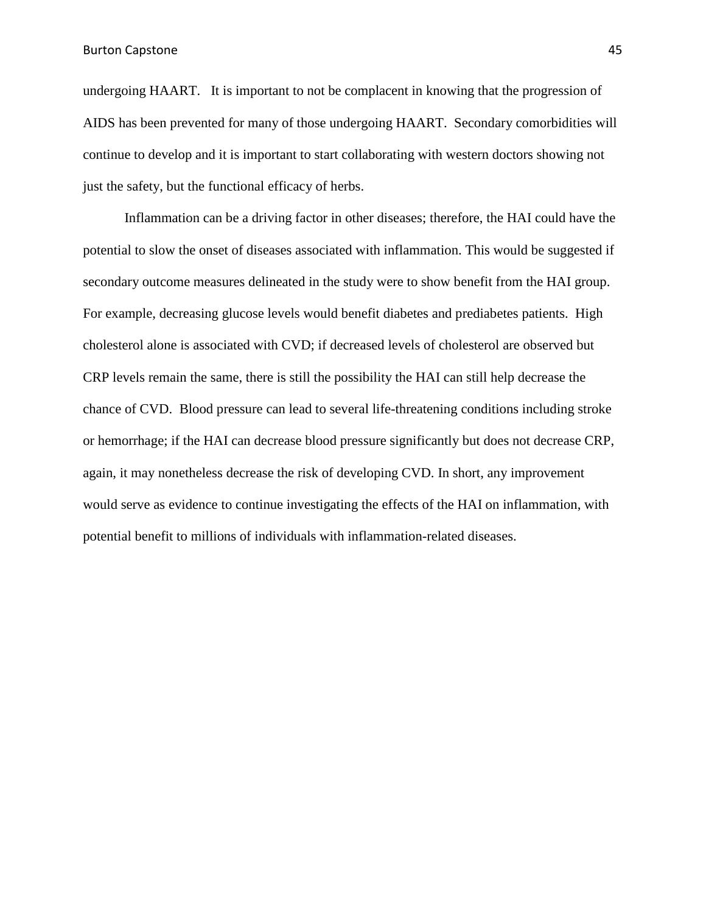undergoing HAART. It is important to not be complacent in knowing that the progression of AIDS has been prevented for many of those undergoing HAART. Secondary comorbidities will continue to develop and it is important to start collaborating with western doctors showing not just the safety, but the functional efficacy of herbs.

Inflammation can be a driving factor in other diseases; therefore, the HAI could have the potential to slow the onset of diseases associated with inflammation. This would be suggested if secondary outcome measures delineated in the study were to show benefit from the HAI group. For example, decreasing glucose levels would benefit diabetes and prediabetes patients. High cholesterol alone is associated with CVD; if decreased levels of cholesterol are observed but CRP levels remain the same, there is still the possibility the HAI can still help decrease the chance of CVD. Blood pressure can lead to several life-threatening conditions including stroke or hemorrhage; if the HAI can decrease blood pressure significantly but does not decrease CRP, again, it may nonetheless decrease the risk of developing CVD. In short, any improvement would serve as evidence to continue investigating the effects of the HAI on inflammation, with potential benefit to millions of individuals with inflammation-related diseases.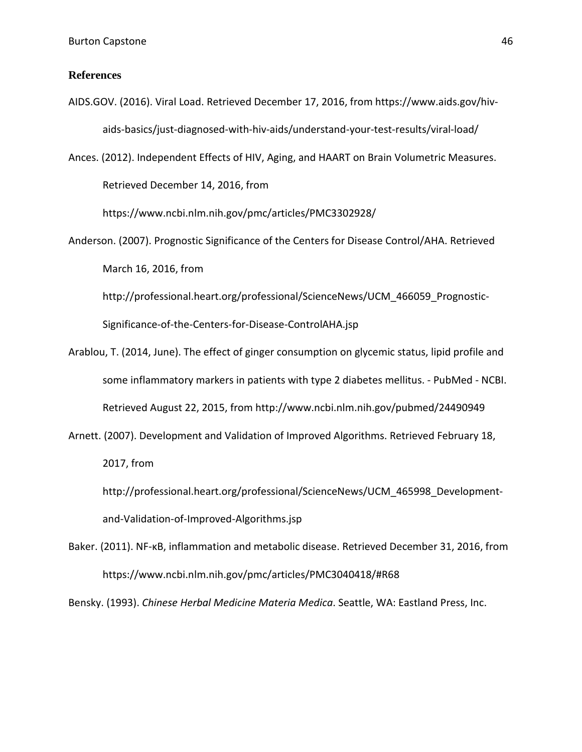## References

AIDS.GOV. (2016). Viral Load. Retrieved December 17, 2016, from https://www.aids.gov/hiv-aids-basics/just-diagnosed-with-hiv-aids/understand-your-test-results/viral-load/

Ances. (2012). Independent Effects of HIV, Aging, and HAART on Brain Volumetric Measures. Retrieved December 14, 2016, from https://www.ncbi.nlm.nih.gov/pmc/articles/PMC3302928/

Anderson. (2007). Prognostic Significance of the Centers for Disease Control/AHA. Retrieved March 16, 2016, from http://professional.heart.org/professional/ScienceNews/UCM_466059_Prognostic-Significance-of-the-Centers-for-Disease-ControlAHA.jsp

Arablou, T. (2014, June). The effect of ginger consumption on glycemic status, lipid profile and some inflammatory markers in patients with type 2 diabetes mellitus. - PubMed - NCBI. Retrieved August 22, 2015, from http://www.ncbi.nlm.nih.gov/pubmed/24490949

Arnett. (2007). Development and Validation of Improved Algorithms. Retrieved February 18, 2017, from http://professional.heart.org/professional/ScienceNews/UCM_465998_Development-and-Validation-of-Improved-Algorithms.jsp

Baker. (2011). NF-κB, inflammation and metabolic disease. Retrieved December 31, 2016, from https://www.ncbi.nlm.nih.gov/pmc/articles/PMC3040418/#R68

Bensky. (1993). *Chinese Herbal Medicine Materia Medica*. Seattle, WA: Eastland Press, Inc.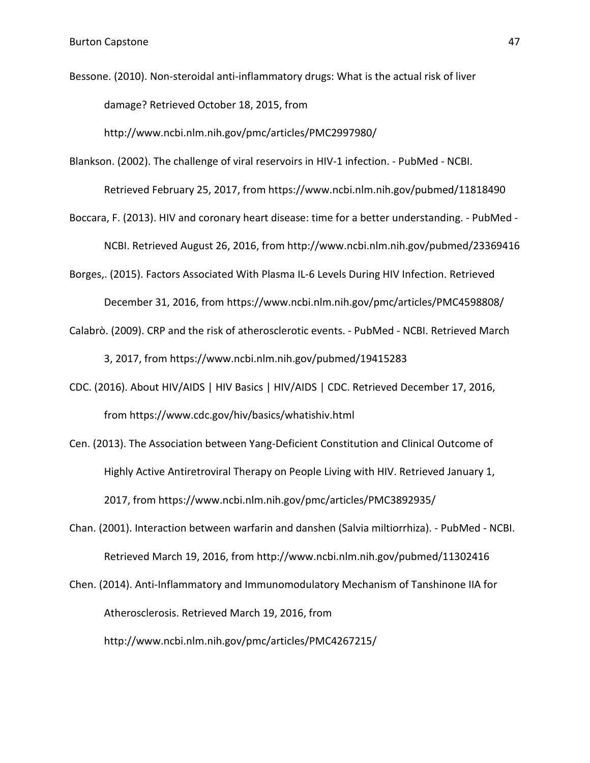Bessone. (2010). Non-steroidal anti-inflammatory drugs: What is the actual risk of liver damage? Retrieved October 18, 2015, from http://www.ncbi.nlm.nih.gov/pmc/articles/PMC2997980/

Blankson. (2002). The challenge of viral reservoirs in HIV-1 infection. - PubMed - NCBI. Retrieved February 25, 2017, from https://www.ncbi.nlm.nih.gov/pubmed/11818490

Boccara, F. (2013). HIV and coronary heart disease: time for a better understanding. - PubMed - NCBI. Retrieved August 26, 2016, from http://www.ncbi.nlm.nih.gov/pubmed/23369416

Borges,. (2015). Factors Associated With Plasma IL-6 Levels During HIV Infection. Retrieved December 31, 2016, from https://www.ncbi.nlm.nih.gov/pmc/articles/PMC4598808/

Calabrò. (2009). CRP and the risk of atherosclerotic events. - PubMed - NCBI. Retrieved March 3, 2017, from https://www.ncbi.nlm.nih.gov/pubmed/19415283

CDC. (2016). About HIV/AIDS | HIV Basics | HIV/AIDS | CDC. Retrieved December 17, 2016, from https://www.cdc.gov/hiv/basics/whatishiv.html

Cen. (2013). The Association between Yang-Deficient Constitution and Clinical Outcome of Highly Active Antiretroviral Therapy on People Living with HIV. Retrieved January 1, 2017, from https://www.ncbi.nlm.nih.gov/pmc/articles/PMC3892935/

Chan. (2001). Interaction between warfarin and danshen (Salvia miltiorrhiza). - PubMed - NCBI. Retrieved March 19, 2016, from http://www.ncbi.nlm.nih.gov/pubmed/11302416

Chen. (2014). Anti-Inflammatory and Immunomodulatory Mechanism of Tanshinone IIA for Atherosclerosis. Retrieved March 19, 2016, from http://www.ncbi.nlm.nih.gov/pmc/articles/PMC4267215/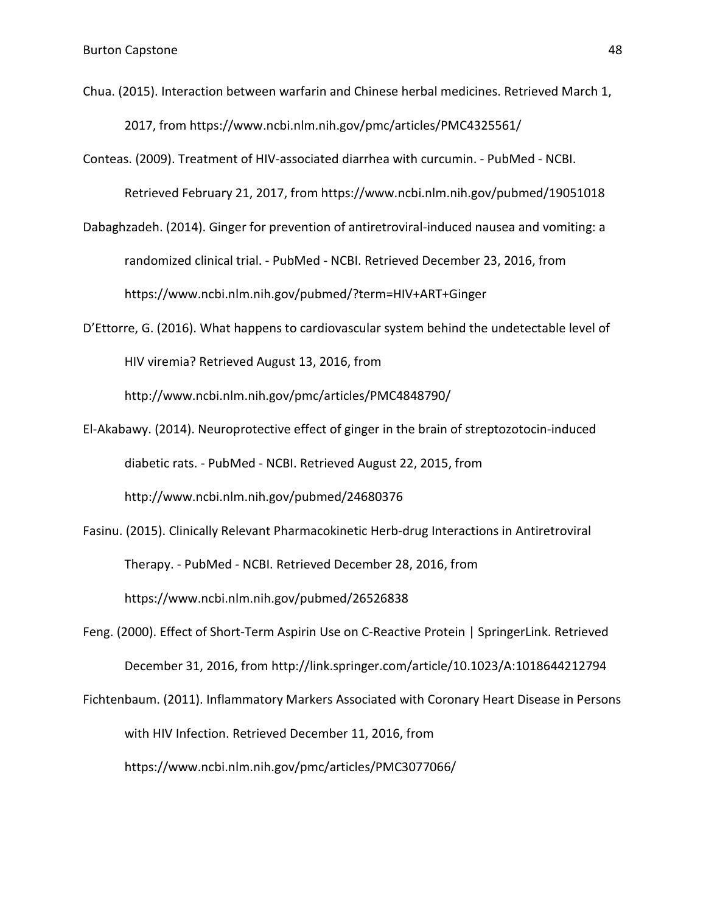Chua. (2015). Interaction between warfarin and Chinese herbal medicines. Retrieved March 1, 2017, from https://www.ncbi.nlm.nih.gov/pmc/articles/PMC4325561/

Conteas. (2009). Treatment of HIV-associated diarrhea with curcumin. - PubMed - NCBI. Retrieved February 21, 2017, from https://www.ncbi.nlm.nih.gov/pubmed/19051018

Dabaghzadeh. (2014). Ginger for prevention of antiretroviral-induced nausea and vomiting: a randomized clinical trial. - PubMed - NCBI. Retrieved December 23, 2016, from https://www.ncbi.nlm.nih.gov/pubmed/?term=HIV+ART+Ginger

D'Ettorre, G. (2016). What happens to cardiovascular system behind the undetectable level of HIV viremia? Retrieved August 13, 2016, from http://www.ncbi.nlm.nih.gov/pmc/articles/PMC4848790/

El-Akabawy. (2014). Neuroprotective effect of ginger in the brain of streptozotocin-induced diabetic rats. - PubMed - NCBI. Retrieved August 22, 2015, from http://www.ncbi.nlm.nih.gov/pubmed/24680376

Fasinu. (2015). Clinically Relevant Pharmacokinetic Herb-drug Interactions in Antiretroviral Therapy. - PubMed - NCBI. Retrieved December 28, 2016, from https://www.ncbi.nlm.nih.gov/pubmed/26526838

Feng. (2000). Effect of Short-Term Aspirin Use on C-Reactive Protein | SpringerLink. Retrieved December 31, 2016, from http://link.springer.com/article/10.1023/A:1018644212794

Fichtenbaum. (2011). Inflammatory Markers Associated with Coronary Heart Disease in Persons with HIV Infection. Retrieved December 11, 2016, from https://www.ncbi.nlm.nih.gov/pmc/articles/PMC3077066/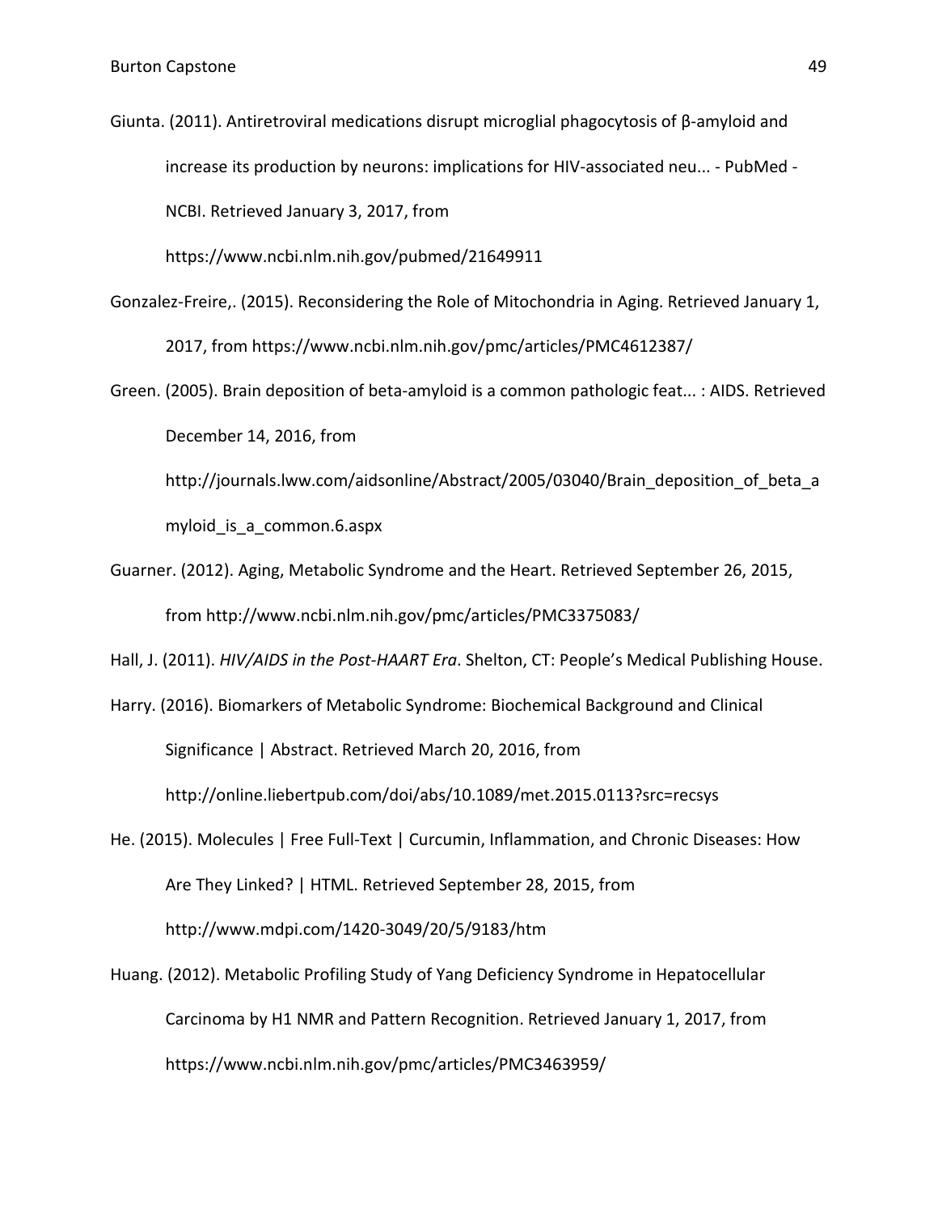Giunta. (2011). Antiretroviral medications disrupt microglial phagocytosis of β-amyloid and increase its production by neurons: implications for HIV-associated neu... - PubMed - NCBI. Retrieved January 3, 2017, from https://www.ncbi.nlm.nih.gov/pubmed/21649911

Gonzalez-Freire,. (2015). Reconsidering the Role of Mitochondria in Aging. Retrieved January 1, 2017, from https://www.ncbi.nlm.nih.gov/pmc/articles/PMC4612387/

Green. (2005). Brain deposition of beta-amyloid is a common pathologic feat... : AIDS. Retrieved December 14, 2016, from http://journals.lww.com/aidsonline/Abstract/2005/03040/Brain_deposition_of_beta_amyloid_is_a_common.6.aspx

Guarner. (2012). Aging, Metabolic Syndrome and the Heart. Retrieved September 26, 2015, from http://www.ncbi.nlm.nih.gov/pmc/articles/PMC3375083/

Hall, J. (2011). *HIV/AIDS in the Post-HAART Era*. Shelton, CT: People's Medical Publishing House.

Harry. (2016). Biomarkers of Metabolic Syndrome: Biochemical Background and Clinical Significance | Abstract. Retrieved March 20, 2016, from http://online.liebertpub.com/doi/abs/10.1089/met.2015.0113?src=recsys

He. (2015). Molecules | Free Full-Text | Curcumin, Inflammation, and Chronic Diseases: How Are They Linked? | HTML. Retrieved September 28, 2015, from http://www.mdpi.com/1420-3049/20/5/9183/htm

Huang. (2012). Metabolic Profiling Study of Yang Deficiency Syndrome in Hepatocellular Carcinoma by H1 NMR and Pattern Recognition. Retrieved January 1, 2017, from https://www.ncbi.nlm.nih.gov/pmc/articles/PMC3463959/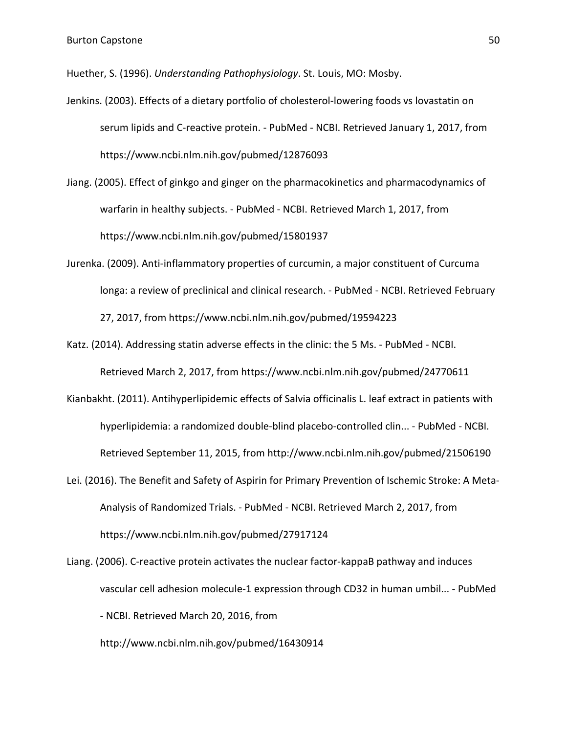Huether, S. (1996). *Understanding Pathophysiology*. St. Louis, MO: Mosby.

Jenkins. (2003). Effects of a dietary portfolio of cholesterol-lowering foods vs lovastatin on serum lipids and C-reactive protein. - PubMed - NCBI. Retrieved January 1, 2017, from https://www.ncbi.nlm.nih.gov/pubmed/12876093

Jiang. (2005). Effect of ginkgo and ginger on the pharmacokinetics and pharmacodynamics of warfarin in healthy subjects. - PubMed - NCBI. Retrieved March 1, 2017, from https://www.ncbi.nlm.nih.gov/pubmed/15801937

Jurenka. (2009). Anti-inflammatory properties of curcumin, a major constituent of Curcuma longa: a review of preclinical and clinical research. - PubMed - NCBI. Retrieved February 27, 2017, from https://www.ncbi.nlm.nih.gov/pubmed/19594223

Katz. (2014). Addressing statin adverse effects in the clinic: the 5 Ms. - PubMed - NCBI. Retrieved March 2, 2017, from https://www.ncbi.nlm.nih.gov/pubmed/24770611

Kianbakht. (2011). Antihyperlipidemic effects of Salvia officinalis L. leaf extract in patients with hyperlipidemia: a randomized double-blind placebo-controlled clin... - PubMed - NCBI. Retrieved September 11, 2015, from http://www.ncbi.nlm.nih.gov/pubmed/21506190

Lei. (2016). The Benefit and Safety of Aspirin for Primary Prevention of Ischemic Stroke: A Meta-Analysis of Randomized Trials. - PubMed - NCBI. Retrieved March 2, 2017, from https://www.ncbi.nlm.nih.gov/pubmed/27917124

Liang. (2006). C-reactive protein activates the nuclear factor-kappaB pathway and induces vascular cell adhesion molecule-1 expression through CD32 in human umbil... - PubMed - NCBI. Retrieved March 20, 2016, from http://www.ncbi.nlm.nih.gov/pubmed/16430914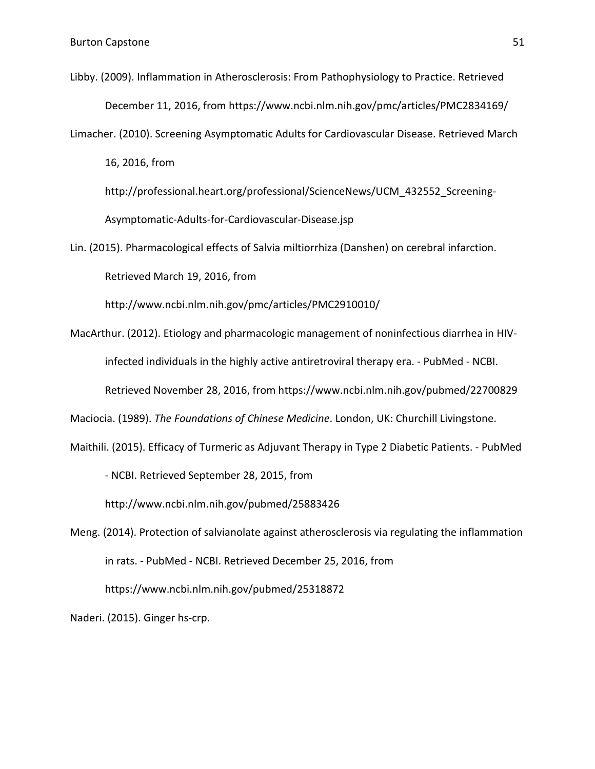Libby. (2009). Inflammation in Atherosclerosis: From Pathophysiology to Practice. Retrieved December 11, 2016, from https://www.ncbi.nlm.nih.gov/pmc/articles/PMC2834169/

Limacher. (2010). Screening Asymptomatic Adults for Cardiovascular Disease. Retrieved March 16, 2016, from http://professional.heart.org/professional/ScienceNews/UCM_432552_Screening-Asymptomatic-Adults-for-Cardiovascular-Disease.jsp

Lin. (2015). Pharmacological effects of Salvia miltiorrhiza (Danshen) on cerebral infarction. Retrieved March 19, 2016, from http://www.ncbi.nlm.nih.gov/pmc/articles/PMC2910010/

MacArthur. (2012). Etiology and pharmacologic management of noninfectious diarrhea in HIV-infected individuals in the highly active antiretroviral therapy era. - PubMed - NCBI. Retrieved November 28, 2016, from https://www.ncbi.nlm.nih.gov/pubmed/22700829

Maciocia. (1989). *The Foundations of Chinese Medicine*. London, UK: Churchill Livingstone.

Maithili. (2015). Efficacy of Turmeric as Adjuvant Therapy in Type 2 Diabetic Patients. - PubMed - NCBI. Retrieved September 28, 2015, from http://www.ncbi.nlm.nih.gov/pubmed/25883426

Meng. (2014). Protection of salvianolate against atherosclerosis via regulating the inflammation in rats. - PubMed - NCBI. Retrieved December 25, 2016, from https://www.ncbi.nlm.nih.gov/pubmed/25318872

Naderi. (2015). Ginger hs-crp.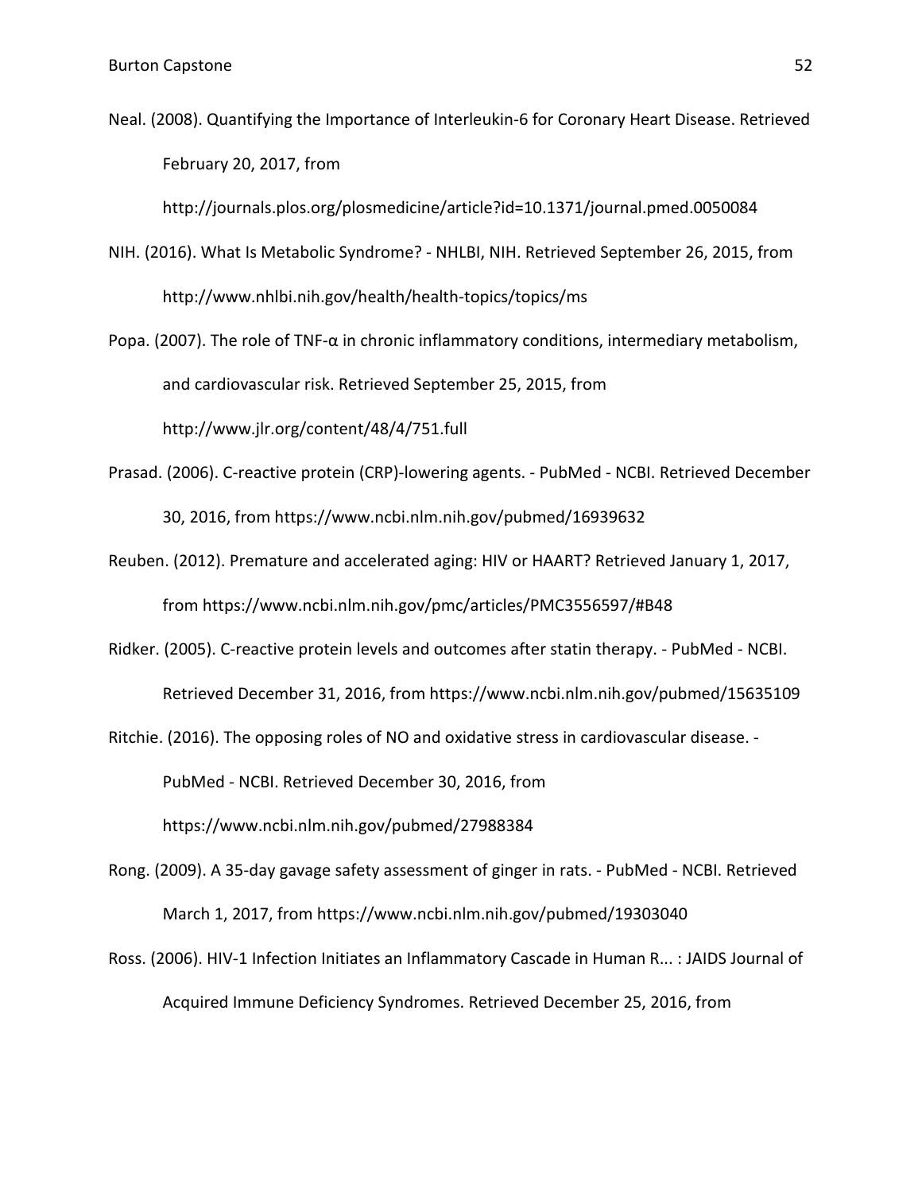Neal. (2008). Quantifying the Importance of Interleukin-6 for Coronary Heart Disease. Retrieved February 20, 2017, from http://journals.plos.org/plosmedicine/article?id=10.1371/journal.pmed.0050084

NIH. (2016). What Is Metabolic Syndrome? - NHLBI, NIH. Retrieved September 26, 2015, from http://www.nhlbi.nih.gov/health/health-topics/topics/ms

Popa. (2007). The role of TNF-α in chronic inflammatory conditions, intermediary metabolism, and cardiovascular risk. Retrieved September 25, 2015, from http://www.jlr.org/content/48/4/751.full

Prasad. (2006). C-reactive protein (CRP)-lowering agents. - PubMed - NCBI. Retrieved December 30, 2016, from https://www.ncbi.nlm.nih.gov/pubmed/16939632

Reuben. (2012). Premature and accelerated aging: HIV or HAART? Retrieved January 1, 2017, from https://www.ncbi.nlm.nih.gov/pmc/articles/PMC3556597/#B48

Ridker. (2005). C-reactive protein levels and outcomes after statin therapy. - PubMed - NCBI. Retrieved December 31, 2016, from https://www.ncbi.nlm.nih.gov/pubmed/15635109

Ritchie. (2016). The opposing roles of NO and oxidative stress in cardiovascular disease. - PubMed - NCBI. Retrieved December 30, 2016, from https://www.ncbi.nlm.nih.gov/pubmed/27988384

Rong. (2009). A 35-day gavage safety assessment of ginger in rats. - PubMed - NCBI. Retrieved March 1, 2017, from https://www.ncbi.nlm.nih.gov/pubmed/19303040

Ross. (2006). HIV-1 Infection Initiates an Inflammatory Cascade in Human R... : JAIDS Journal of Acquired Immune Deficiency Syndromes. Retrieved December 25, 2016, from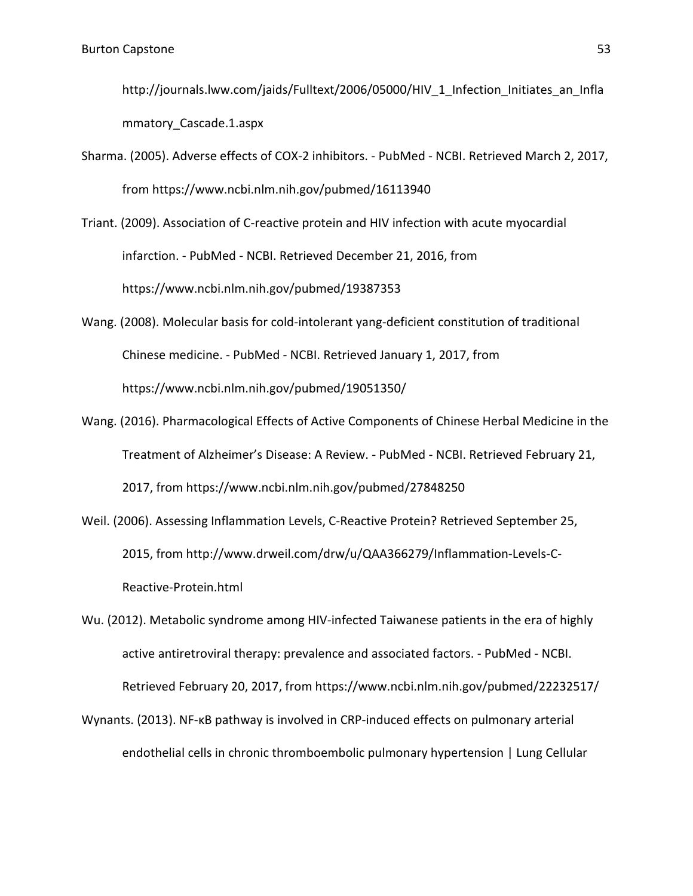http://journals.lww.com/jaids/Fulltext/2006/05000/HIV_1_Infection_Initiates_an_Inflammatory_Cascade.1.aspx

Sharma. (2005). Adverse effects of COX-2 inhibitors. - PubMed - NCBI. Retrieved March 2, 2017, from https://www.ncbi.nlm.nih.gov/pubmed/16113940

Triant. (2009). Association of C-reactive protein and HIV infection with acute myocardial infarction. - PubMed - NCBI. Retrieved December 21, 2016, from https://www.ncbi.nlm.nih.gov/pubmed/19387353

Wang. (2008). Molecular basis for cold-intolerant yang-deficient constitution of traditional Chinese medicine. - PubMed - NCBI. Retrieved January 1, 2017, from https://www.ncbi.nlm.nih.gov/pubmed/19051350/

Wang. (2016). Pharmacological Effects of Active Components of Chinese Herbal Medicine in the Treatment of Alzheimer's Disease: A Review. - PubMed - NCBI. Retrieved February 21, 2017, from https://www.ncbi.nlm.nih.gov/pubmed/27848250

Weil. (2006). Assessing Inflammation Levels, C-Reactive Protein? Retrieved September 25, 2015, from http://www.drweil.com/drw/u/QAA366279/Inflammation-Levels-C-Reactive-Protein.html

Wu. (2012). Metabolic syndrome among HIV-infected Taiwanese patients in the era of highly active antiretroviral therapy: prevalence and associated factors. - PubMed - NCBI. Retrieved February 20, 2017, from https://www.ncbi.nlm.nih.gov/pubmed/22232517/

Wynants. (2013). NF-κB pathway is involved in CRP-induced effects on pulmonary arterial endothelial cells in chronic thromboembolic pulmonary hypertension | Lung Cellular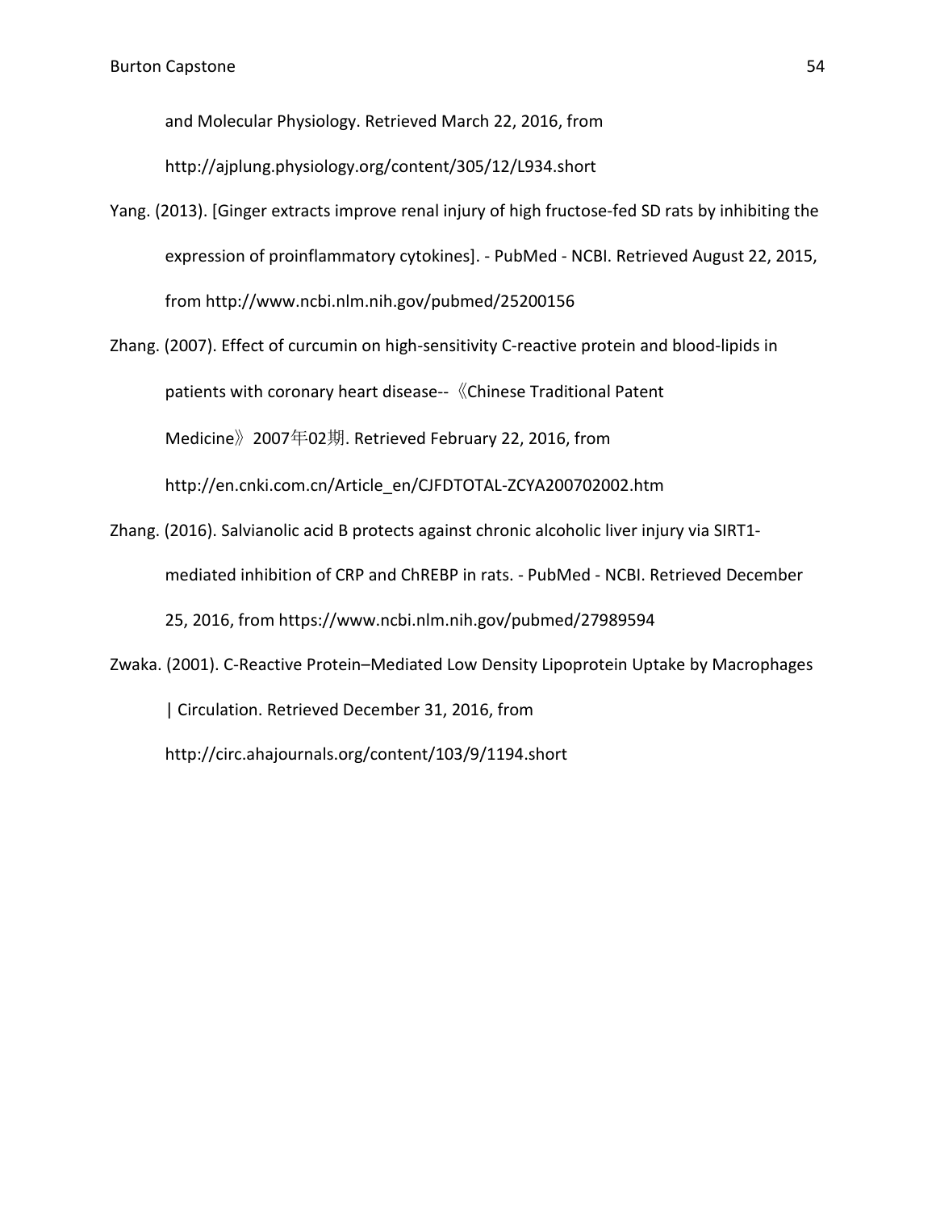and Molecular Physiology. Retrieved March 22, 2016, from http://ajplung.physiology.org/content/305/12/L934.short

Yang. (2013). [Ginger extracts improve renal injury of high fructose-fed SD rats by inhibiting the expression of proinflammatory cytokines]. - PubMed - NCBI. Retrieved August 22, 2015, from http://www.ncbi.nlm.nih.gov/pubmed/25200156

Zhang. (2007). Effect of curcumin on high-sensitivity C-reactive protein and blood-lipids in patients with coronary heart disease--《Chinese Traditional Patent Medicine》2007年02期. Retrieved February 22, 2016, from http://en.cnki.com.cn/Article_en/CJFDTOTAL-ZCYA200702002.htm

Zhang. (2016). Salvianolic acid B protects against chronic alcoholic liver injury via SIRT1-mediated inhibition of CRP and ChREBP in rats. - PubMed - NCBI. Retrieved December 25, 2016, from https://www.ncbi.nlm.nih.gov/pubmed/27989594

Zwaka. (2001). C-Reactive Protein–Mediated Low Density Lipoprotein Uptake by Macrophages | Circulation. Retrieved December 31, 2016, from http://circ.ahajournals.org/content/103/9/1194.short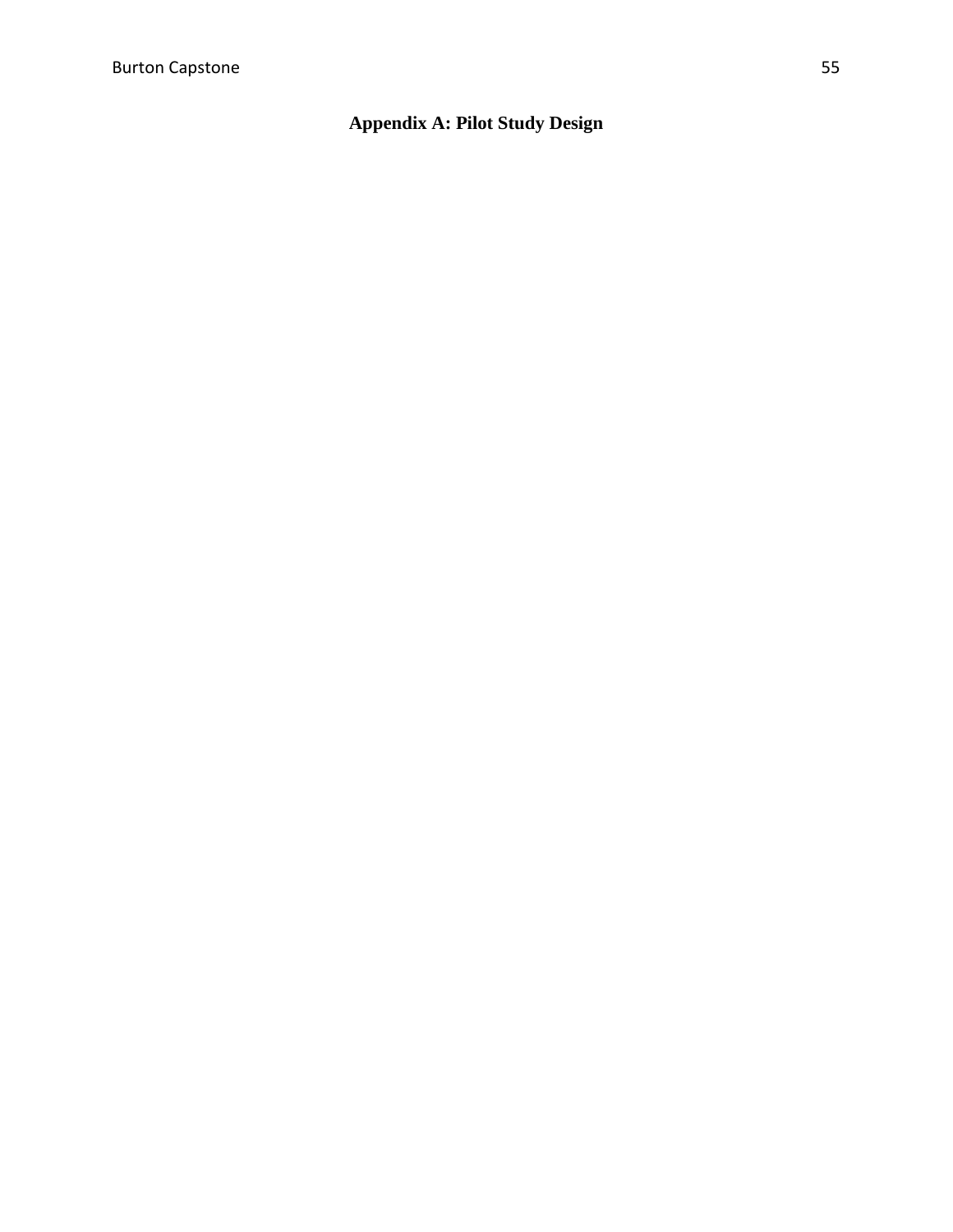# Appendix A: Pilot Study Design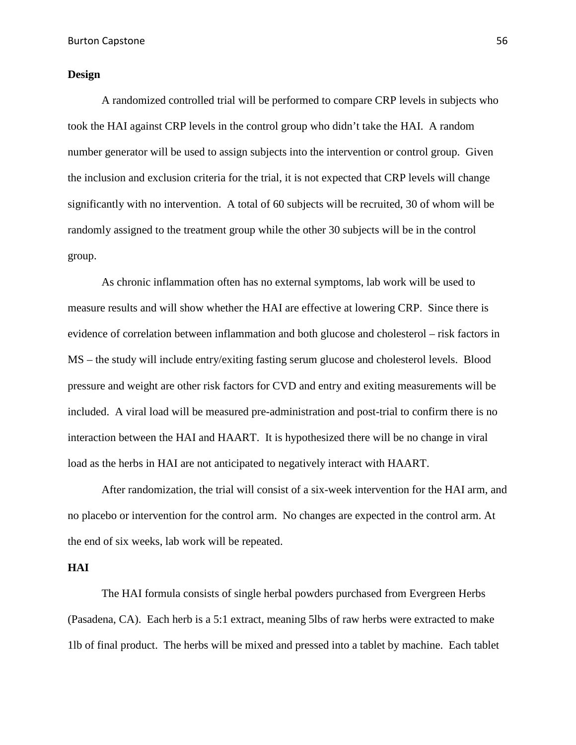**Design**

A randomized controlled trial will be performed to compare CRP levels in subjects who took the HAI against CRP levels in the control group who didn't take the HAI. A random number generator will be used to assign subjects into the intervention or control group. Given the inclusion and exclusion criteria for the trial, it is not expected that CRP levels will change significantly with no intervention. A total of 60 subjects will be recruited, 30 of whom will be randomly assigned to the treatment group while the other 30 subjects will be in the control group.

As chronic inflammation often has no external symptoms, lab work will be used to measure results and will show whether the HAI are effective at lowering CRP. Since there is evidence of correlation between inflammation and both glucose and cholesterol – risk factors in MS – the study will include entry/exiting fasting serum glucose and cholesterol levels. Blood pressure and weight are other risk factors for CVD and entry and exiting measurements will be included. A viral load will be measured pre-administration and post-trial to confirm there is no interaction between the HAI and HAART. It is hypothesized there will be no change in viral load as the herbs in HAI are not anticipated to negatively interact with HAART.

After randomization, the trial will consist of a six-week intervention for the HAI arm, and no placebo or intervention for the control arm. No changes are expected in the control arm. At the end of six weeks, lab work will be repeated.

**HAI**

The HAI formula consists of single herbal powders purchased from Evergreen Herbs (Pasadena, CA). Each herb is a 5:1 extract, meaning 5lbs of raw herbs were extracted to make 1lb of final product. The herbs will be mixed and pressed into a tablet by machine. Each tablet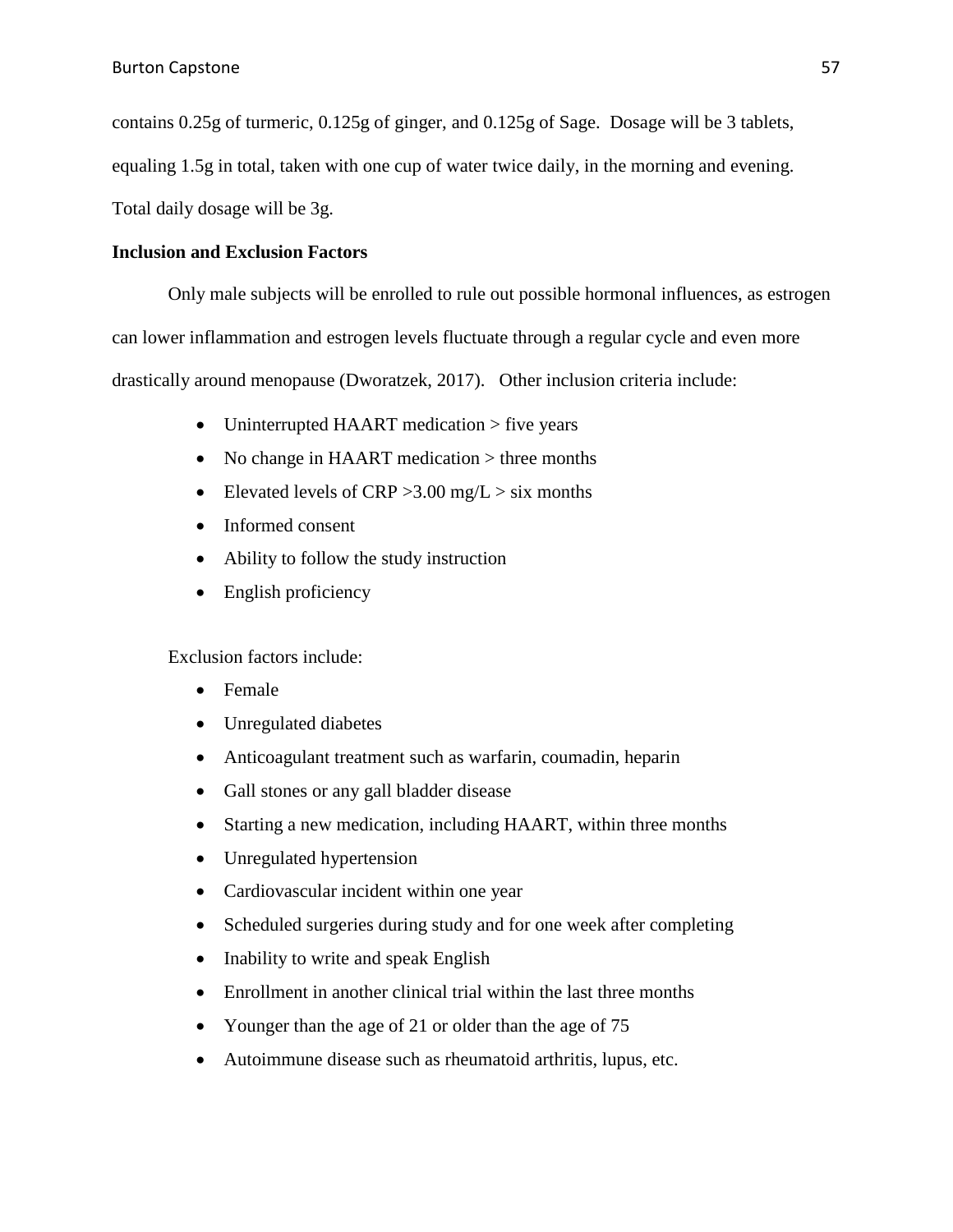contains 0.25g of turmeric, 0.125g of ginger, and 0.125g of Sage. Dosage will be 3 tablets, equaling 1.5g in total, taken with one cup of water twice daily, in the morning and evening. Total daily dosage will be 3g.

**Inclusion and Exclusion Factors**

Only male subjects will be enrolled to rule out possible hormonal influences, as estrogen can lower inflammation and estrogen levels fluctuate through a regular cycle and even more drastically around menopause (Dworatzek, 2017). Other inclusion criteria include:

- Uninterrupted HAART medication > five years
- No change in HAART medication > three months
- Elevated levels of CRP >3.00 mg/L > six months
- Informed consent
- Ability to follow the study instruction
- English proficiency

Exclusion factors include:

- Female
- Unregulated diabetes
- Anticoagulant treatment such as warfarin, coumadin, heparin
- Gall stones or any gall bladder disease
- Starting a new medication, including HAART, within three months
- Unregulated hypertension
- Cardiovascular incident within one year
- Scheduled surgeries during study and for one week after completing
- Inability to write and speak English
- Enrollment in another clinical trial within the last three months
- Younger than the age of 21 or older than the age of 75
- Autoimmune disease such as rheumatoid arthritis, lupus, etc.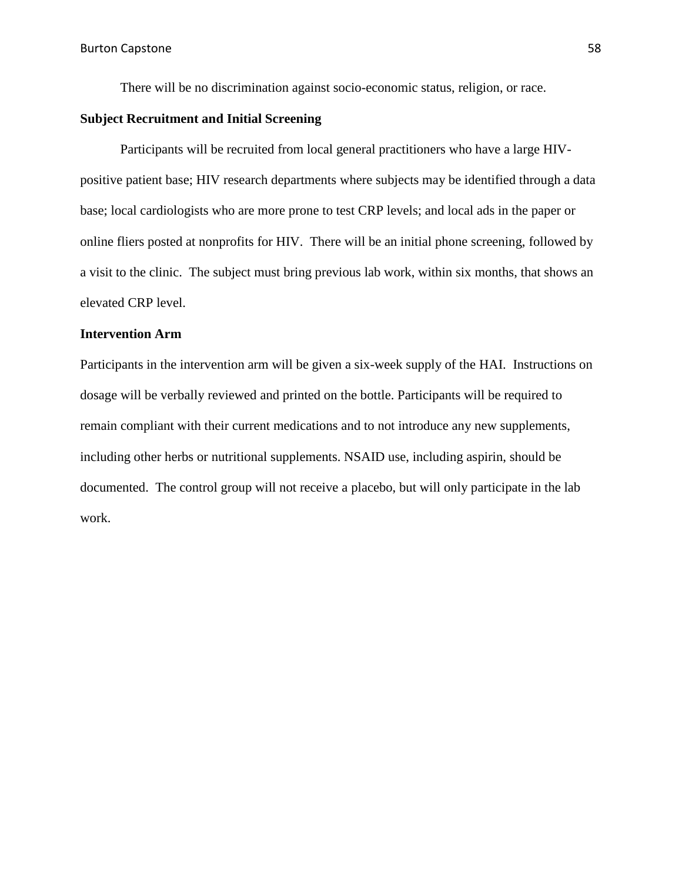There will be no discrimination against socio-economic status, religion, or race.

**Subject Recruitment and Initial Screening**

Participants will be recruited from local general practitioners who have a large HIV-positive patient base; HIV research departments where subjects may be identified through a data base; local cardiologists who are more prone to test CRP levels; and local ads in the paper or online fliers posted at nonprofits for HIV. There will be an initial phone screening, followed by a visit to the clinic. The subject must bring previous lab work, within six months, that shows an elevated CRP level.

**Intervention Arm**

Participants in the intervention arm will be given a six-week supply of the HAI. Instructions on dosage will be verbally reviewed and printed on the bottle. Participants will be required to remain compliant with their current medications and to not introduce any new supplements, including other herbs or nutritional supplements. NSAID use, including aspirin, should be documented. The control group will not receive a placebo, but will only participate in the lab work.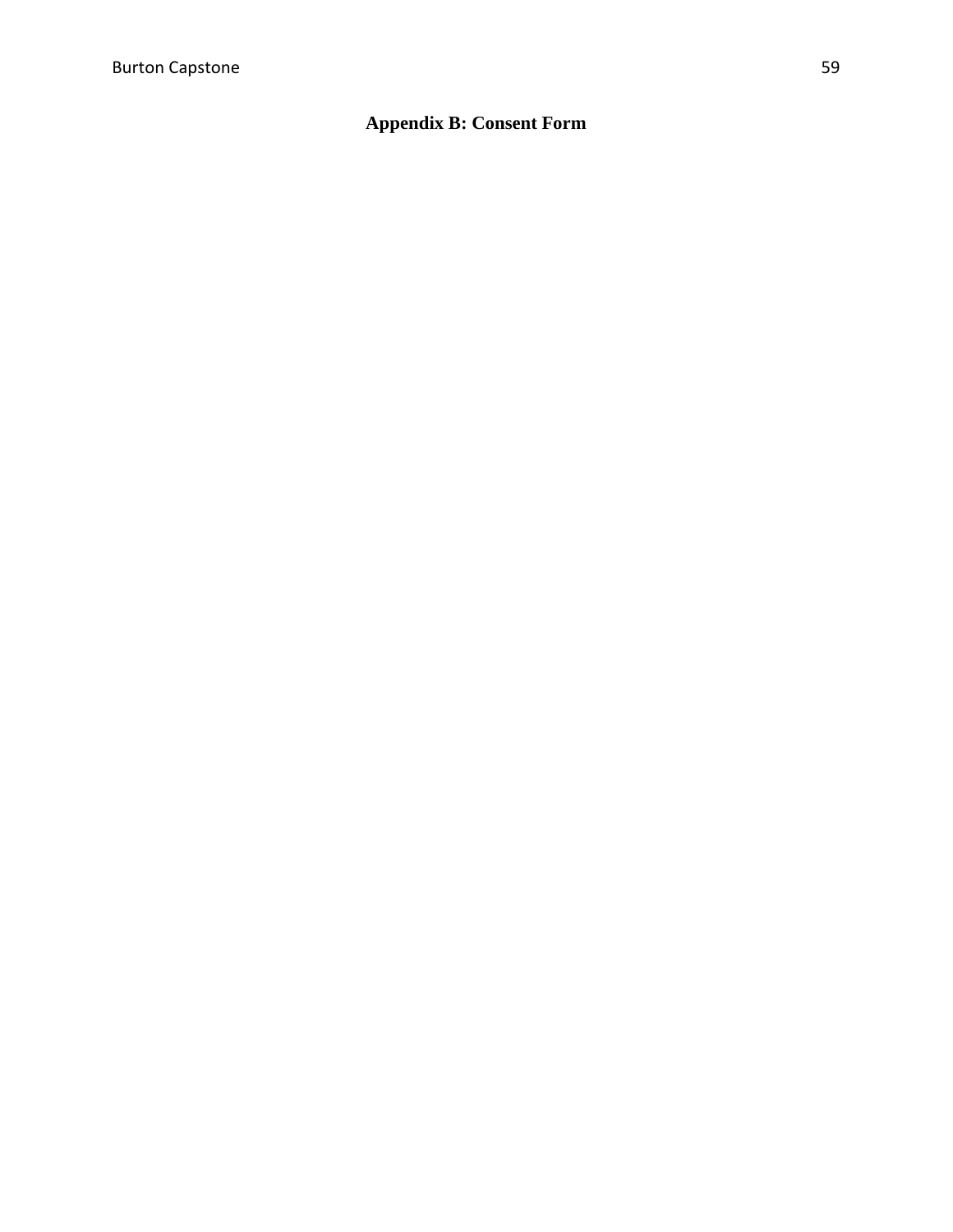## Appendix B: Consent Form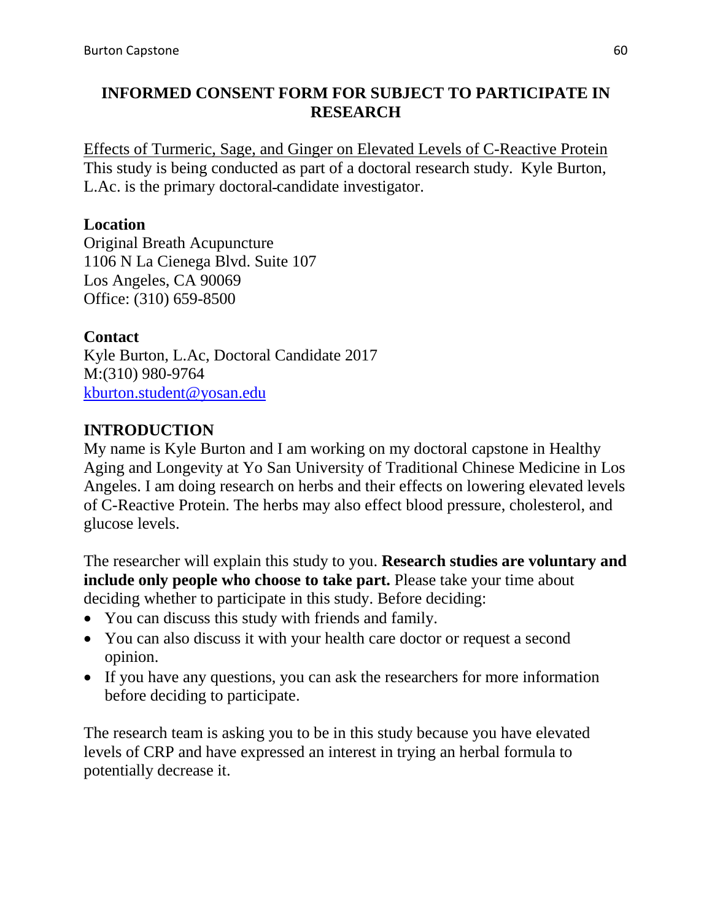**INFORMED CONSENT FORM FOR SUBJECT TO PARTICIPATE IN RESEARCH**

Effects of Turmeric, Sage, and Ginger on Elevated Levels of C-Reactive Protein
This study is being conducted as part of a doctoral research study. Kyle Burton, L.Ac. is the primary doctoral-candidate investigator.

**Location**
Original Breath Acupuncture
1106 N La Cienega Blvd. Suite 107
Los Angeles, CA 90069
Office: (310) 659-8500

**Contact**
Kyle Burton, L.Ac, Doctoral Candidate 2017
M:(310) 980-9764
kburton.student@yosan.edu

**INTRODUCTION**
My name is Kyle Burton and I am working on my doctoral capstone in Healthy Aging and Longevity at Yo San University of Traditional Chinese Medicine in Los Angeles. I am doing research on herbs and their effects on lowering elevated levels of C-Reactive Protein. The herbs may also effect blood pressure, cholesterol, and glucose levels.

The researcher will explain this study to you. **Research studies are voluntary and include only people who choose to take part.** Please take your time about deciding whether to participate in this study. Before deciding:

- You can discuss this study with friends and family.
- You can also discuss it with your health care doctor or request a second opinion.
- If you have any questions, you can ask the researchers for more information before deciding to participate.

The research team is asking you to be in this study because you have elevated levels of CRP and have expressed an interest in trying an herbal formula to potentially decrease it.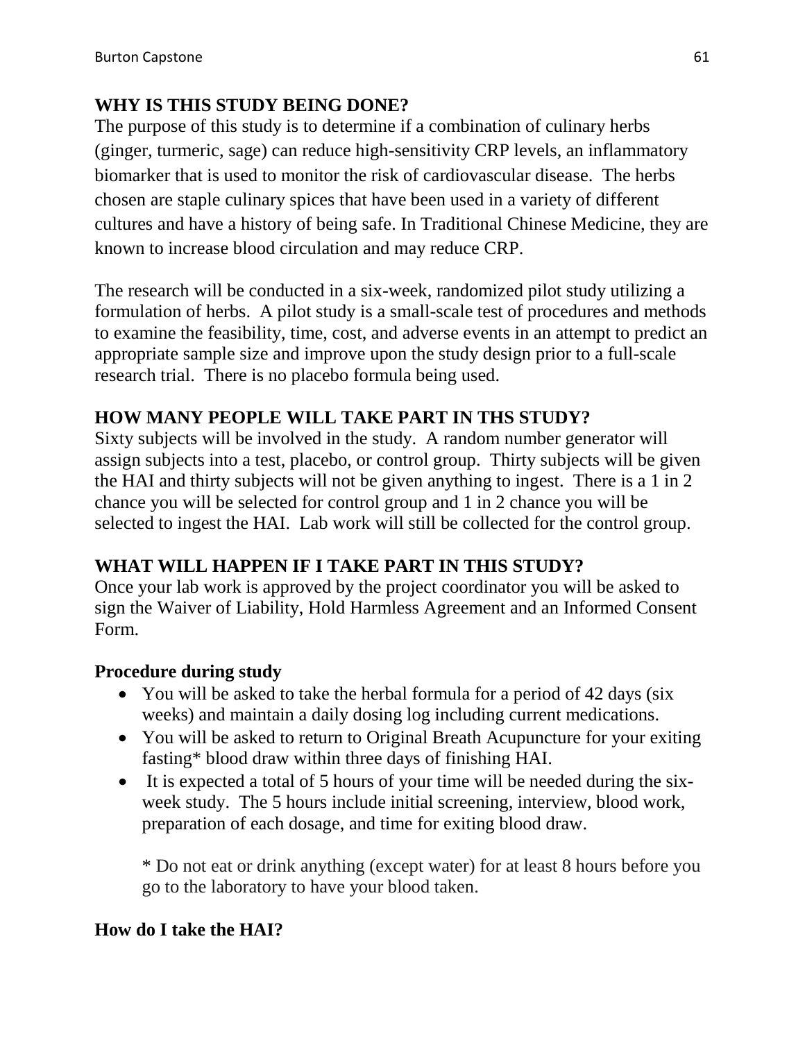## WHY IS THIS STUDY BEING DONE?

The purpose of this study is to determine if a combination of culinary herbs (ginger, turmeric, sage) can reduce high-sensitivity CRP levels, an inflammatory biomarker that is used to monitor the risk of cardiovascular disease. The herbs chosen are staple culinary spices that have been used in a variety of different cultures and have a history of being safe. In Traditional Chinese Medicine, they are known to increase blood circulation and may reduce CRP.

The research will be conducted in a six-week, randomized pilot study utilizing a formulation of herbs. A pilot study is a small-scale test of procedures and methods to examine the feasibility, time, cost, and adverse events in an attempt to predict an appropriate sample size and improve upon the study design prior to a full-scale research trial. There is no placebo formula being used.

## HOW MANY PEOPLE WILL TAKE PART IN THS STUDY?

Sixty subjects will be involved in the study. A random number generator will assign subjects into a test, placebo, or control group. Thirty subjects will be given the HAI and thirty subjects will not be given anything to ingest. There is a 1 in 2 chance you will be selected for control group and 1 in 2 chance you will be selected to ingest the HAI. Lab work will still be collected for the control group.

## WHAT WILL HAPPEN IF I TAKE PART IN THIS STUDY?

Once your lab work is approved by the project coordinator you will be asked to sign the Waiver of Liability, Hold Harmless Agreement and an Informed Consent Form.

### Procedure during study

- You will be asked to take the herbal formula for a period of 42 days (six weeks) and maintain a daily dosing log including current medications.
- You will be asked to return to Original Breath Acupuncture for your exiting fasting* blood draw within three days of finishing HAI.
- It is expected a total of 5 hours of your time will be needed during the six-week study. The 5 hours include initial screening, interview, blood work, preparation of each dosage, and time for exiting blood draw.

  * Do not eat or drink anything (except water) for at least 8 hours before you go to the laboratory to have your blood taken.

### How do I take the HAI?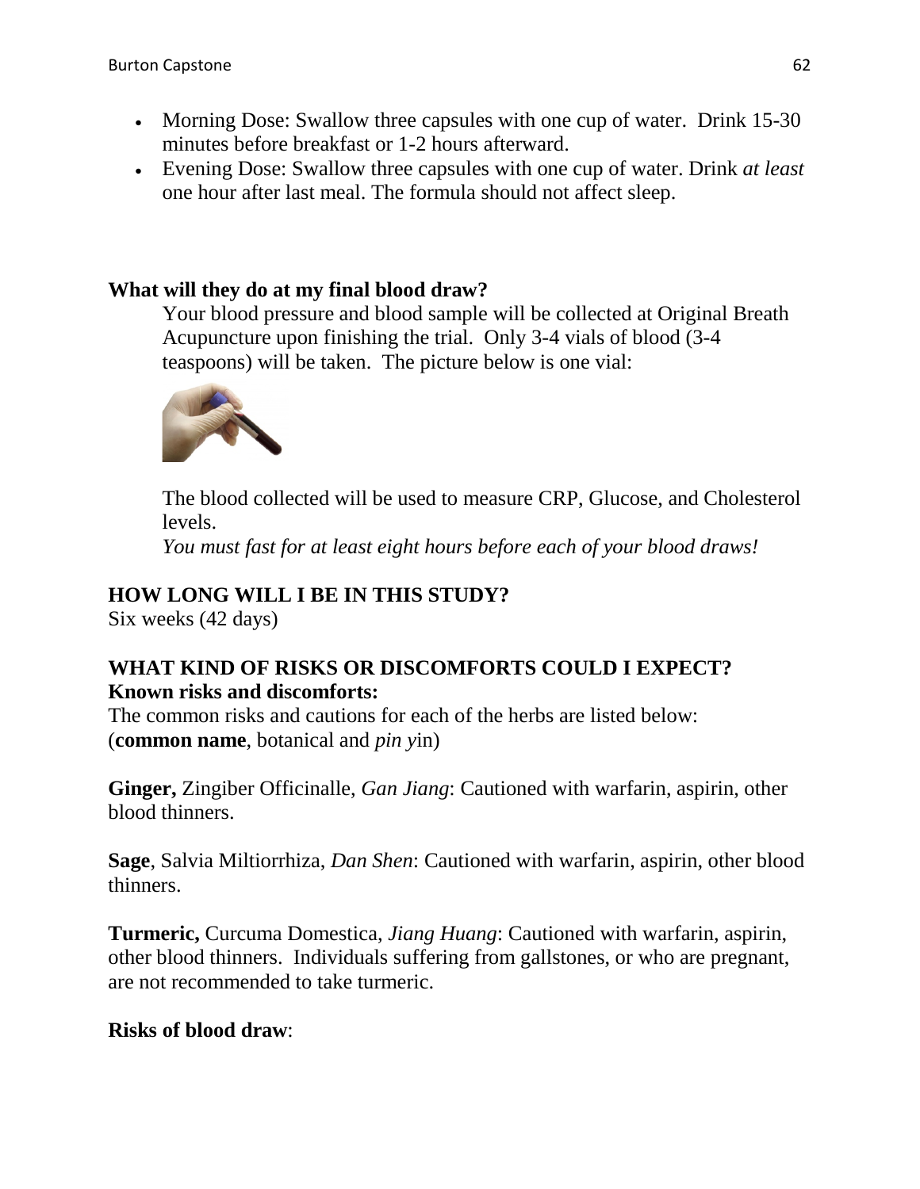- Morning Dose: Swallow three capsules with one cup of water. Drink 15-30 minutes before breakfast or 1-2 hours afterward.
- Evening Dose: Swallow three capsules with one cup of water. Drink *at least* one hour after last meal. The formula should not affect sleep.

**What will they do at my final blood draw?**

Your blood pressure and blood sample will be collected at Original Breath Acupuncture upon finishing the trial. Only 3-4 vials of blood (3-4 teaspoons) will be taken. The picture below is one vial:

The blood collected will be used to measure CRP, Glucose, and Cholesterol levels.

*You must fast for at least eight hours before each of your blood draws!*

**HOW LONG WILL I BE IN THIS STUDY?**

Six weeks (42 days)

**WHAT KIND OF RISKS OR DISCOMFORTS COULD I EXPECT?**

**Known risks and discomforts:**

The common risks and cautions for each of the herbs are listed below: (**common name**, botanical and *pin y*in)

**Ginger,** Zingiber Officinalle, *Gan Jiang*: Cautioned with warfarin, aspirin, other blood thinners.

**Sage**, Salvia Miltiorrhiza, *Dan Shen*: Cautioned with warfarin, aspirin, other blood thinners.

**Turmeric,** Curcuma Domestica, *Jiang Huang*: Cautioned with warfarin, aspirin, other blood thinners. Individuals suffering from gallstones, or who are pregnant, are not recommended to take turmeric.

**Risks of blood draw**: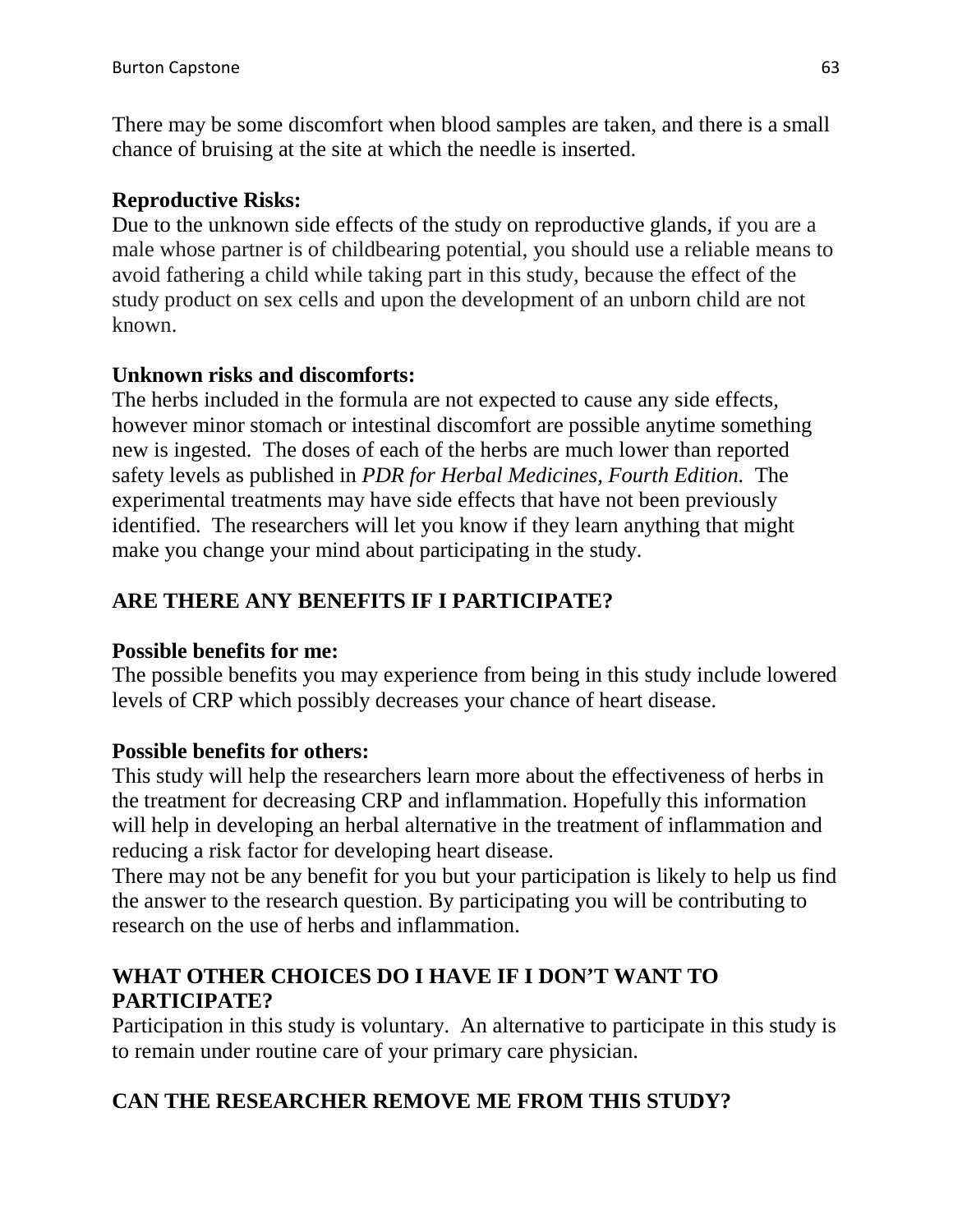There may be some discomfort when blood samples are taken, and there is a small chance of bruising at the site at which the needle is inserted.

**Reproductive Risks:**
Due to the unknown side effects of the study on reproductive glands, if you are a male whose partner is of childbearing potential, you should use a reliable means to avoid fathering a child while taking part in this study, because the effect of the study product on sex cells and upon the development of an unborn child are not known.

**Unknown risks and discomforts:**
The herbs included in the formula are not expected to cause any side effects, however minor stomach or intestinal discomfort are possible anytime something new is ingested. The doses of each of the herbs are much lower than reported safety levels as published in *PDR for Herbal Medicines, Fourth Edition.* The experimental treatments may have side effects that have not been previously identified. The researchers will let you know if they learn anything that might make you change your mind about participating in the study.

## ARE THERE ANY BENEFITS IF I PARTICIPATE?

**Possible benefits for me:**
The possible benefits you may experience from being in this study include lowered levels of CRP which possibly decreases your chance of heart disease.

**Possible benefits for others:**
This study will help the researchers learn more about the effectiveness of herbs in the treatment for decreasing CRP and inflammation. Hopefully this information will help in developing an herbal alternative in the treatment of inflammation and reducing a risk factor for developing heart disease.
There may not be any benefit for you but your participation is likely to help us find the answer to the research question. By participating you will be contributing to research on the use of herbs and inflammation.

## WHAT OTHER CHOICES DO I HAVE IF I DON'T WANT TO PARTICIPATE?

Participation in this study is voluntary. An alternative to participate in this study is to remain under routine care of your primary care physician.

## CAN THE RESEARCHER REMOVE ME FROM THIS STUDY?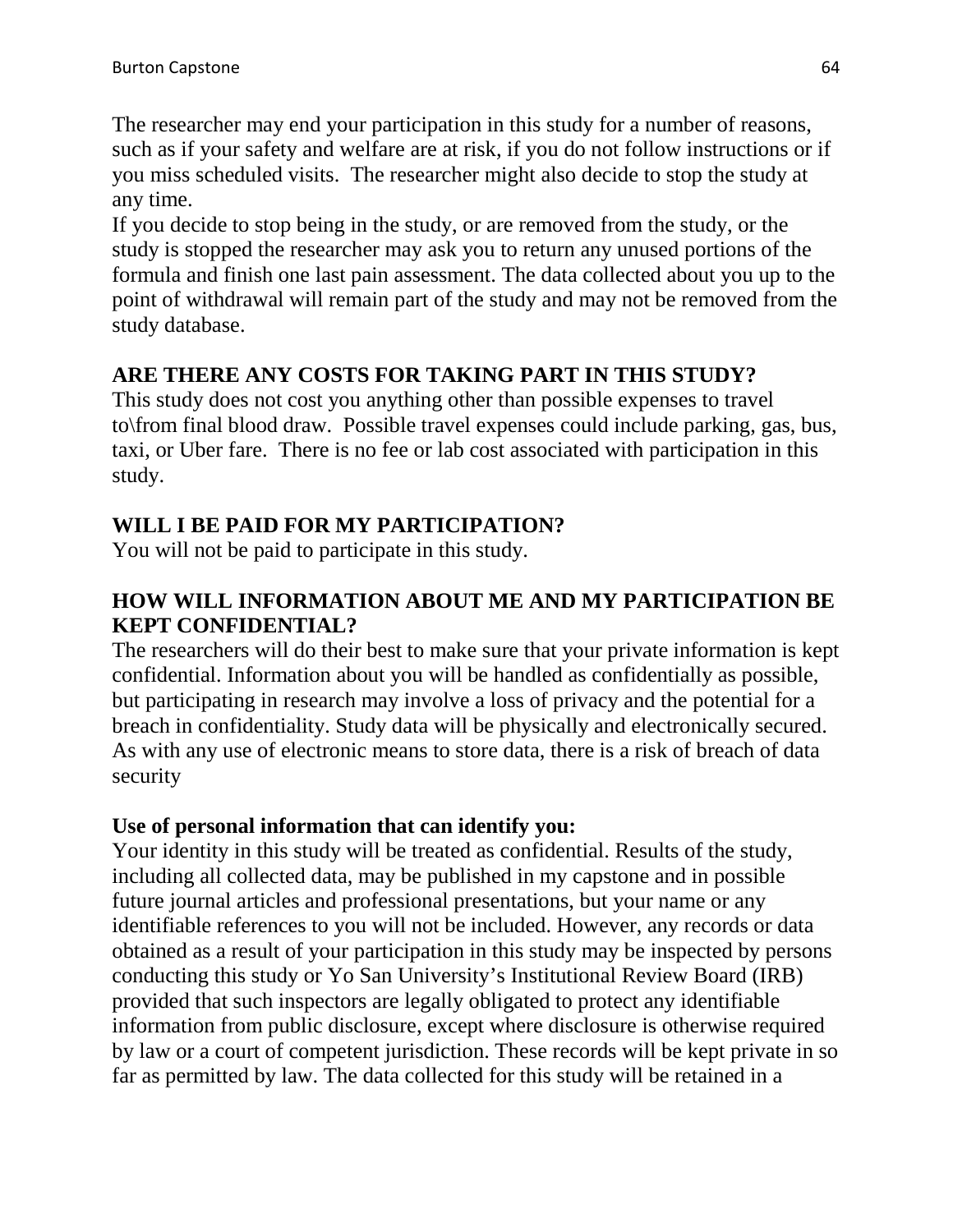The researcher may end your participation in this study for a number of reasons, such as if your safety and welfare are at risk, if you do not follow instructions or if you miss scheduled visits. The researcher might also decide to stop the study at any time.

If you decide to stop being in the study, or are removed from the study, or the study is stopped the researcher may ask you to return any unused portions of the formula and finish one last pain assessment. The data collected about you up to the point of withdrawal will remain part of the study and may not be removed from the study database.

**ARE THERE ANY COSTS FOR TAKING PART IN THIS STUDY?**

This study does not cost you anything other than possible expenses to travel to\from final blood draw. Possible travel expenses could include parking, gas, bus, taxi, or Uber fare. There is no fee or lab cost associated with participation in this study.

**WILL I BE PAID FOR MY PARTICIPATION?**

You will not be paid to participate in this study.

**HOW WILL INFORMATION ABOUT ME AND MY PARTICIPATION BE KEPT CONFIDENTIAL?**

The researchers will do their best to make sure that your private information is kept confidential. Information about you will be handled as confidentially as possible, but participating in research may involve a loss of privacy and the potential for a breach in confidentiality. Study data will be physically and electronically secured. As with any use of electronic means to store data, there is a risk of breach of data security

**Use of personal information that can identify you:**

Your identity in this study will be treated as confidential. Results of the study, including all collected data, may be published in my capstone and in possible future journal articles and professional presentations, but your name or any identifiable references to you will not be included. However, any records or data obtained as a result of your participation in this study may be inspected by persons conducting this study or Yo San University's Institutional Review Board (IRB) provided that such inspectors are legally obligated to protect any identifiable information from public disclosure, except where disclosure is otherwise required by law or a court of competent jurisdiction. These records will be kept private in so far as permitted by law. The data collected for this study will be retained in a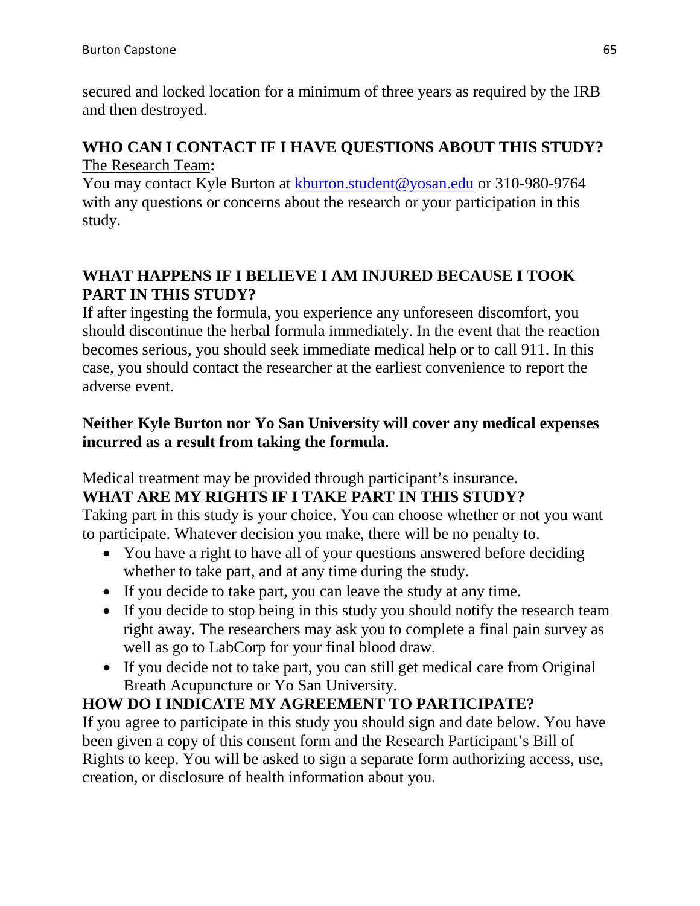secured and locked location for a minimum of three years as required by the IRB and then destroyed.

**WHO CAN I CONTACT IF I HAVE QUESTIONS ABOUT THIS STUDY?**

The Research Team**:**

You may contact Kyle Burton at kburton.student@yosan.edu or 310-980-9764 with any questions or concerns about the research or your participation in this study.

**WHAT HAPPENS IF I BELIEVE I AM INJURED BECAUSE I TOOK PART IN THIS STUDY?**

If after ingesting the formula, you experience any unforeseen discomfort, you should discontinue the herbal formula immediately. In the event that the reaction becomes serious, you should seek immediate medical help or to call 911. In this case, you should contact the researcher at the earliest convenience to report the adverse event.

**Neither Kyle Burton nor Yo San University will cover any medical expenses incurred as a result from taking the formula.**

Medical treatment may be provided through participant's insurance.

**WHAT ARE MY RIGHTS IF I TAKE PART IN THIS STUDY?**

Taking part in this study is your choice. You can choose whether or not you want to participate. Whatever decision you make, there will be no penalty to.

- You have a right to have all of your questions answered before deciding whether to take part, and at any time during the study.
- If you decide to take part, you can leave the study at any time.
- If you decide to stop being in this study you should notify the research team right away. The researchers may ask you to complete a final pain survey as well as go to LabCorp for your final blood draw.
- If you decide not to take part, you can still get medical care from Original Breath Acupuncture or Yo San University.

**HOW DO I INDICATE MY AGREEMENT TO PARTICIPATE?**

If you agree to participate in this study you should sign and date below. You have been given a copy of this consent form and the Research Participant's Bill of Rights to keep. You will be asked to sign a separate form authorizing access, use, creation, or disclosure of health information about you.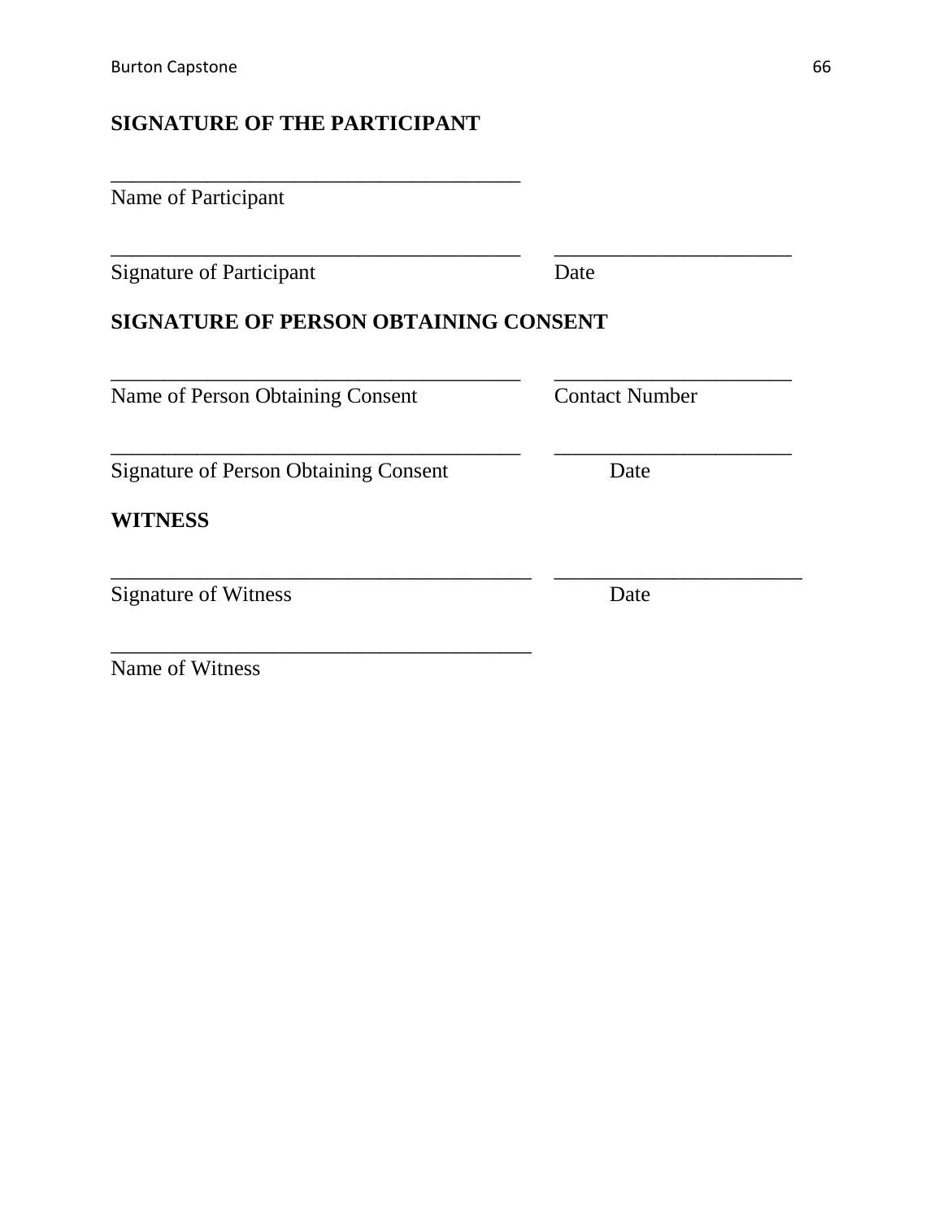**SIGNATURE OF THE PARTICIPANT**

_______________________________________
Name of Participant

_______________________________________ ______________________
Signature of Participant Date

**SIGNATURE OF PERSON OBTAINING CONSENT**

_______________________________________ ______________________
Name of Person Obtaining Consent Contact Number

_______________________________________ ______________________
Signature of Person Obtaining Consent Date

**WITNESS**

________________________________________ ______________________
Signature of Witness Date

________________________________________
Name of Witness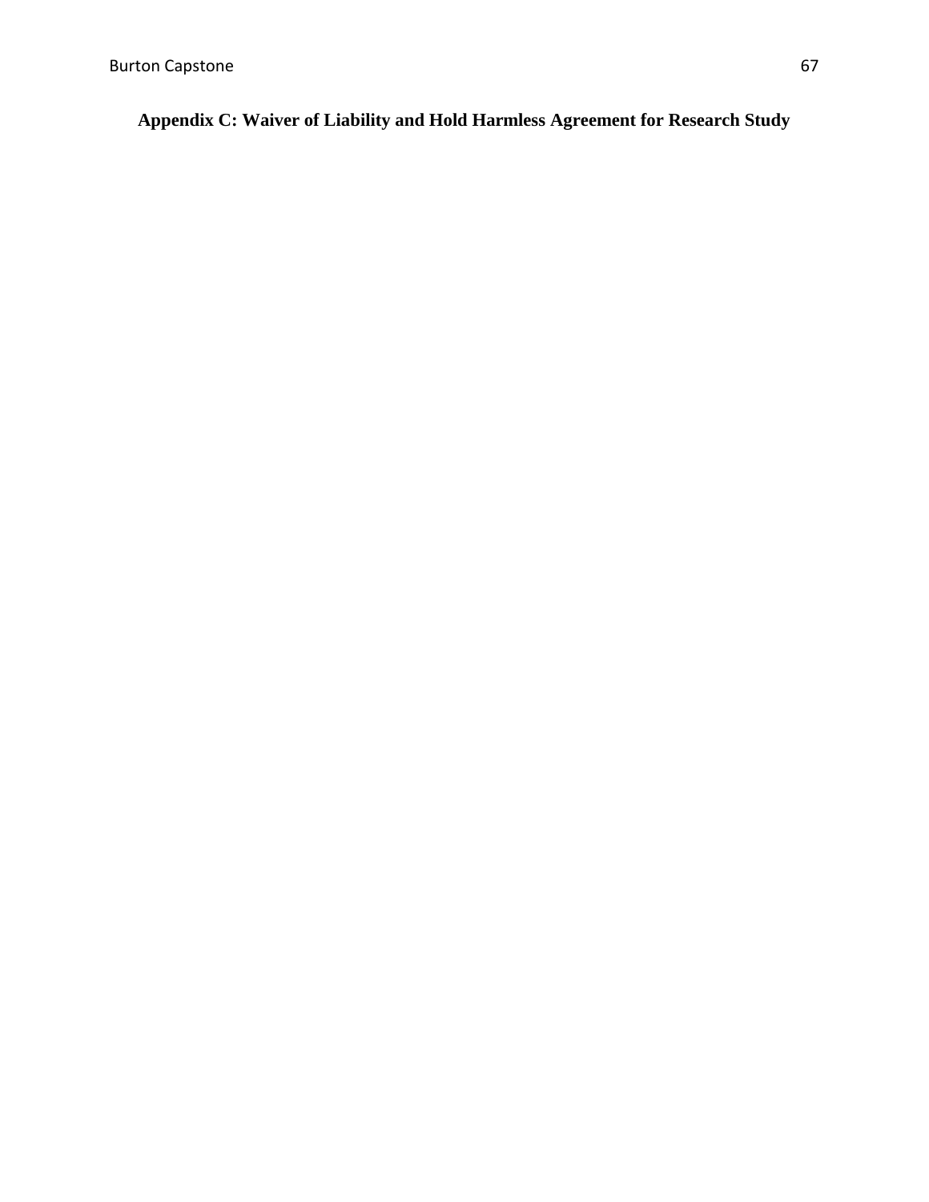# Appendix C: Waiver of Liability and Hold Harmless Agreement for Research Study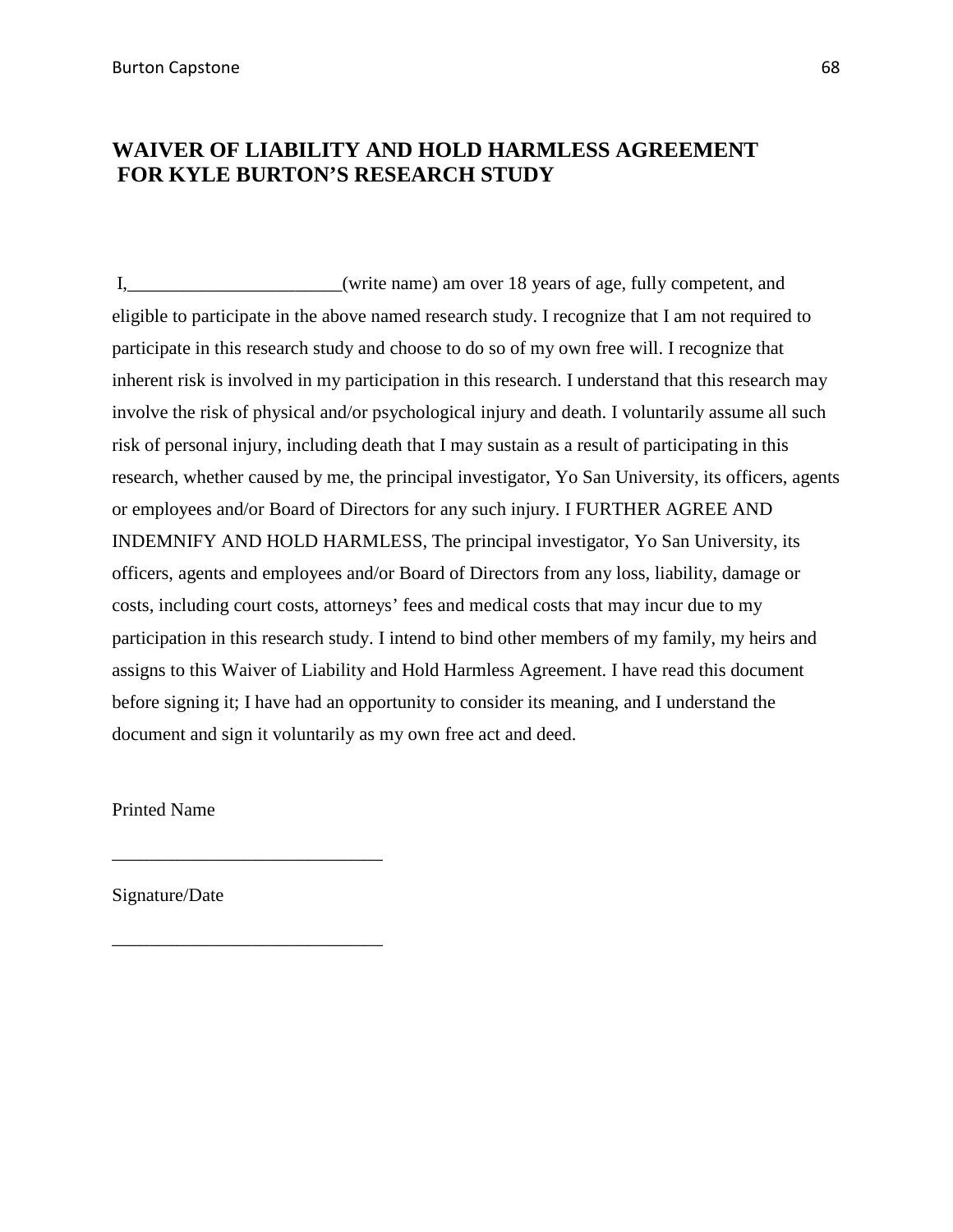# WAIVER OF LIABILITY AND HOLD HARMLESS AGREEMENT FOR KYLE BURTON'S RESEARCH STUDY

I,_______________________(write name) am over 18 years of age, fully competent, and eligible to participate in the above named research study. I recognize that I am not required to participate in this research study and choose to do so of my own free will. I recognize that inherent risk is involved in my participation in this research. I understand that this research may involve the risk of physical and/or psychological injury and death. I voluntarily assume all such risk of personal injury, including death that I may sustain as a result of participating in this research, whether caused by me, the principal investigator, Yo San University, its officers, agents or employees and/or Board of Directors for any such injury. I FURTHER AGREE AND INDEMNIFY AND HOLD HARMLESS, The principal investigator, Yo San University, its officers, agents and employees and/or Board of Directors from any loss, liability, damage or costs, including court costs, attorneys' fees and medical costs that may incur due to my participation in this research study. I intend to bind other members of my family, my heirs and assigns to this Waiver of Liability and Hold Harmless Agreement. I have read this document before signing it; I have had an opportunity to consider its meaning, and I understand the document and sign it voluntarily as my own free act and deed.

Printed Name

_____________________________

Signature/Date

_____________________________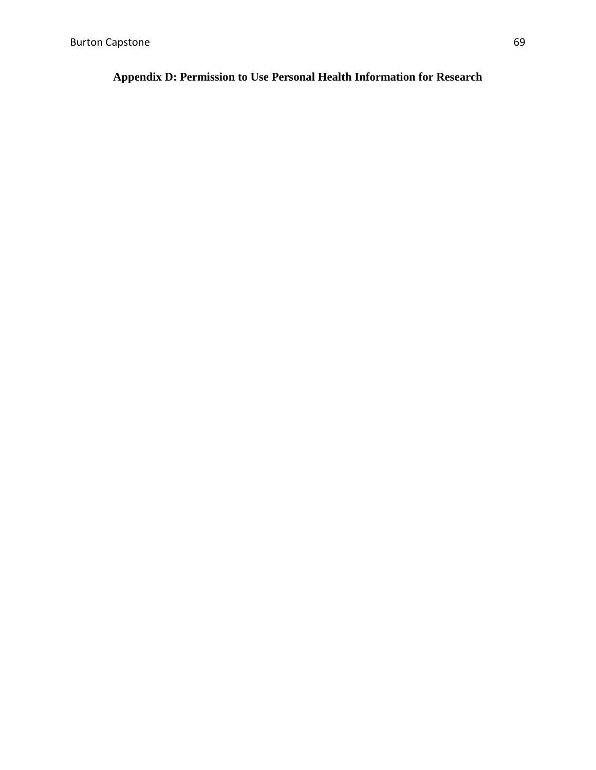## Appendix D: Permission to Use Personal Health Information for Research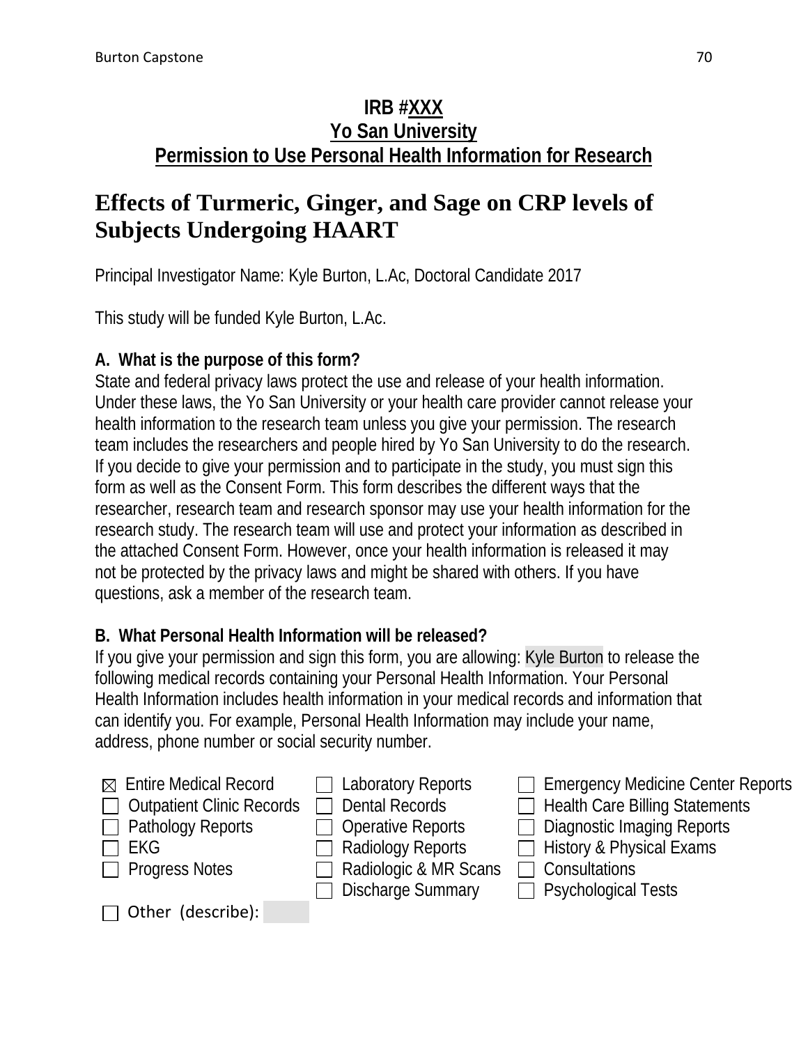**IRB #XXX**
**Yo San University**
**Permission to Use Personal Health Information for Research**

# Effects of Turmeric, Ginger, and Sage on CRP levels of Subjects Undergoing HAART

Principal Investigator Name: Kyle Burton, L.Ac, Doctoral Candidate 2017

This study will be funded Kyle Burton, L.Ac.

### A. What is the purpose of this form?

State and federal privacy laws protect the use and release of your health information. Under these laws, the Yo San University or your health care provider cannot release your health information to the research team unless you give your permission. The research team includes the researchers and people hired by Yo San University to do the research. If you decide to give your permission and to participate in the study, you must sign this form as well as the Consent Form. This form describes the different ways that the researcher, research team and research sponsor may use your health information for the research study. The research team will use and protect your information as described in the attached Consent Form. However, once your health information is released it may not be protected by the privacy laws and might be shared with others. If you have questions, ask a member of the research team.

### B. What Personal Health Information will be released?

If you give your permission and sign this form, you are allowing: Kyle Burton to release the following medical records containing your Personal Health Information. Your Personal Health Information includes health information in your medical records and information that can identify you. For example, Personal Health Information may include your name, address, phone number or social security number.

- ☒ Entire Medical Record
- ☐ Outpatient Clinic Records
- ☐ Pathology Reports
- ☐ EKG
- ☐ Progress Notes
- ☐ Laboratory Reports
- ☐ Dental Records
- ☐ Operative Reports
- ☐ Radiology Reports
- ☐ Radiologic & MR Scans
- ☐ Discharge Summary
- ☐ Emergency Medicine Center Reports
- ☐ Health Care Billing Statements
- ☐ Diagnostic Imaging Reports
- ☐ History & Physical Exams
- ☐ Consultations
- ☐ Psychological Tests
- ☐ Other (describe):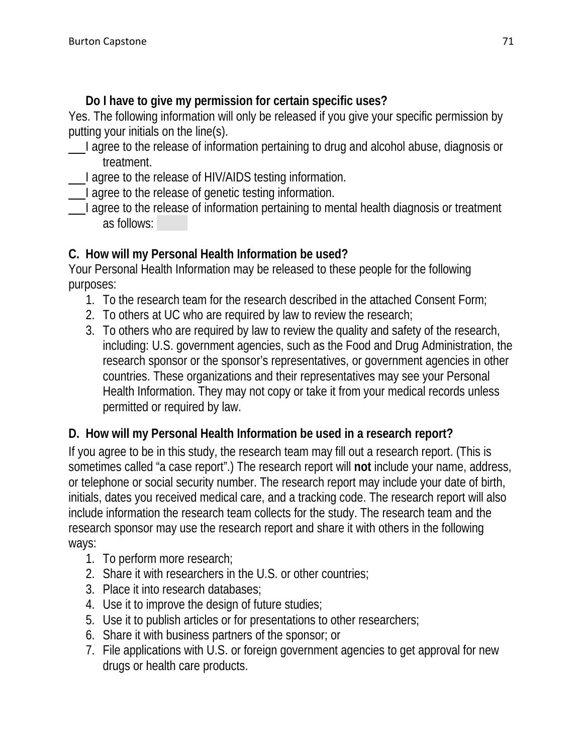**Do I have to give my permission for certain specific uses?**

Yes. The following information will only be released if you give your specific permission by putting your initials on the line(s).

___I agree to the release of information pertaining to drug and alcohol abuse, diagnosis or treatment.

___I agree to the release of HIV/AIDS testing information.

___I agree to the release of genetic testing information.

___I agree to the release of information pertaining to mental health diagnosis or treatment as follows:

**C. How will my Personal Health Information be used?**

Your Personal Health Information may be released to these people for the following purposes:

1. To the research team for the research described in the attached Consent Form;
2. To others at UC who are required by law to review the research;
3. To others who are required by law to review the quality and safety of the research, including: U.S. government agencies, such as the Food and Drug Administration, the research sponsor or the sponsor's representatives, or government agencies in other countries. These organizations and their representatives may see your Personal Health Information. They may not copy or take it from your medical records unless permitted or required by law.

**D. How will my Personal Health Information be used in a research report?**

If you agree to be in this study, the research team may fill out a research report. (This is sometimes called "a case report".) The research report will **not** include your name, address, or telephone or social security number. The research report may include your date of birth, initials, dates you received medical care, and a tracking code. The research report will also include information the research team collects for the study. The research team and the research sponsor may use the research report and share it with others in the following ways:

1. To perform more research;
2. Share it with researchers in the U.S. or other countries;
3. Place it into research databases;
4. Use it to improve the design of future studies;
5. Use it to publish articles or for presentations to other researchers;
6. Share it with business partners of the sponsor; or
7. File applications with U.S. or foreign government agencies to get approval for new drugs or health care products.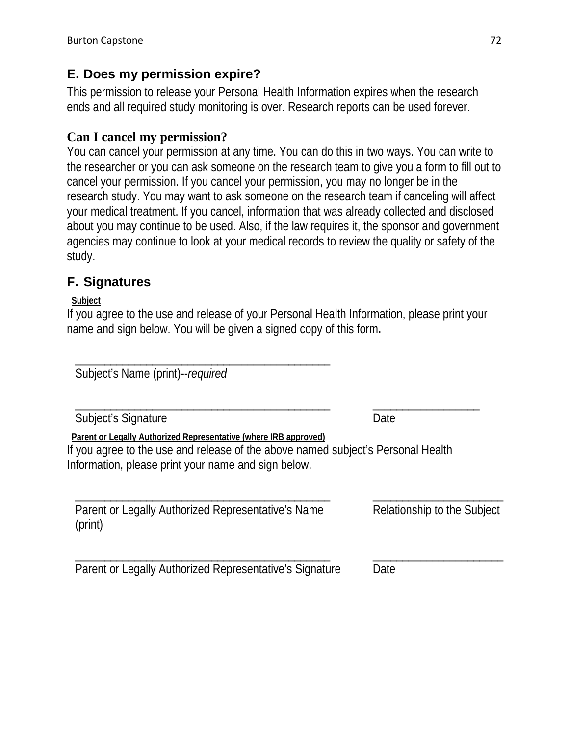## E. Does my permission expire?

This permission to release your Personal Health Information expires when the research ends and all required study monitoring is over. Research reports can be used forever.

### Can I cancel my permission?

You can cancel your permission at any time. You can do this in two ways. You can write to the researcher or you can ask someone on the research team to give you a form to fill out to cancel your permission. If you cancel your permission, you may no longer be in the research study. You may want to ask someone on the research team if canceling will affect your medical treatment. If you cancel, information that was already collected and disclosed about you may continue to be used. Also, if the law requires it, the sponsor and government agencies may continue to look at your medical records to review the quality or safety of the study.

## F. Signatures

**Subject**

If you agree to the use and release of your Personal Health Information, please print your name and sign below. You will be given a signed copy of this form**.**

\_\_\_\_\_\_\_\_\_\_\_\_\_\_\_\_\_\_\_\_\_\_\_\_\_\_\_\_\_\_\_\_\_\_\_\_\_\_\_\_\_\_
Subject's Name (print)--*required*

\_\_\_\_\_\_\_\_\_\_\_\_\_\_\_\_\_\_\_\_\_\_\_\_\_\_\_\_\_\_\_\_\_\_\_\_\_\_\_\_\_\_ \_\_\_\_\_\_\_\_\_\_\_\_\_\_\_\_\_\_
Subject's Signature Date

**Parent or Legally Authorized Representative (where IRB approved)**

If you agree to the use and release of the above named subject's Personal Health Information, please print your name and sign below.

\_\_\_\_\_\_\_\_\_\_\_\_\_\_\_\_\_\_\_\_\_\_\_\_\_\_\_\_\_\_\_\_\_\_\_\_\_\_\_\_\_\_ \_\_\_\_\_\_\_\_\_\_\_\_\_\_\_\_\_\_\_\_\_\_
Parent or Legally Authorized Representative's Name (print) Relationship to the Subject

\_\_\_\_\_\_\_\_\_\_\_\_\_\_\_\_\_\_\_\_\_\_\_\_\_\_\_\_\_\_\_\_\_\_\_\_\_\_\_\_\_\_ \_\_\_\_\_\_\_\_\_\_\_\_\_\_\_\_\_\_\_\_\_\_
Parent or Legally Authorized Representative's Signature Date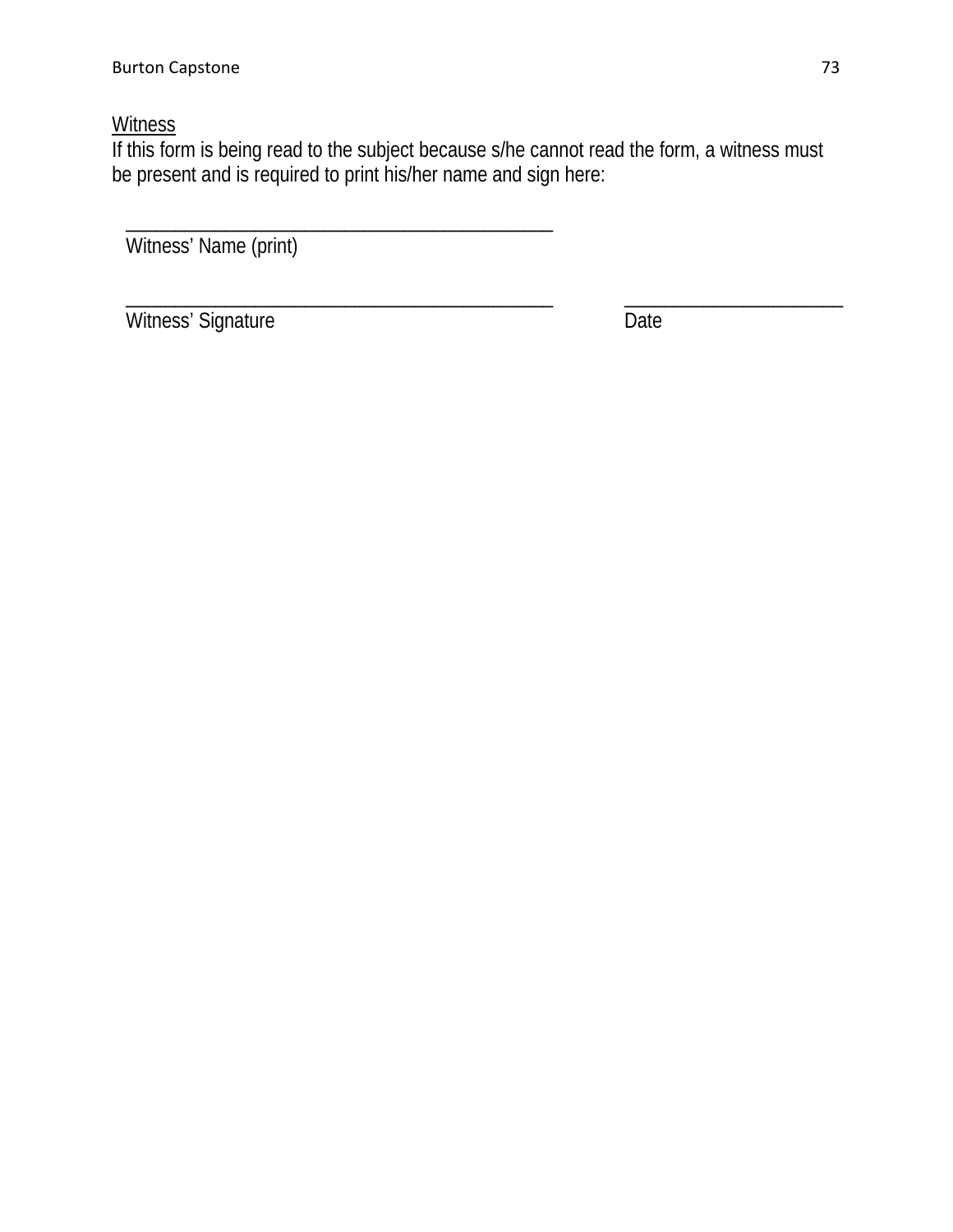Witness

If this form is being read to the subject because s/he cannot read the form, a witness must be present and is required to print his/her name and sign here:

\_\_\_\_\_\_\_\_\_\_\_\_\_\_\_\_\_\_\_\_\_\_\_\_\_\_\_\_\_\_\_\_\_\_\_\_\_\_\_\_\_\_\_\_\_\_\_\_\_\_\_\_
Witness' Name (print)

\_\_\_\_\_\_\_\_\_\_\_\_\_\_\_\_\_\_\_\_\_\_\_\_\_\_\_\_\_\_\_\_\_\_\_\_\_\_\_\_\_\_\_\_\_\_\_\_\_\_\_\_ \_\_\_\_\_\_\_\_\_\_\_\_\_\_\_\_\_\_\_\_\_\_\_\_\_\_\_\_
Witness' Signature Date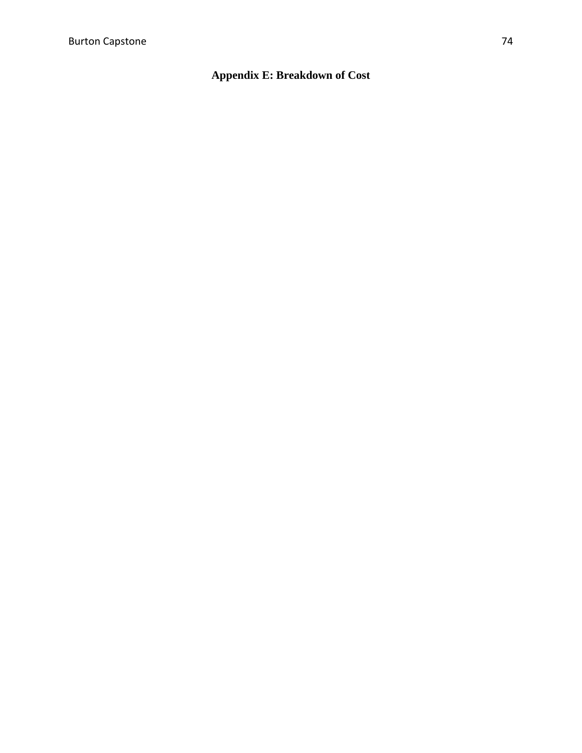## Appendix E: Breakdown of Cost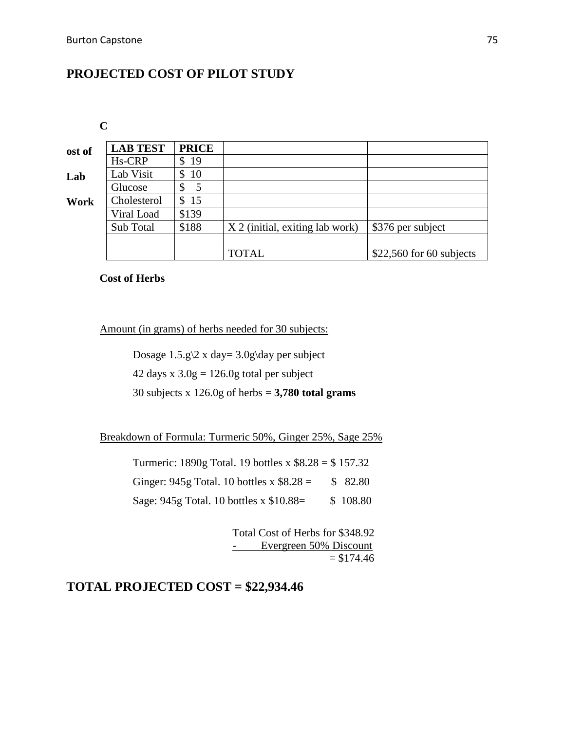## PROJECTED COST OF PILOT STUDY

**Cost of Lab Work**

| LAB TEST | PRICE | | |
|---|---|---|---|
| Hs-CRP | $ 19 | | |
| Lab Visit | $ 10 | | |
| Glucose | $ 5 | | |
| Cholesterol | $ 15 | | |
| Viral Load | $139 | | |
| Sub Total | $188 | X 2 (initial, exiting lab work) | $376 per subject |
| | | | |
| | | TOTAL | $22,560 for 60 subjects |

**Cost of Herbs**

Amount (in grams) of herbs needed for 30 subjects:

Dosage 1.5.g\2 x day= 3.0g\day per subject

42 days x 3.0g = 126.0g total per subject

30 subjects x 126.0g of herbs = **3,780 total grams**

Breakdown of Formula: Turmeric 50%, Ginger 25%, Sage 25%

Turmeric: 1890g Total. 19 bottles x $8.28 = $ 157.32

Ginger: 945g Total. 10 bottles x $8.28 = $ 82.80

Sage: 945g Total. 10 bottles x $10.88= $ 108.80

Total Cost of Herbs for $348.92
- Evergreen 50% Discount
= $174.46

## TOTAL PROJECTED COST = $22,934.46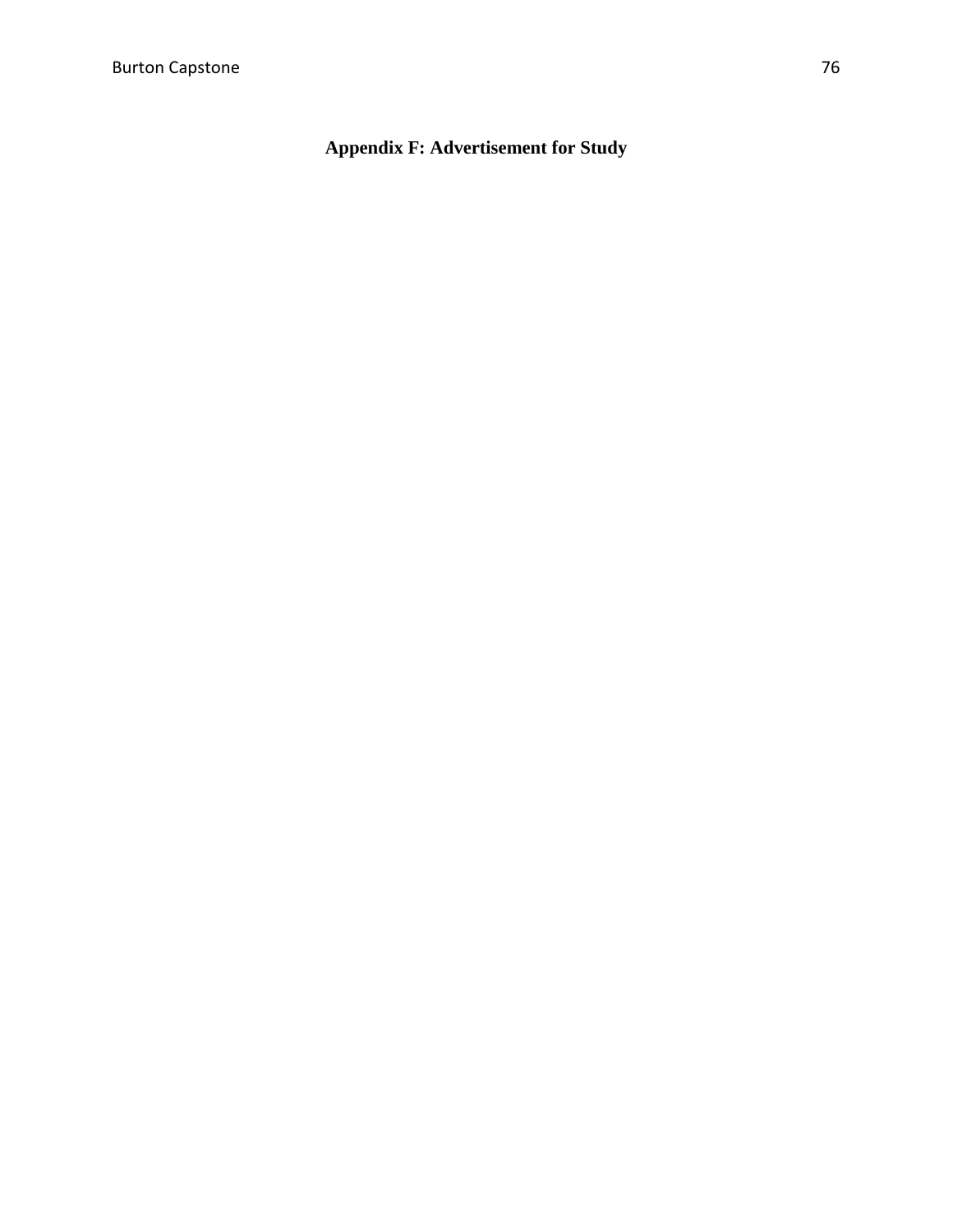# Appendix F: Advertisement for Study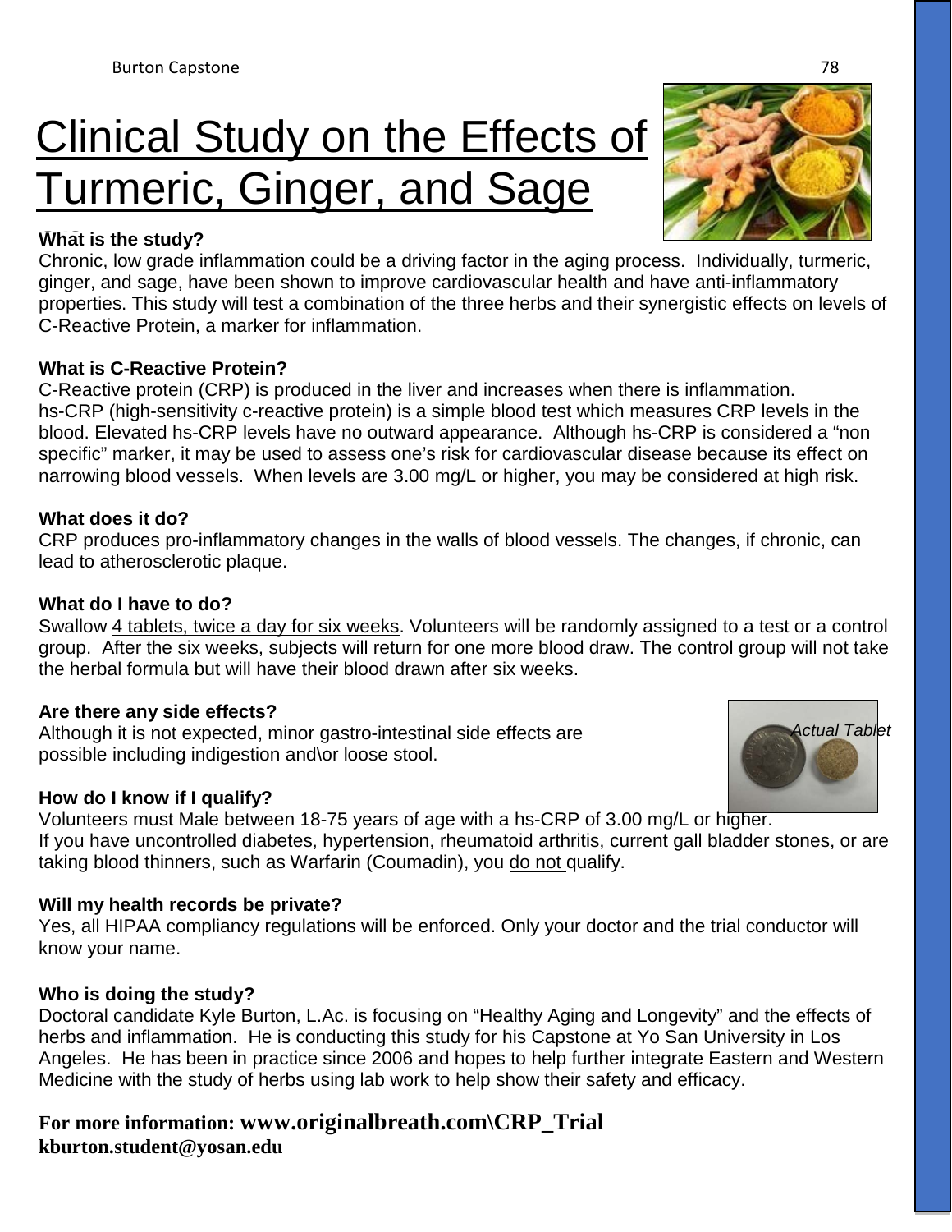# Clinical Study on the Effects of Turmeric, Ginger, and Sage

**What is the study?**

Chronic, low grade inflammation could be a driving factor in the aging process. Individually, turmeric, ginger, and sage, have been shown to improve cardiovascular health and have anti-inflammatory properties. This study will test a combination of the three herbs and their synergistic effects on levels of C-Reactive Protein, a marker for inflammation.

**What is C-Reactive Protein?**

C-Reactive protein (CRP) is produced in the liver and increases when there is inflammation. hs-CRP (high-sensitivity c-reactive protein) is a simple blood test which measures CRP levels in the blood. Elevated hs-CRP levels have no outward appearance. Although hs-CRP is considered a "non specific" marker, it may be used to assess one's risk for cardiovascular disease because its effect on narrowing blood vessels. When levels are 3.00 mg/L or higher, you may be considered at high risk.

**What does it do?**

CRP produces pro-inflammatory changes in the walls of blood vessels. The changes, if chronic, can lead to atherosclerotic plaque.

**What do I have to do?**

Swallow 4 tablets, twice a day for six weeks. Volunteers will be randomly assigned to a test or a control group. After the six weeks, subjects will return for one more blood draw. The control group will not take the herbal formula but will have their blood drawn after six weeks.

**Are there any side effects?**

Although it is not expected, minor gastro-intestinal side effects are possible including indigestion and\or loose stool.

*Actual Tablet*

**How do I know if I qualify?**

Volunteers must Male between 18-75 years of age with a hs-CRP of 3.00 mg/L or higher.
If you have uncontrolled diabetes, hypertension, rheumatoid arthritis, current gall bladder stones, or are taking blood thinners, such as Warfarin (Coumadin), you do not qualify.

**Will my health records be private?**

Yes, all HIPAA compliancy regulations will be enforced. Only your doctor and the trial conductor will know your name.

**Who is doing the study?**

Doctoral candidate Kyle Burton, L.Ac. is focusing on "Healthy Aging and Longevity" and the effects of herbs and inflammation. He is conducting this study for his Capstone at Yo San University in Los Angeles. He has been in practice since 2006 and hopes to help further integrate Eastern and Western Medicine with the study of herbs using lab work to help show their safety and efficacy.

**For more information: www.originalbreath.com\CRP_Trial**
**kburton.student@yosan.edu**